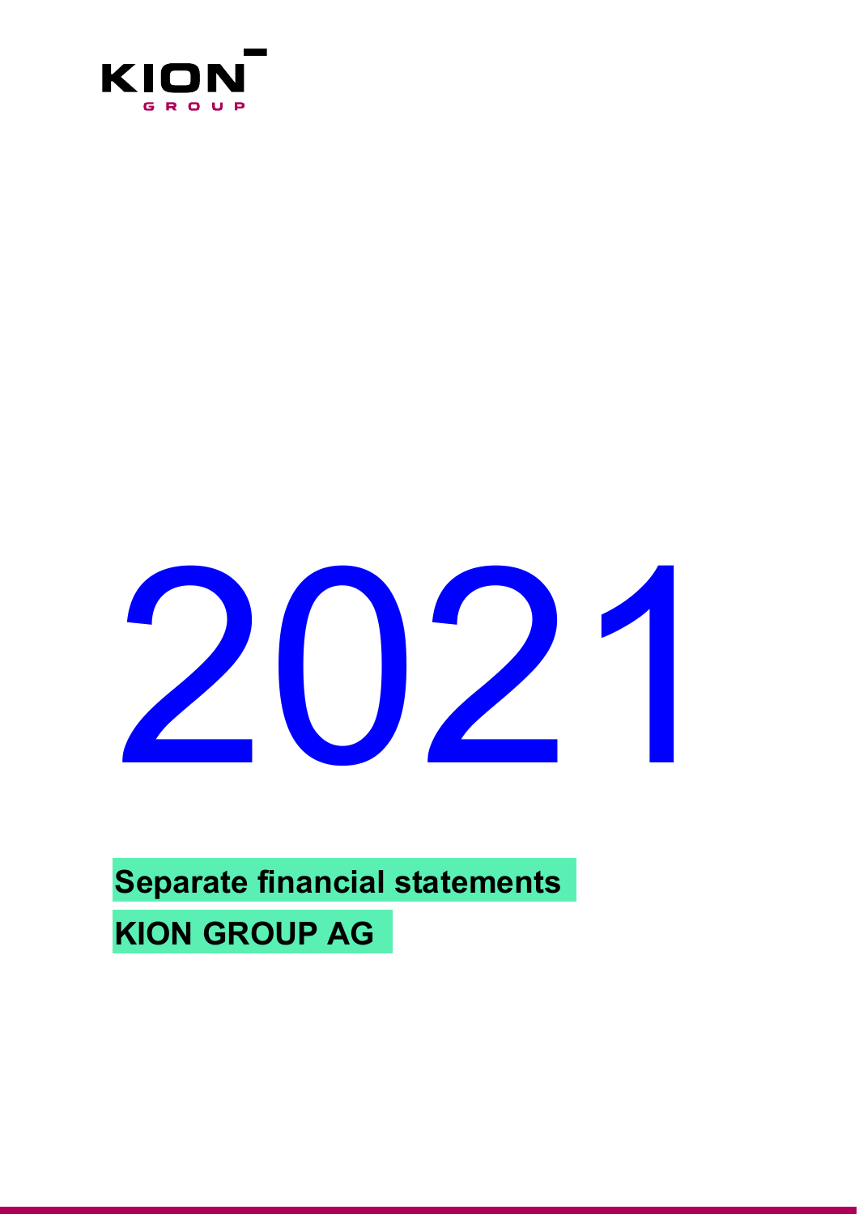KION GROUP

# 2021

**Separate financial statements**

**KION GROUP AG**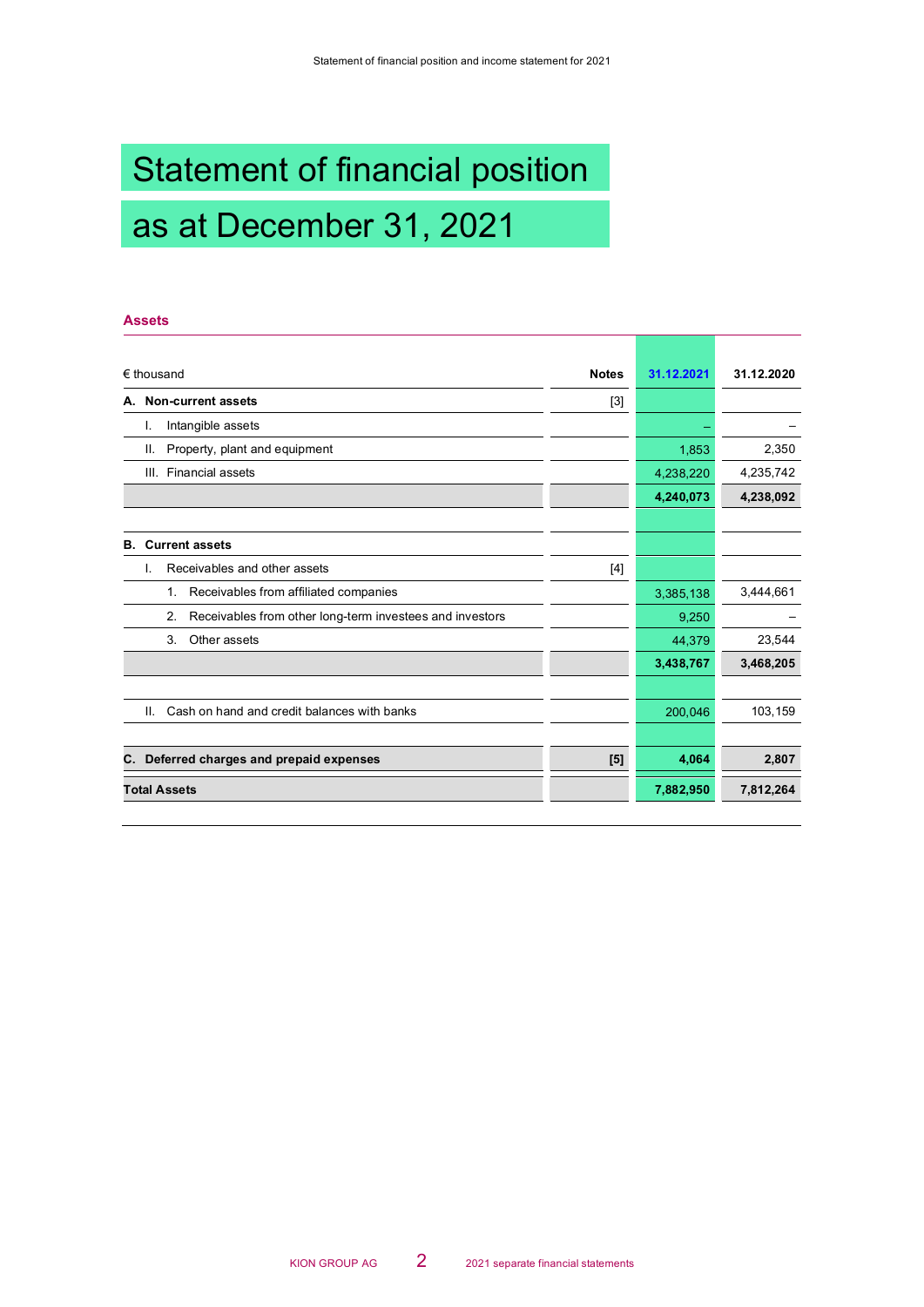# Statement of financial position as at December 31, 2021

## Assets

| € thousand | Notes | 31.12.2021 | 31.12.2020 |
|---|---|---|---|
| **A. Non-current assets** | [3] | | |
| I. Intangible assets | | – | – |
| II. Property, plant and equipment | | 1,853 | 2,350 |
| III. Financial assets | | 4,238,220 | 4,235,742 |
| | | **4,240,073** | **4,238,092** |
| | | | |
| **B. Current assets** | | | |
| I. Receivables and other assets | [4] | | |
| 1. Receivables from affiliated companies | | 3,385,138 | 3,444,661 |
| 2. Receivables from other long-term investees and investors | | 9,250 | – |
| 3. Other assets | | 44,379 | 23,544 |
| | | **3,438,767** | **3,468,205** |
| | | | |
| II. Cash on hand and credit balances with banks | | 200,046 | 103,159 |
| | | | |
| **C. Deferred charges and prepaid expenses** | **[5]** | **4,064** | **2,807** |
| **Total Assets** | | **7,882,950** | **7,812,264** |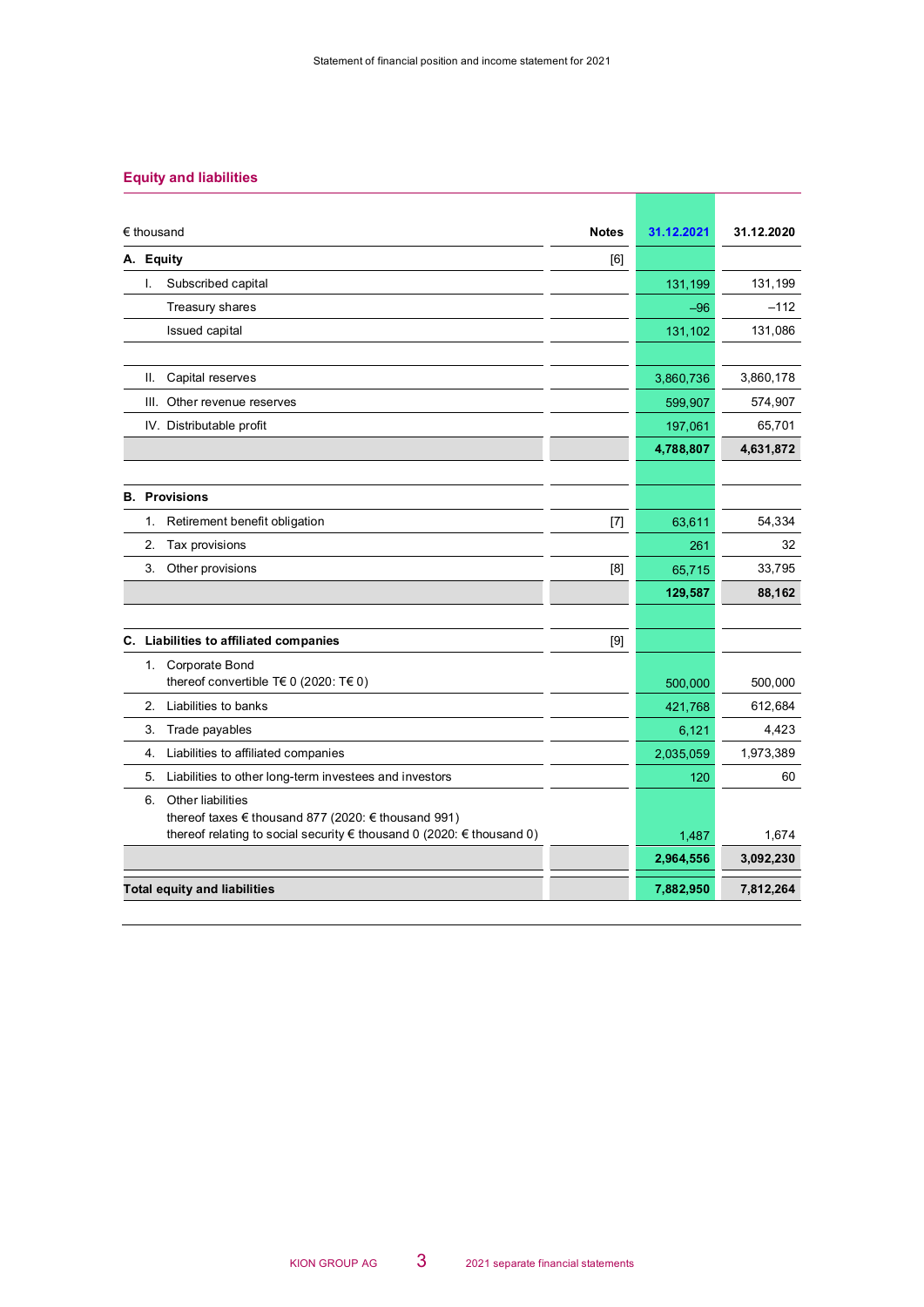Statement of financial position and income statement for 2021

## Equity and liabilities

| € thousand | Notes | 31.12.2021 | 31.12.2020 |
|---|---|---|---|
| **A. Equity** | [6] | | |
| I. Subscribed capital | | 131,199 | 131,199 |
| Treasury shares | | –96 | –112 |
| Issued capital | | 131,102 | 131,086 |
| | | | |
| II. Capital reserves | | 3,860,736 | 3,860,178 |
| III. Other revenue reserves | | 599,907 | 574,907 |
| IV. Distributable profit | | 197,061 | 65,701 |
| | | **4,788,807** | **4,631,872** |
| | | | |
| **B. Provisions** | | | |
| 1. Retirement benefit obligation | [7] | 63,611 | 54,334 |
| 2. Tax provisions | | 261 | 32 |
| 3. Other provisions | [8] | 65,715 | 33,795 |
| | | **129,587** | **88,162** |
| | | | |
| **C. Liabilities to affiliated companies** | [9] | | |
| 1. Corporate Bond thereof convertible T€ 0 (2020: T€ 0) | | 500,000 | 500,000 |
| 2. Liabilities to banks | | 421,768 | 612,684 |
| 3. Trade payables | | 6,121 | 4,423 |
| 4. Liabilities to affiliated companies | | 2,035,059 | 1,973,389 |
| 5. Liabilities to other long-term investees and investors | | 120 | 60 |
| 6. Other liabilities thereof taxes € thousand 877 (2020: € thousand 991) thereof relating to social security € thousand 0 (2020: € thousand 0) | | 1,487 | 1,674 |
| | | **2,964,556** | **3,092,230** |
| **Total equity and liabilities** | | **7,882,950** | **7,812,264** |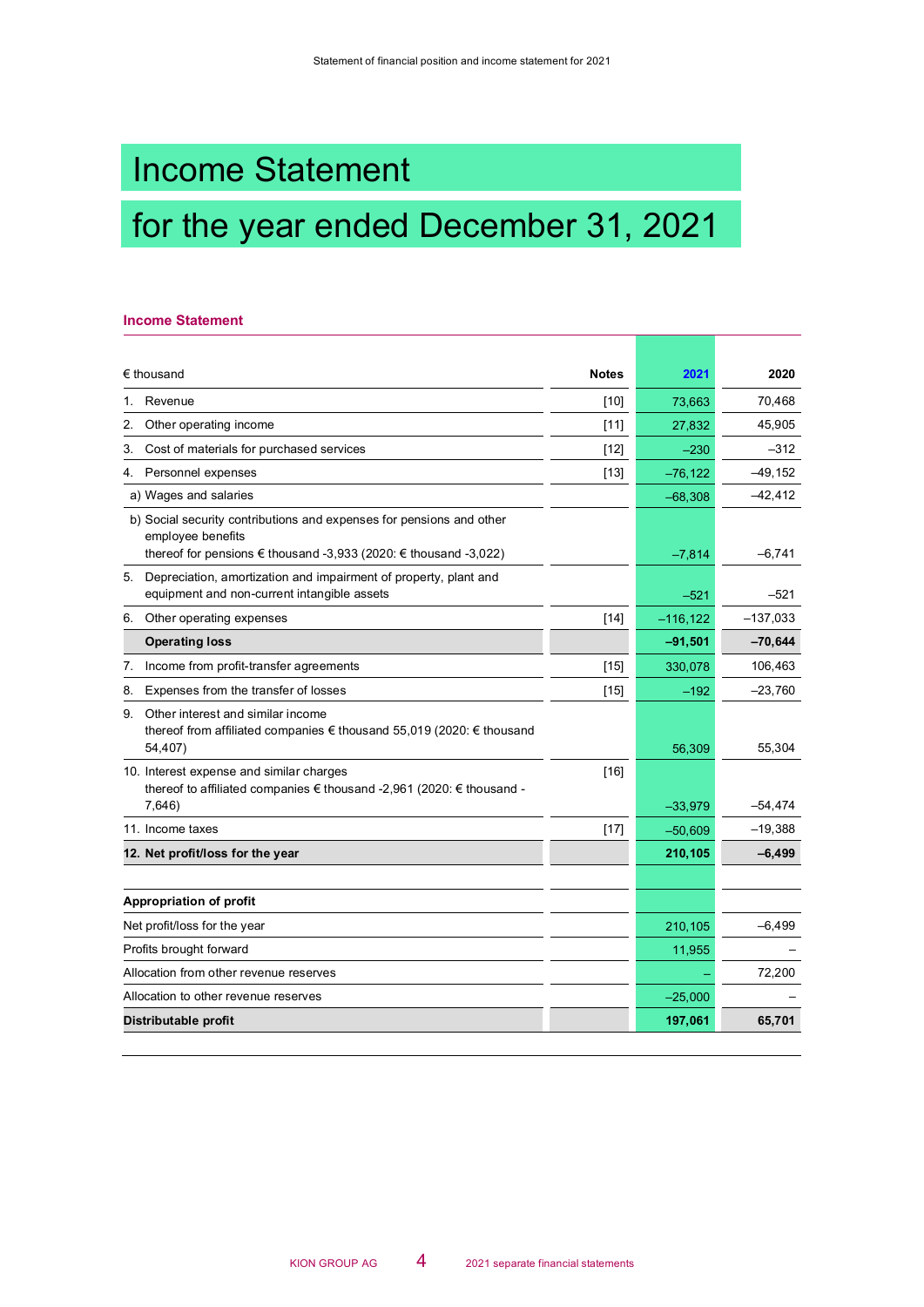# Income Statement

# for the year ended December 31, 2021

## Income Statement

| € thousand | Notes | 2021 | 2020 |
|---|---|---|---|
| 1. Revenue | [10] | 73,663 | 70,468 |
| 2. Other operating income | [11] | 27,832 | 45,905 |
| 3. Cost of materials for purchased services | [12] | –230 | –312 |
| 4. Personnel expenses | [13] | –76,122 | –49,152 |
| a) Wages and salaries | | –68,308 | –42,412 |
| b) Social security contributions and expenses for pensions and other employee benefits thereof for pensions € thousand -3,933 (2020: € thousand -3,022) | | –7,814 | –6,741 |
| 5. Depreciation, amortization and impairment of property, plant and equipment and non-current intangible assets | | –521 | –521 |
| 6. Other operating expenses | [14] | –116,122 | –137,033 |
| **Operating loss** | | **–91,501** | **–70,644** |
| 7. Income from profit-transfer agreements | [15] | 330,078 | 106,463 |
| 8. Expenses from the transfer of losses | [15] | –192 | –23,760 |
| 9. Other interest and similar income thereof from affiliated companies € thousand 55,019 (2020: € thousand 54,407) | | 56,309 | 55,304 |
| 10. Interest expense and similar charges thereof to affiliated companies € thousand -2,961 (2020: € thousand -7,646) | [16] | –33,979 | –54,474 |
| 11. Income taxes | [17] | –50,609 | –19,388 |
| **12. Net profit/loss for the year** | | **210,105** | **–6,499** |
| | | | |
| **Appropriation of profit** | | | |
| Net profit/loss for the year | | 210,105 | –6,499 |
| Profits brought forward | | 11,955 | – |
| Allocation from other revenue reserves | | – | 72,200 |
| Allocation to other revenue reserves | | –25,000 | – |
| **Distributable profit** | | **197,061** | **65,701** |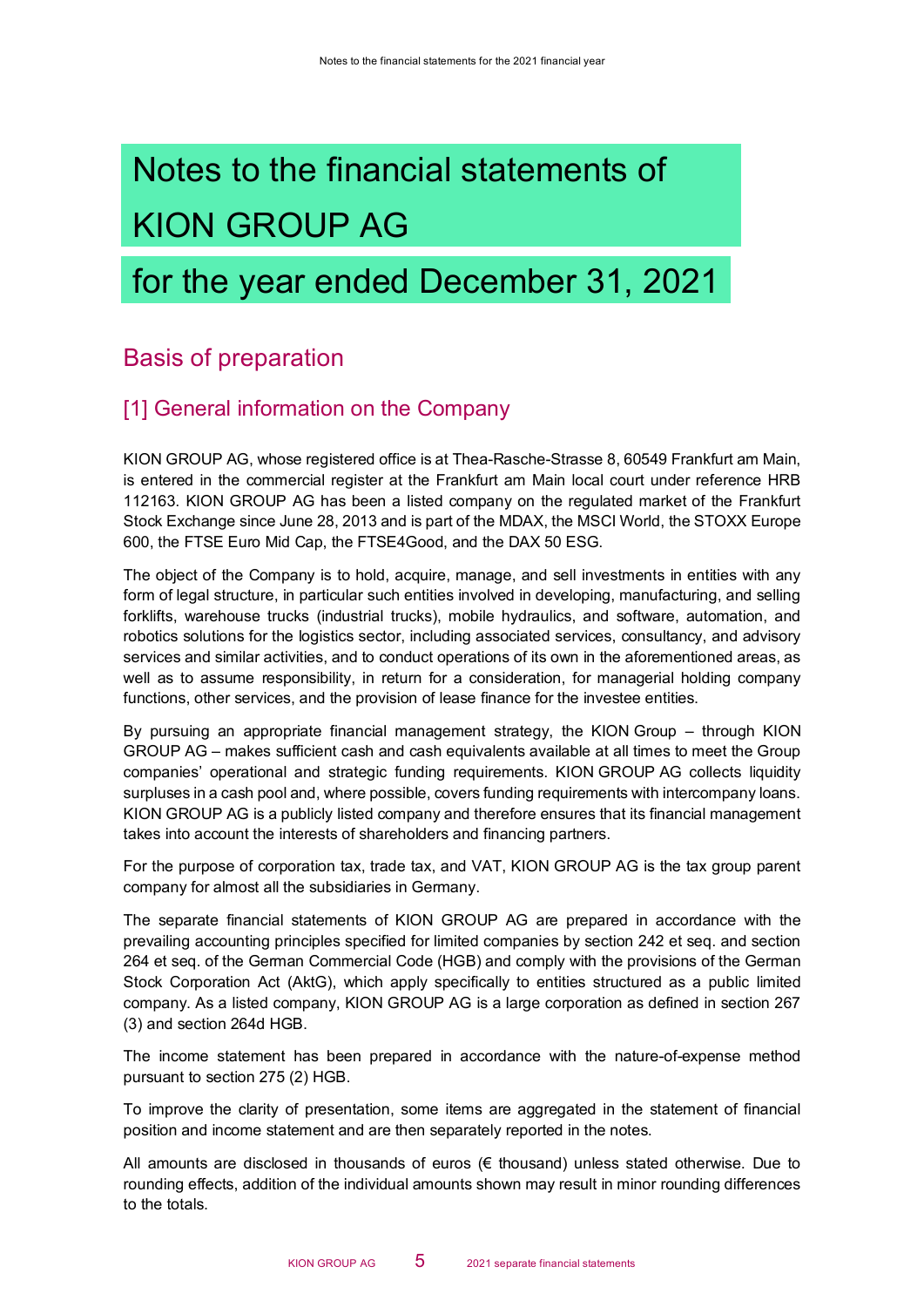# Notes to the financial statements of KION GROUP AG for the year ended December 31, 2021

## Basis of preparation

### [1] General information on the Company

KION GROUP AG, whose registered office is at Thea-Rasche-Strasse 8, 60549 Frankfurt am Main, is entered in the commercial register at the Frankfurt am Main local court under reference HRB 112163. KION GROUP AG has been a listed company on the regulated market of the Frankfurt Stock Exchange since June 28, 2013 and is part of the MDAX, the MSCI World, the STOXX Europe 600, the FTSE Euro Mid Cap, the FTSE4Good, and the DAX 50 ESG.

The object of the Company is to hold, acquire, manage, and sell investments in entities with any form of legal structure, in particular such entities involved in developing, manufacturing, and selling forklifts, warehouse trucks (industrial trucks), mobile hydraulics, and software, automation, and robotics solutions for the logistics sector, including associated services, consultancy, and advisory services and similar activities, and to conduct operations of its own in the aforementioned areas, as well as to assume responsibility, in return for a consideration, for managerial holding company functions, other services, and the provision of lease finance for the investee entities.

By pursuing an appropriate financial management strategy, the KION Group – through KION GROUP AG – makes sufficient cash and cash equivalents available at all times to meet the Group companies' operational and strategic funding requirements. KION GROUP AG collects liquidity surpluses in a cash pool and, where possible, covers funding requirements with intercompany loans. KION GROUP AG is a publicly listed company and therefore ensures that its financial management takes into account the interests of shareholders and financing partners.

For the purpose of corporation tax, trade tax, and VAT, KION GROUP AG is the tax group parent company for almost all the subsidiaries in Germany.

The separate financial statements of KION GROUP AG are prepared in accordance with the prevailing accounting principles specified for limited companies by section 242 et seq. and section 264 et seq. of the German Commercial Code (HGB) and comply with the provisions of the German Stock Corporation Act (AktG), which apply specifically to entities structured as a public limited company. As a listed company, KION GROUP AG is a large corporation as defined in section 267 (3) and section 264d HGB.

The income statement has been prepared in accordance with the nature-of-expense method pursuant to section 275 (2) HGB.

To improve the clarity of presentation, some items are aggregated in the statement of financial position and income statement and are then separately reported in the notes.

All amounts are disclosed in thousands of euros (€ thousand) unless stated otherwise. Due to rounding effects, addition of the individual amounts shown may result in minor rounding differences to the totals.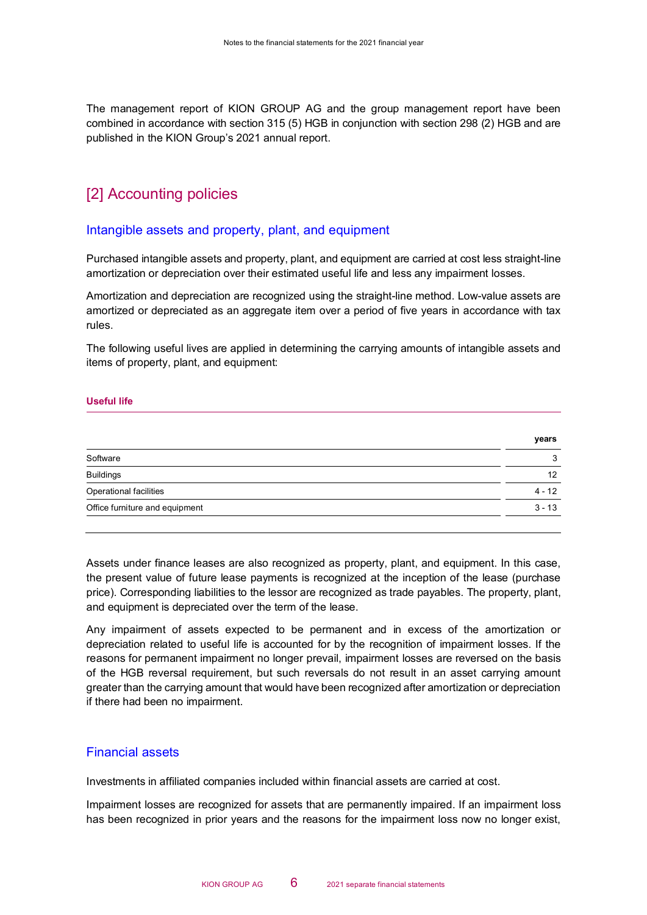The management report of KION GROUP AG and the group management report have been combined in accordance with section 315 (5) HGB in conjunction with section 298 (2) HGB and are published in the KION Group's 2021 annual report.

## [2] Accounting policies

### Intangible assets and property, plant, and equipment

Purchased intangible assets and property, plant, and equipment are carried at cost less straight-line amortization or depreciation over their estimated useful life and less any impairment losses.

Amortization and depreciation are recognized using the straight-line method. Low-value assets are amortized or depreciated as an aggregate item over a period of five years in accordance with tax rules.

The following useful lives are applied in determining the carrying amounts of intangible assets and items of property, plant, and equipment:

**Useful life**

| | years |
|---|---|
| Software | 3 |
| Buildings | 12 |
| Operational facilities | 4 - 12 |
| Office furniture and equipment | 3 - 13 |

Assets under finance leases are also recognized as property, plant, and equipment. In this case, the present value of future lease payments is recognized at the inception of the lease (purchase price). Corresponding liabilities to the lessor are recognized as trade payables. The property, plant, and equipment is depreciated over the term of the lease.

Any impairment of assets expected to be permanent and in excess of the amortization or depreciation related to useful life is accounted for by the recognition of impairment losses. If the reasons for permanent impairment no longer prevail, impairment losses are reversed on the basis of the HGB reversal requirement, but such reversals do not result in an asset carrying amount greater than the carrying amount that would have been recognized after amortization or depreciation if there had been no impairment.

### Financial assets

Investments in affiliated companies included within financial assets are carried at cost.

Impairment losses are recognized for assets that are permanently impaired. If an impairment loss has been recognized in prior years and the reasons for the impairment loss now no longer exist,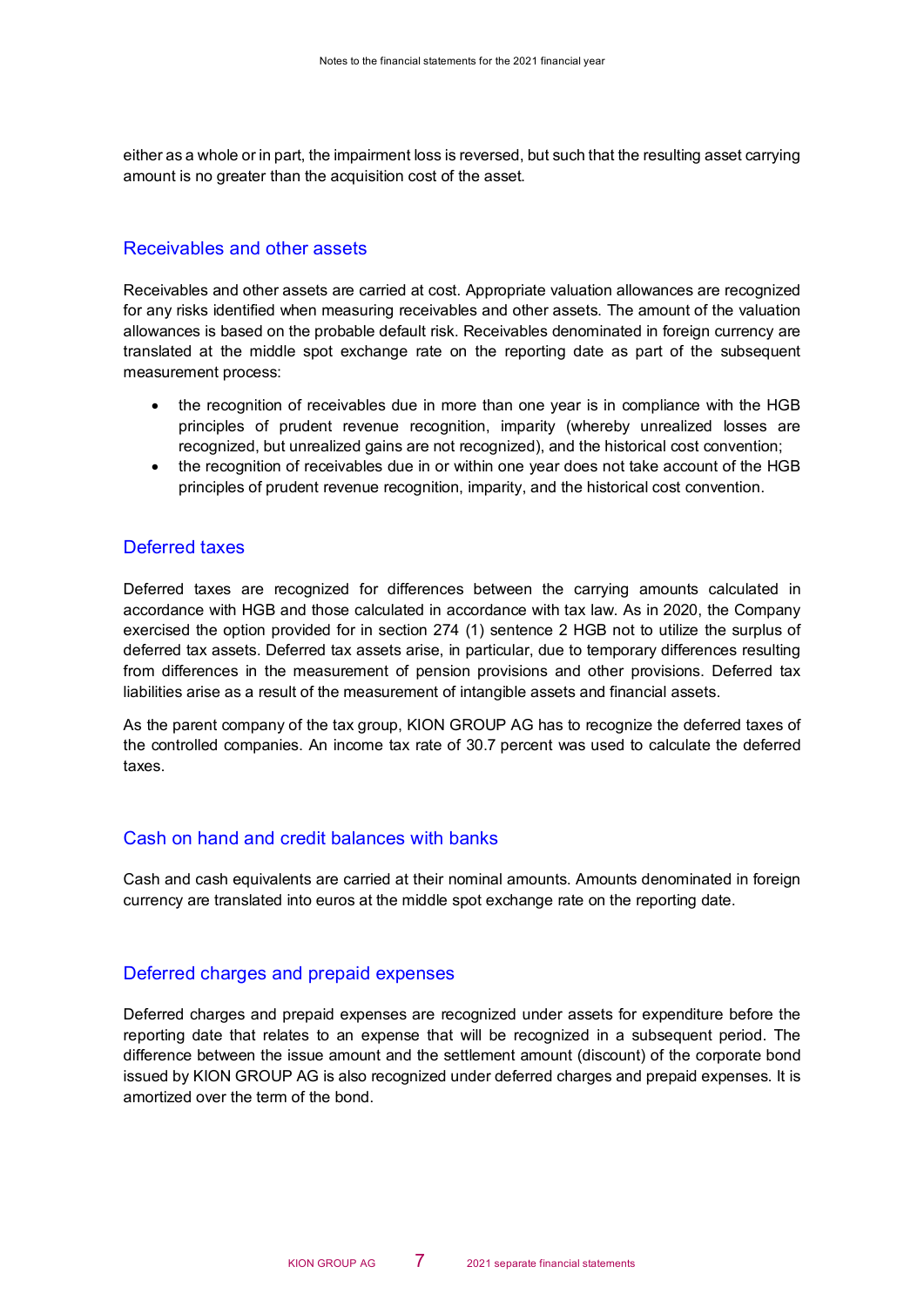either as a whole or in part, the impairment loss is reversed, but such that the resulting asset carrying amount is no greater than the acquisition cost of the asset.

## Receivables and other assets

Receivables and other assets are carried at cost. Appropriate valuation allowances are recognized for any risks identified when measuring receivables and other assets. The amount of the valuation allowances is based on the probable default risk. Receivables denominated in foreign currency are translated at the middle spot exchange rate on the reporting date as part of the subsequent measurement process:

- the recognition of receivables due in more than one year is in compliance with the HGB principles of prudent revenue recognition, imparity (whereby unrealized losses are recognized, but unrealized gains are not recognized), and the historical cost convention;
- the recognition of receivables due in or within one year does not take account of the HGB principles of prudent revenue recognition, imparity, and the historical cost convention.

## Deferred taxes

Deferred taxes are recognized for differences between the carrying amounts calculated in accordance with HGB and those calculated in accordance with tax law. As in 2020, the Company exercised the option provided for in section 274 (1) sentence 2 HGB not to utilize the surplus of deferred tax assets. Deferred tax assets arise, in particular, due to temporary differences resulting from differences in the measurement of pension provisions and other provisions. Deferred tax liabilities arise as a result of the measurement of intangible assets and financial assets.

As the parent company of the tax group, KION GROUP AG has to recognize the deferred taxes of the controlled companies. An income tax rate of 30.7 percent was used to calculate the deferred taxes.

## Cash on hand and credit balances with banks

Cash and cash equivalents are carried at their nominal amounts. Amounts denominated in foreign currency are translated into euros at the middle spot exchange rate on the reporting date.

## Deferred charges and prepaid expenses

Deferred charges and prepaid expenses are recognized under assets for expenditure before the reporting date that relates to an expense that will be recognized in a subsequent period. The difference between the issue amount and the settlement amount (discount) of the corporate bond issued by KION GROUP AG is also recognized under deferred charges and prepaid expenses. It is amortized over the term of the bond.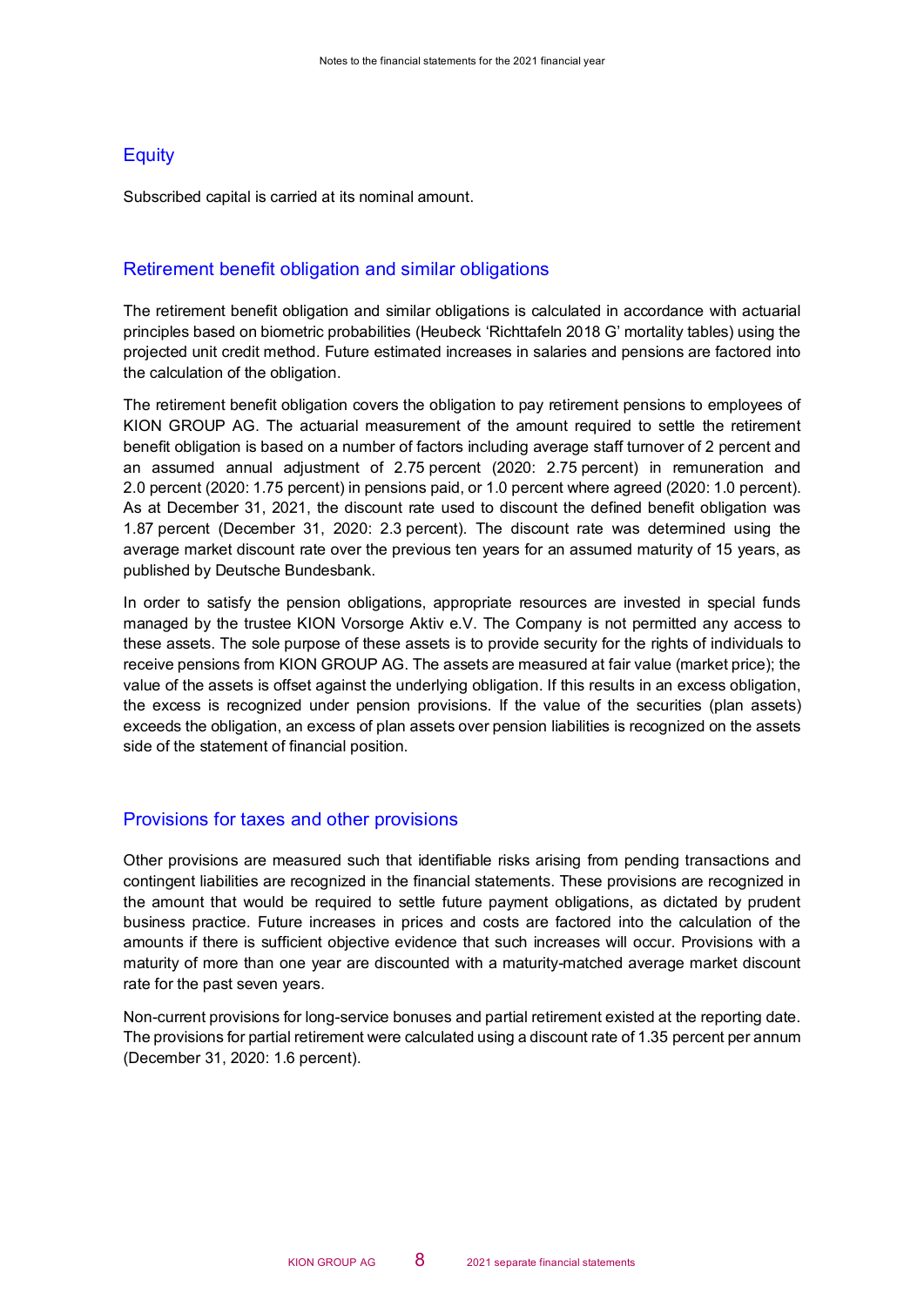## Equity

Subscribed capital is carried at its nominal amount.

## Retirement benefit obligation and similar obligations

The retirement benefit obligation and similar obligations is calculated in accordance with actuarial principles based on biometric probabilities (Heubeck 'Richttafeln 2018 G' mortality tables) using the projected unit credit method. Future estimated increases in salaries and pensions are factored into the calculation of the obligation.

The retirement benefit obligation covers the obligation to pay retirement pensions to employees of KION GROUP AG. The actuarial measurement of the amount required to settle the retirement benefit obligation is based on a number of factors including average staff turnover of 2 percent and an assumed annual adjustment of 2.75 percent (2020: 2.75 percent) in remuneration and 2.0 percent (2020: 1.75 percent) in pensions paid, or 1.0 percent where agreed (2020: 1.0 percent). As at December 31, 2021, the discount rate used to discount the defined benefit obligation was 1.87 percent (December 31, 2020: 2.3 percent). The discount rate was determined using the average market discount rate over the previous ten years for an assumed maturity of 15 years, as published by Deutsche Bundesbank.

In order to satisfy the pension obligations, appropriate resources are invested in special funds managed by the trustee KION Vorsorge Aktiv e.V. The Company is not permitted any access to these assets. The sole purpose of these assets is to provide security for the rights of individuals to receive pensions from KION GROUP AG. The assets are measured at fair value (market price); the value of the assets is offset against the underlying obligation. If this results in an excess obligation, the excess is recognized under pension provisions. If the value of the securities (plan assets) exceeds the obligation, an excess of plan assets over pension liabilities is recognized on the assets side of the statement of financial position.

## Provisions for taxes and other provisions

Other provisions are measured such that identifiable risks arising from pending transactions and contingent liabilities are recognized in the financial statements. These provisions are recognized in the amount that would be required to settle future payment obligations, as dictated by prudent business practice. Future increases in prices and costs are factored into the calculation of the amounts if there is sufficient objective evidence that such increases will occur. Provisions with a maturity of more than one year are discounted with a maturity-matched average market discount rate for the past seven years.

Non-current provisions for long-service bonuses and partial retirement existed at the reporting date. The provisions for partial retirement were calculated using a discount rate of 1.35 percent per annum (December 31, 2020: 1.6 percent).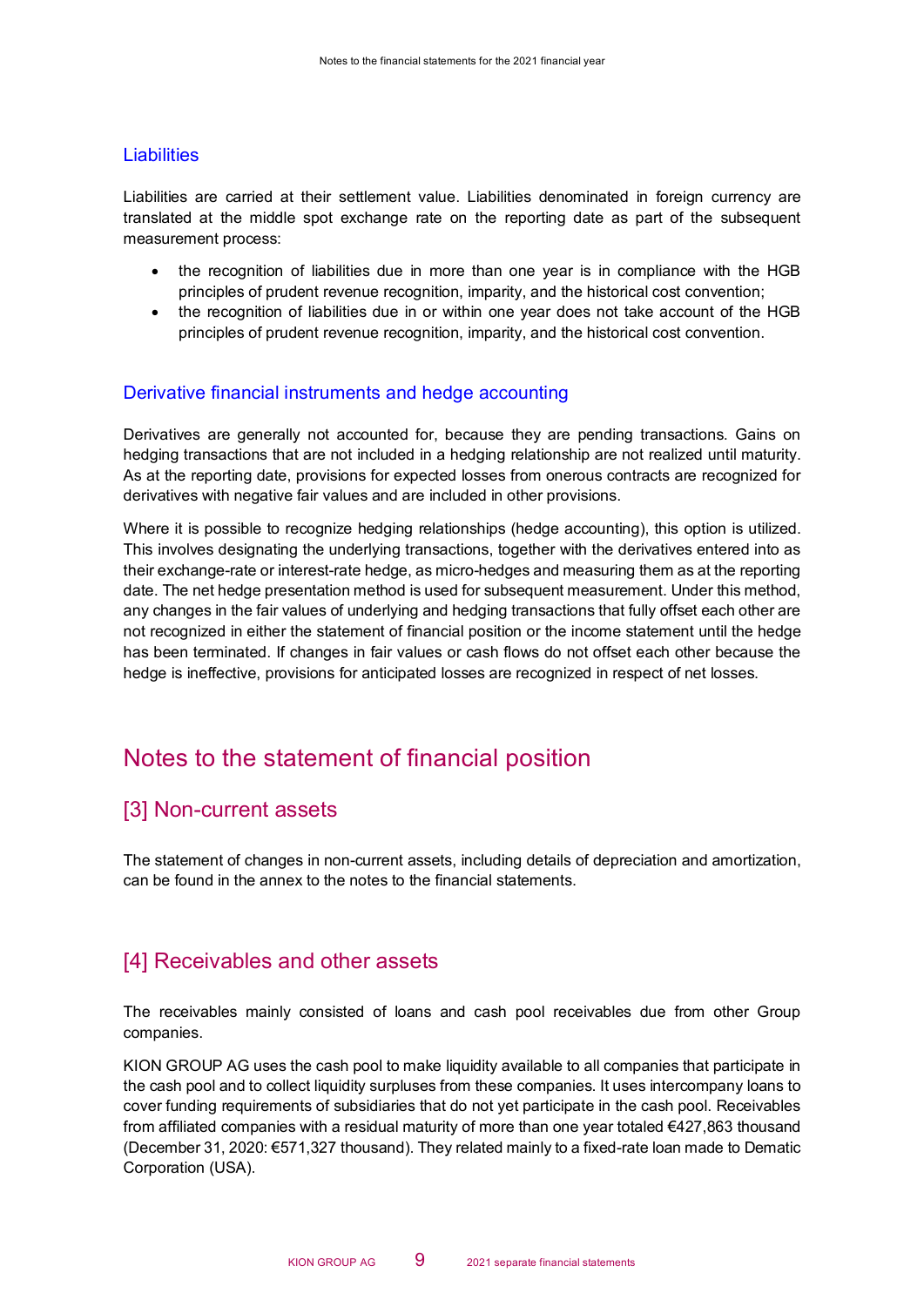### Liabilities

Liabilities are carried at their settlement value. Liabilities denominated in foreign currency are translated at the middle spot exchange rate on the reporting date as part of the subsequent measurement process:

- the recognition of liabilities due in more than one year is in compliance with the HGB principles of prudent revenue recognition, impairity, and the historical cost convention;
- the recognition of liabilities due in or within one year does not take account of the HGB principles of prudent revenue recognition, impairity, and the historical cost convention.

### Derivative financial instruments and hedge accounting

Derivatives are generally not accounted for, because they are pending transactions. Gains on hedging transactions that are not included in a hedging relationship are not realized until maturity. As at the reporting date, provisions for expected losses from onerous contracts are recognized for derivatives with negative fair values and are included in other provisions.

Where it is possible to recognize hedging relationships (hedge accounting), this option is utilized. This involves designating the underlying transactions, together with the derivatives entered into as their exchange-rate or interest-rate hedge, as micro-hedges and measuring them as at the reporting date. The net hedge presentation method is used for subsequent measurement. Under this method, any changes in the fair values of underlying and hedging transactions that fully offset each other are not recognized in either the statement of financial position or the income statement until the hedge has been terminated. If changes in fair values or cash flows do not offset each other because the hedge is ineffective, provisions for anticipated losses are recognized in respect of net losses.

# Notes to the statement of financial position

## [3] Non-current assets

The statement of changes in non-current assets, including details of depreciation and amortization, can be found in the annex to the notes to the financial statements.

## [4] Receivables and other assets

The receivables mainly consisted of loans and cash pool receivables due from other Group companies.

KION GROUP AG uses the cash pool to make liquidity available to all companies that participate in the cash pool and to collect liquidity surpluses from these companies. It uses intercompany loans to cover funding requirements of subsidiaries that do not yet participate in the cash pool. Receivables from affiliated companies with a residual maturity of more than one year totaled €427,863 thousand (December 31, 2020: €571,327 thousand). They related mainly to a fixed-rate loan made to Dematic Corporation (USA).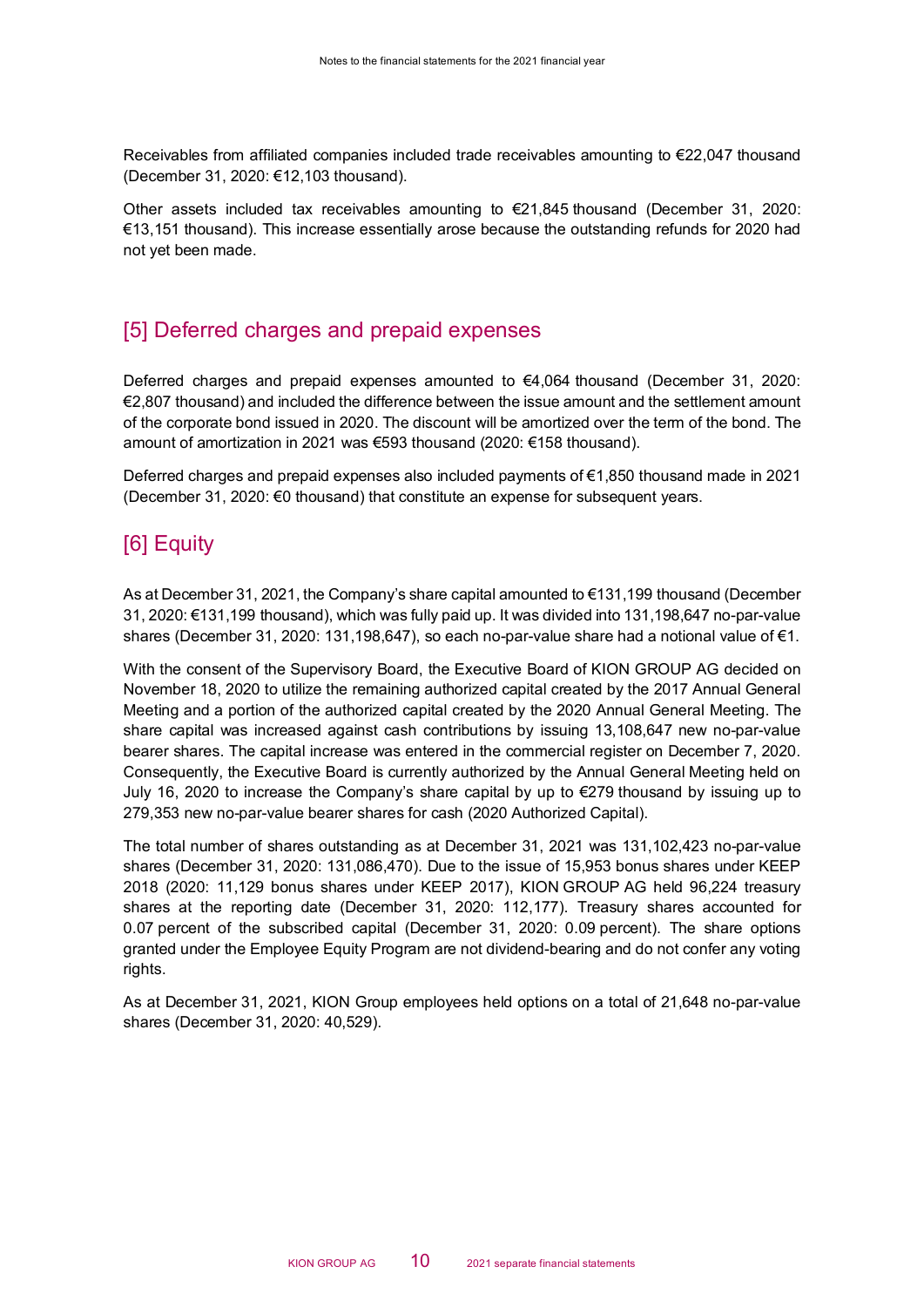Receivables from affiliated companies included trade receivables amounting to €22,047 thousand (December 31, 2020: €12,103 thousand).

Other assets included tax receivables amounting to €21,845 thousand (December 31, 2020: €13,151 thousand). This increase essentially arose because the outstanding refunds for 2020 had not yet been made.

## [5] Deferred charges and prepaid expenses

Deferred charges and prepaid expenses amounted to €4,064 thousand (December 31, 2020: €2,807 thousand) and included the difference between the issue amount and the settlement amount of the corporate bond issued in 2020. The discount will be amortized over the term of the bond. The amount of amortization in 2021 was €593 thousand (2020: €158 thousand).

Deferred charges and prepaid expenses also included payments of €1,850 thousand made in 2021 (December 31, 2020: €0 thousand) that constitute an expense for subsequent years.

## [6] Equity

As at December 31, 2021, the Company's share capital amounted to €131,199 thousand (December 31, 2020: €131,199 thousand), which was fully paid up. It was divided into 131,198,647 no-par-value shares (December 31, 2020: 131,198,647), so each no-par-value share had a notional value of €1.

With the consent of the Supervisory Board, the Executive Board of KION GROUP AG decided on November 18, 2020 to utilize the remaining authorized capital created by the 2017 Annual General Meeting and a portion of the authorized capital created by the 2020 Annual General Meeting. The share capital was increased against cash contributions by issuing 13,108,647 new no-par-value bearer shares. The capital increase was entered in the commercial register on December 7, 2020. Consequently, the Executive Board is currently authorized by the Annual General Meeting held on July 16, 2020 to increase the Company's share capital by up to €279 thousand by issuing up to 279,353 new no-par-value bearer shares for cash (2020 Authorized Capital).

The total number of shares outstanding as at December 31, 2021 was 131,102,423 no-par-value shares (December 31, 2020: 131,086,470). Due to the issue of 15,953 bonus shares under KEEP 2018 (2020: 11,129 bonus shares under KEEP 2017), KION GROUP AG held 96,224 treasury shares at the reporting date (December 31, 2020: 112,177). Treasury shares accounted for 0.07 percent of the subscribed capital (December 31, 2020: 0.09 percent). The share options granted under the Employee Equity Program are not dividend-bearing and do not confer any voting rights.

As at December 31, 2021, KION Group employees held options on a total of 21,648 no-par-value shares (December 31, 2020: 40,529).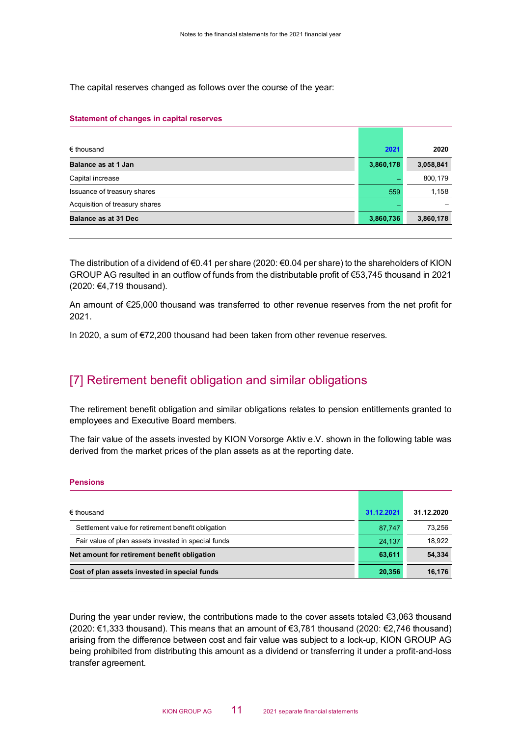The capital reserves changed as follows over the course of the year:

**Statement of changes in capital reserves**

| € thousand | 2021 | 2020 |
|---|---|---|
| **Balance as at 1 Jan** | **3,860,178** | **3,058,841** |
| Capital increase | – | 800,179 |
| Issuance of treasury shares | 559 | 1,158 |
| Acquisition of treasury shares | – | – |
| **Balance as at 31 Dec** | **3,860,736** | **3,860,178** |

The distribution of a dividend of €0.41 per share (2020: €0.04 per share) to the shareholders of KION GROUP AG resulted in an outflow of funds from the distributable profit of €53,745 thousand in 2021 (2020: €4,719 thousand).

An amount of €25,000 thousand was transferred to other revenue reserves from the net profit for 2021.

In 2020, a sum of €72,200 thousand had been taken from other revenue reserves.

## [7] Retirement benefit obligation and similar obligations

The retirement benefit obligation and similar obligations relates to pension entitlements granted to employees and Executive Board members.

The fair value of the assets invested by KION Vorsorge Aktiv e.V. shown in the following table was derived from the market prices of the plan assets as at the reporting date.

**Pensions**

| € thousand | 31.12.2021 | 31.12.2020 |
|---|---|---|
| Settlement value for retirement benefit obligation | 87,747 | 73,256 |
| Fair value of plan assets invested in special funds | 24,137 | 18,922 |
| **Net amount for retirement benefit obligation** | **63,611** | **54,334** |
| **Cost of plan assets invested in special funds** | **20,356** | **16,176** |

During the year under review, the contributions made to the cover assets totaled €3,063 thousand (2020: €1,333 thousand). This means that an amount of €3,781 thousand (2020: €2,746 thousand) arising from the difference between cost and fair value was subject to a lock-up, KION GROUP AG being prohibited from distributing this amount as a dividend or transferring it under a profit-and-loss transfer agreement.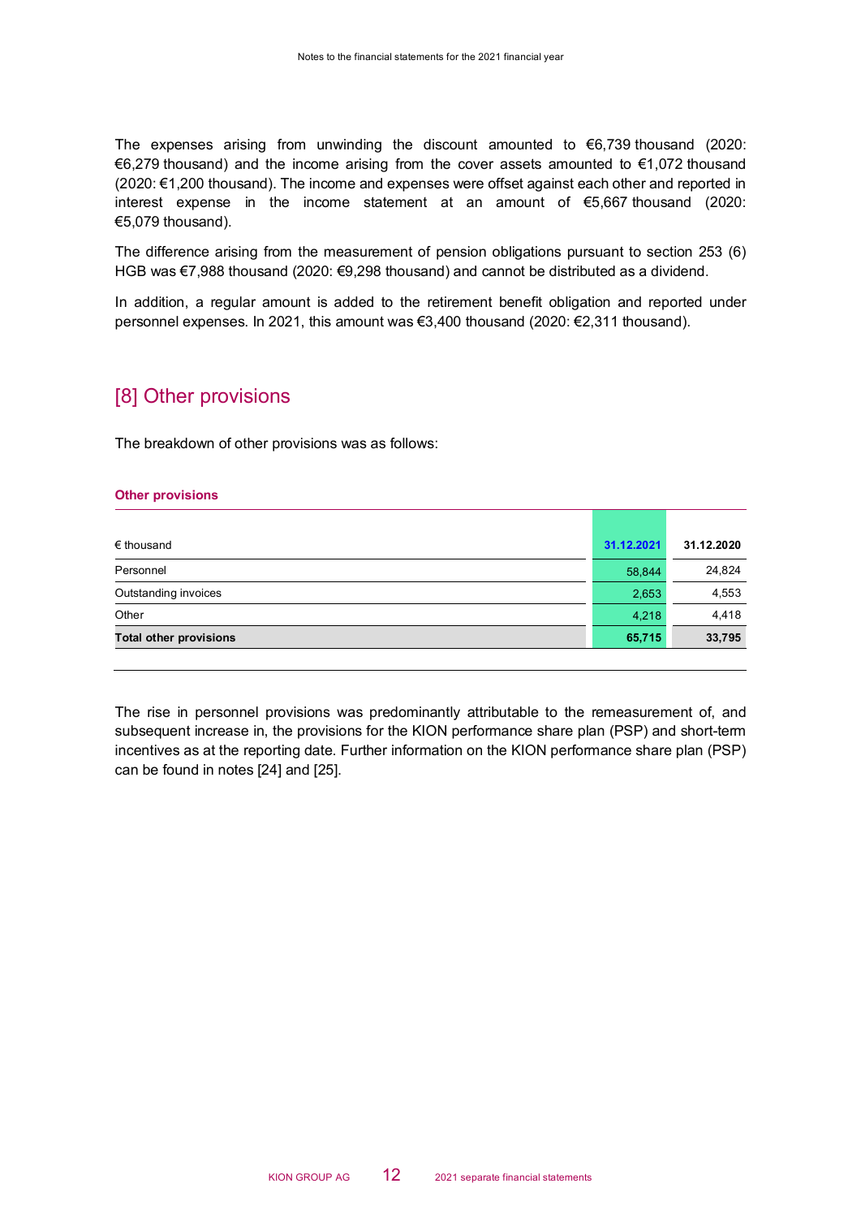The expenses arising from unwinding the discount amounted to €6,739 thousand (2020: €6,279 thousand) and the income arising from the cover assets amounted to €1,072 thousand (2020: €1,200 thousand). The income and expenses were offset against each other and reported in interest expense in the income statement at an amount of €5,667 thousand (2020: €5,079 thousand).

The difference arising from the measurement of pension obligations pursuant to section 253 (6) HGB was €7,988 thousand (2020: €9,298 thousand) and cannot be distributed as a dividend.

In addition, a regular amount is added to the retirement benefit obligation and reported under personnel expenses. In 2021, this amount was €3,400 thousand (2020: €2,311 thousand).

## [8] Other provisions

The breakdown of other provisions was as follows:

**Other provisions**

| € thousand | 31.12.2021 | 31.12.2020 |
|---|---|---|
| Personnel | 58,844 | 24,824 |
| Outstanding invoices | 2,653 | 4,553 |
| Other | 4,218 | 4,418 |
| **Total other provisions** | **65,715** | **33,795** |

The rise in personnel provisions was predominantly attributable to the remeasurement of, and subsequent increase in, the provisions for the KION performance share plan (PSP) and short-term incentives as at the reporting date. Further information on the KION performance share plan (PSP) can be found in notes [24] and [25].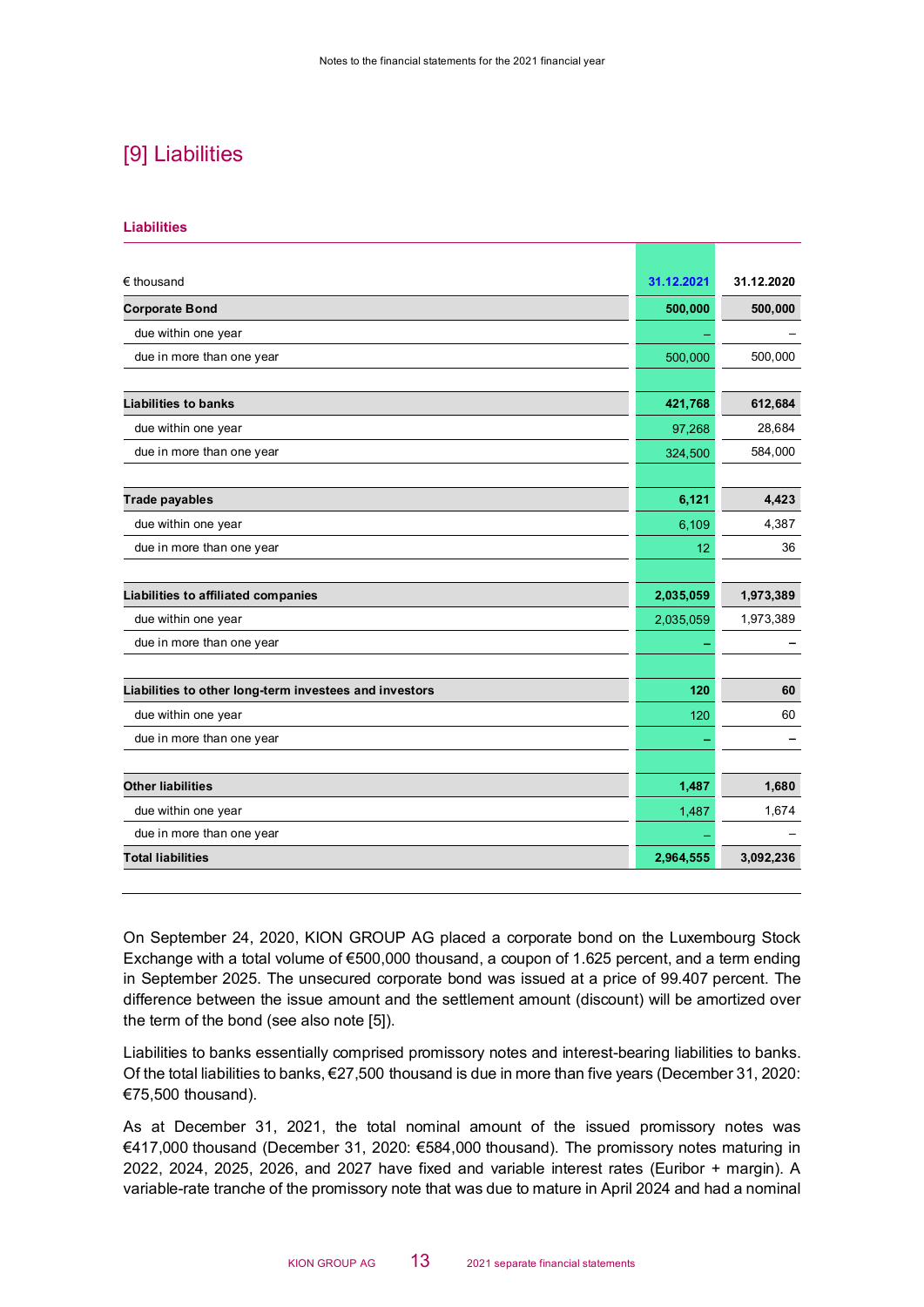## [9] Liabilities

**Liabilities**

| € thousand | 31.12.2021 | 31.12.2020 |
|---|---|---|
| **Corporate Bond** | **500,000** | **500,000** |
| due within one year | – | – |
| due in more than one year | 500,000 | 500,000 |
| | | |
| **Liabilities to banks** | **421,768** | **612,684** |
| due within one year | 97,268 | 28,684 |
| due in more than one year | 324,500 | 584,000 |
| | | |
| **Trade payables** | **6,121** | **4,423** |
| due within one year | 6,109 | 4,387 |
| due in more than one year | 12 | 36 |
| | | |
| **Liabilities to affiliated companies** | **2,035,059** | **1,973,389** |
| due within one year | 2,035,059 | 1,973,389 |
| due in more than one year | – | – |
| | | |
| **Liabilities to other long-term investees and investors** | **120** | **60** |
| due within one year | 120 | 60 |
| due in more than one year | – | – |
| | | |
| **Other liabilities** | **1,487** | **1,680** |
| due within one year | 1,487 | 1,674 |
| due in more than one year | – | – |
| **Total liabilities** | **2,964,555** | **3,092,236** |

On September 24, 2020, KION GROUP AG placed a corporate bond on the Luxembourg Stock Exchange with a total volume of €500,000 thousand, a coupon of 1.625 percent, and a term ending in September 2025. The unsecured corporate bond was issued at a price of 99.407 percent. The difference between the issue amount and the settlement amount (discount) will be amortized over the term of the bond (see also note [5]).

Liabilities to banks essentially comprised promissory notes and interest-bearing liabilities to banks. Of the total liabilities to banks, €27,500 thousand is due in more than five years (December 31, 2020: €75,500 thousand).

As at December 31, 2021, the total nominal amount of the issued promissory notes was €417,000 thousand (December 31, 2020: €584,000 thousand). The promissory notes maturing in 2022, 2024, 2025, 2026, and 2027 have fixed and variable interest rates (Euribor + margin). A variable-rate tranche of the promissory note that was due to mature in April 2024 and had a nominal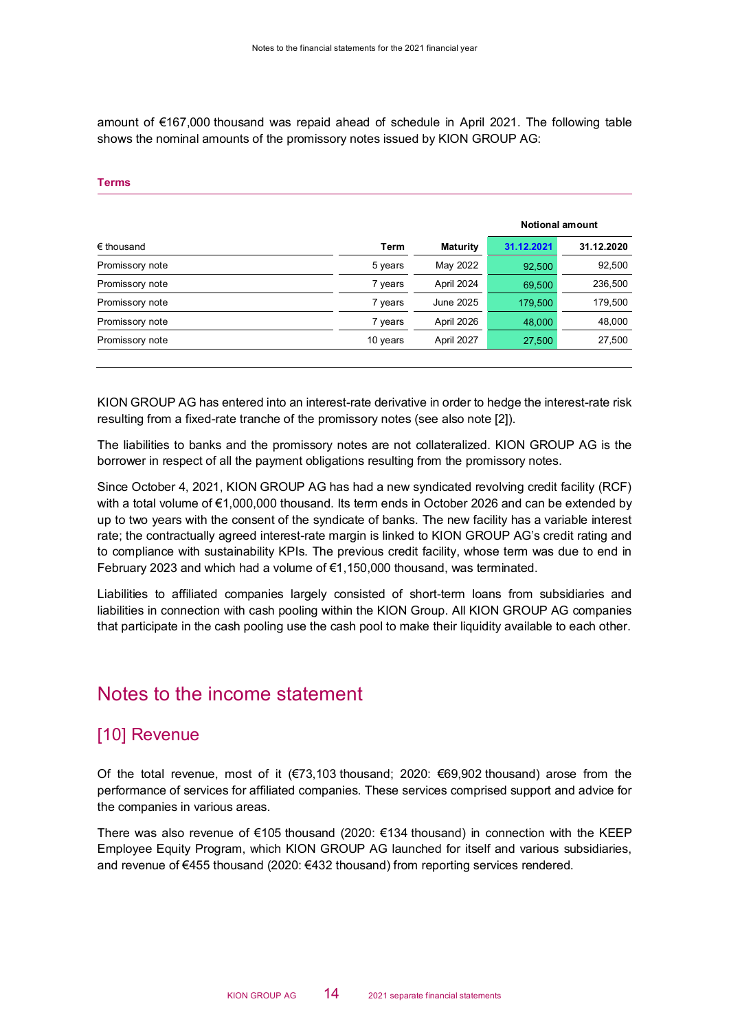amount of €167,000 thousand was repaid ahead of schedule in April 2021. The following table shows the nominal amounts of the promissory notes issued by KION GROUP AG:

**Terms**

| | | | Notional amount | |
|---|---|---|---|---|
| € thousand | Term | Maturity | 31.12.2021 | 31.12.2020 |
| Promissory note | 5 years | May 2022 | 92,500 | 92,500 |
| Promissory note | 7 years | April 2024 | 69,500 | 236,500 |
| Promissory note | 7 years | June 2025 | 179,500 | 179,500 |
| Promissory note | 7 years | April 2026 | 48,000 | 48,000 |
| Promissory note | 10 years | April 2027 | 27,500 | 27,500 |

KION GROUP AG has entered into an interest-rate derivative in order to hedge the interest-rate risk resulting from a fixed-rate tranche of the promissory notes (see also note [2]).

The liabilities to banks and the promissory notes are not collateralized. KION GROUP AG is the borrower in respect of all the payment obligations resulting from the promissory notes.

Since October 4, 2021, KION GROUP AG has had a new syndicated revolving credit facility (RCF) with a total volume of €1,000,000 thousand. Its term ends in October 2026 and can be extended by up to two years with the consent of the syndicate of banks. The new facility has a variable interest rate; the contractually agreed interest-rate margin is linked to KION GROUP AG's credit rating and to compliance with sustainability KPIs. The previous credit facility, whose term was due to end in February 2023 and which had a volume of €1,150,000 thousand, was terminated.

Liabilities to affiliated companies largely consisted of short-term loans from subsidiaries and liabilities in connection with cash pooling within the KION Group. All KION GROUP AG companies that participate in the cash pooling use the cash pool to make their liquidity available to each other.

# Notes to the income statement

## [10] Revenue

Of the total revenue, most of it (€73,103 thousand; 2020: €69,902 thousand) arose from the performance of services for affiliated companies. These services comprised support and advice for the companies in various areas.

There was also revenue of €105 thousand (2020: €134 thousand) in connection with the KEEP Employee Equity Program, which KION GROUP AG launched for itself and various subsidiaries, and revenue of €455 thousand (2020: €432 thousand) from reporting services rendered.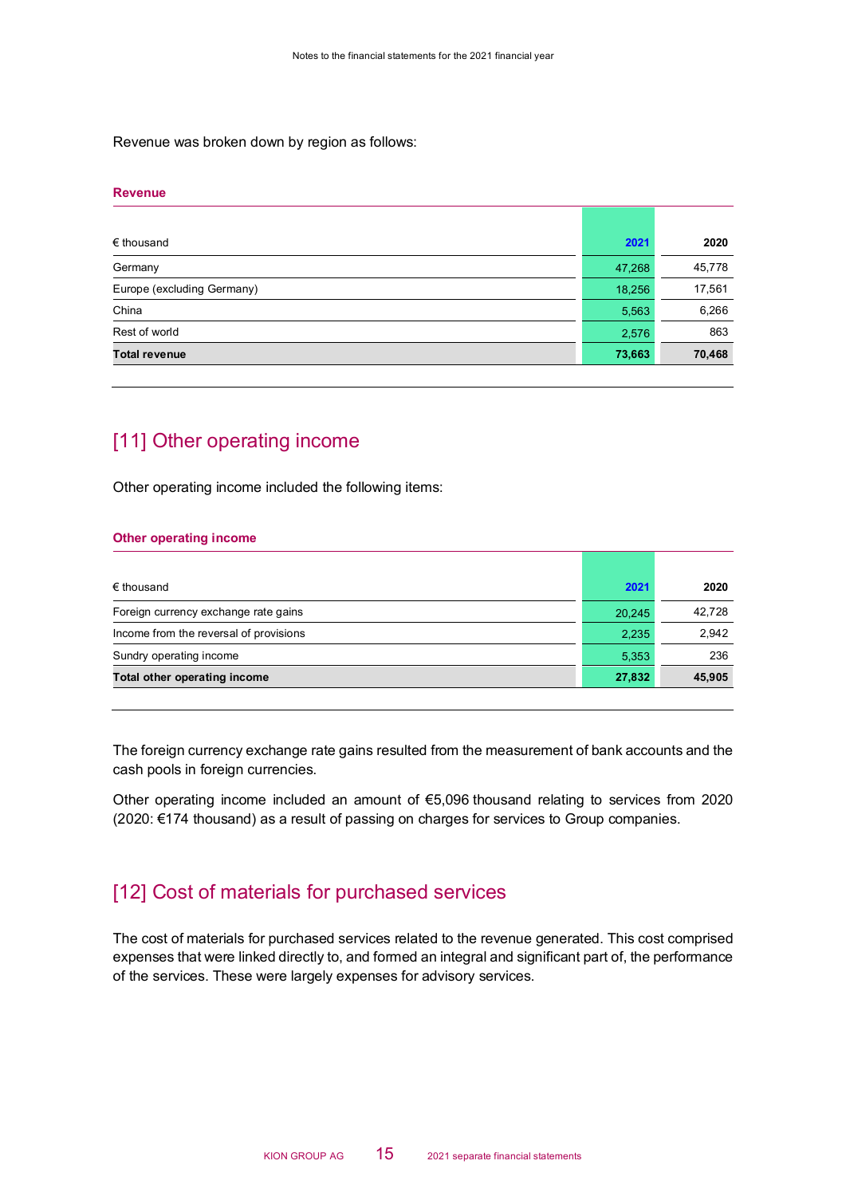Revenue was broken down by region as follows:

**Revenue**

| € thousand | 2021 | 2020 |
|---|---|---|
| Germany | 47,268 | 45,778 |
| Europe (excluding Germany) | 18,256 | 17,561 |
| China | 5,563 | 6,266 |
| Rest of world | 2,576 | 863 |
| **Total revenue** | **73,663** | **70,468** |

## [11] Other operating income

Other operating income included the following items:

**Other operating income**

| € thousand | 2021 | 2020 |
|---|---|---|
| Foreign currency exchange rate gains | 20,245 | 42,728 |
| Income from the reversal of provisions | 2,235 | 2,942 |
| Sundry operating income | 5,353 | 236 |
| **Total other operating income** | **27,832** | **45,905** |

The foreign currency exchange rate gains resulted from the measurement of bank accounts and the cash pools in foreign currencies.

Other operating income included an amount of €5,096 thousand relating to services from 2020 (2020: €174 thousand) as a result of passing on charges for services to Group companies.

## [12] Cost of materials for purchased services

The cost of materials for purchased services related to the revenue generated. This cost comprised expenses that were linked directly to, and formed an integral and significant part of, the performance of the services. These were largely expenses for advisory services.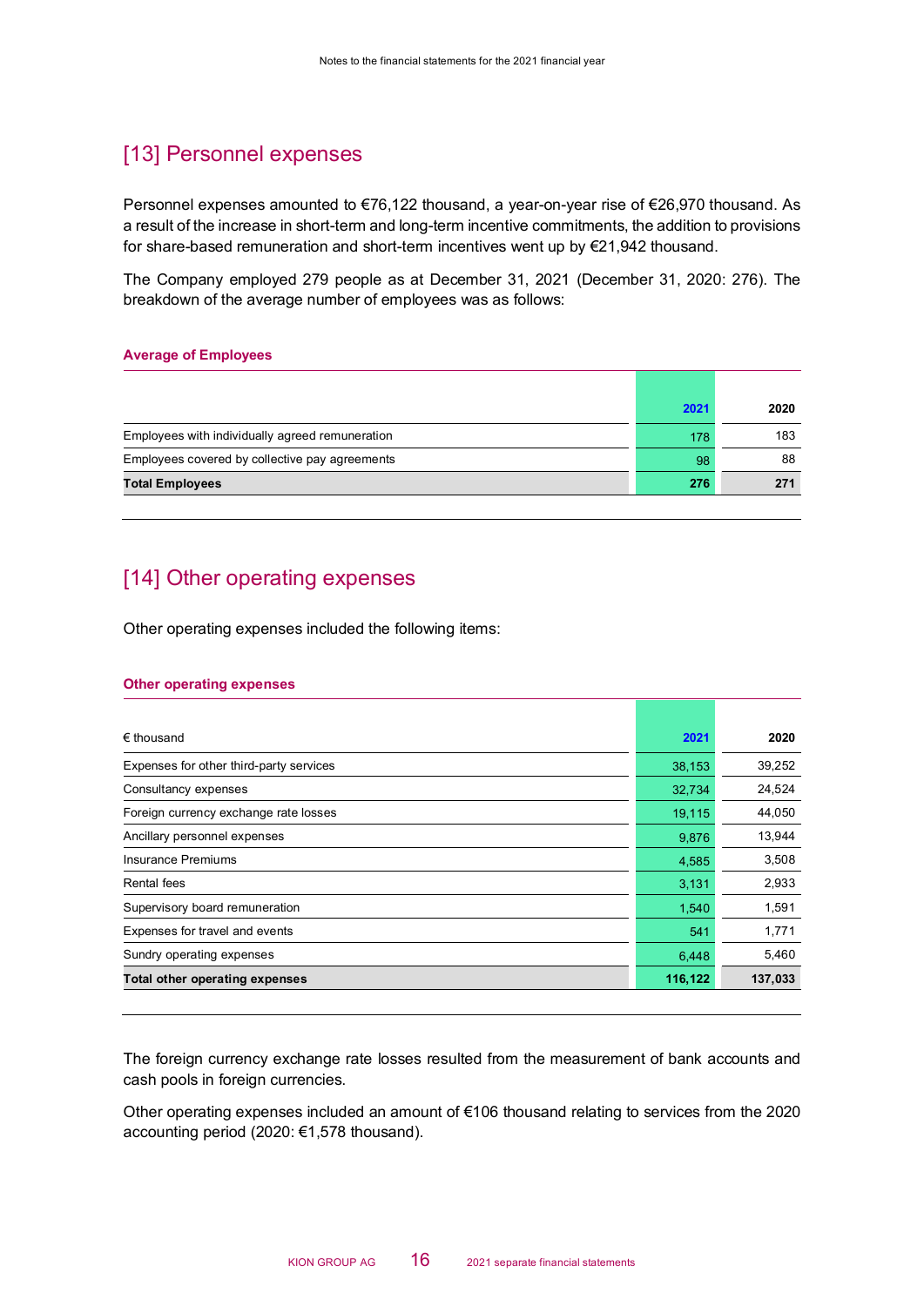## [13] Personnel expenses

Personnel expenses amounted to €76,122 thousand, a year-on-year rise of €26,970 thousand. As a result of the increase in short-term and long-term incentive commitments, the addition to provisions for share-based remuneration and short-term incentives went up by €21,942 thousand.

The Company employed 279 people as at December 31, 2021 (December 31, 2020: 276). The breakdown of the average number of employees was as follows:

**Average of Employees**

| | 2021 | 2020 |
|---|---|---|
| Employees with individually agreed remuneration | 178 | 183 |
| Employees covered by collective pay agreements | 98 | 88 |
| **Total Employees** | **276** | **271** |

## [14] Other operating expenses

Other operating expenses included the following items:

**Other operating expenses**

| € thousand | 2021 | 2020 |
|---|---|---|
| Expenses for other third-party services | 38,153 | 39,252 |
| Consultancy expenses | 32,734 | 24,524 |
| Foreign currency exchange rate losses | 19,115 | 44,050 |
| Ancillary personnel expenses | 9,876 | 13,944 |
| Insurance Premiums | 4,585 | 3,508 |
| Rental fees | 3,131 | 2,933 |
| Supervisory board remuneration | 1,540 | 1,591 |
| Expenses for travel and events | 541 | 1,771 |
| Sundry operating expenses | 6,448 | 5,460 |
| **Total other operating expenses** | **116,122** | **137,033** |

The foreign currency exchange rate losses resulted from the measurement of bank accounts and cash pools in foreign currencies.

Other operating expenses included an amount of €106 thousand relating to services from the 2020 accounting period (2020: €1,578 thousand).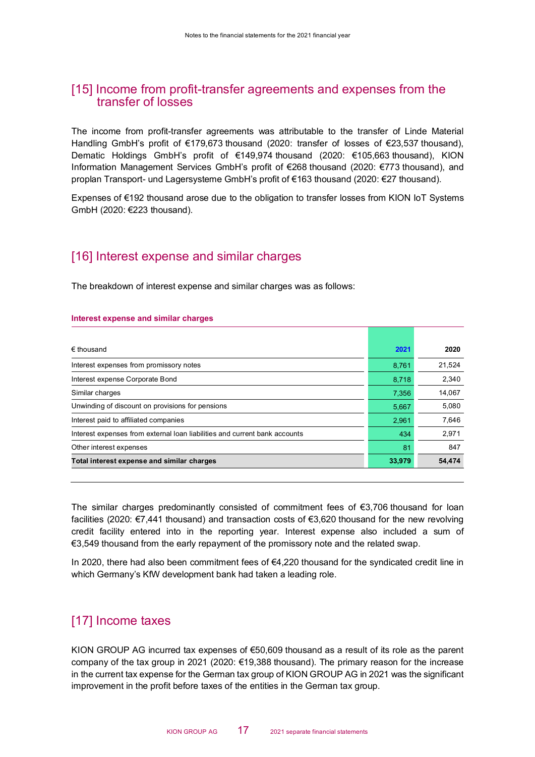## [15] Income from profit-transfer agreements and expenses from the transfer of losses

The income from profit-transfer agreements was attributable to the transfer of Linde Material Handling GmbH's profit of €179,673 thousand (2020: transfer of losses of €23,537 thousand), Dematic Holdings GmbH's profit of €149,974 thousand (2020: €105,663 thousand), KION Information Management Services GmbH's profit of €268 thousand (2020: €773 thousand), and proplan Transport- und Lagersysteme GmbH's profit of €163 thousand (2020: €27 thousand).

Expenses of €192 thousand arose due to the obligation to transfer losses from KION IoT Systems GmbH (2020: €223 thousand).

## [16] Interest expense and similar charges

The breakdown of interest expense and similar charges was as follows:

**Interest expense and similar charges**

| € thousand | 2021 | 2020 |
|---|---|---|
| Interest expenses from promissory notes | 8,761 | 21,524 |
| Interest expense Corporate Bond | 8,718 | 2,340 |
| Similar charges | 7,356 | 14,067 |
| Unwinding of discount on provisions for pensions | 5,667 | 5,080 |
| Interest paid to affiliated companies | 2,961 | 7,646 |
| Interest expenses from external loan liabilities and current bank accounts | 434 | 2,971 |
| Other interest expenses | 81 | 847 |
| **Total interest expense and similar charges** | **33,979** | **54,474** |

The similar charges predominantly consisted of commitment fees of €3,706 thousand for loan facilities (2020: €7,441 thousand) and transaction costs of €3,620 thousand for the new revolving credit facility entered into in the reporting year. Interest expense also included a sum of €3,549 thousand from the early repayment of the promissory note and the related swap.

In 2020, there had also been commitment fees of €4,220 thousand for the syndicated credit line in which Germany's KfW development bank had taken a leading role.

## [17] Income taxes

KION GROUP AG incurred tax expenses of €50,609 thousand as a result of its role as the parent company of the tax group in 2021 (2020: €19,388 thousand). The primary reason for the increase in the current tax expense for the German tax group of KION GROUP AG in 2021 was the significant improvement in the profit before taxes of the entities in the German tax group.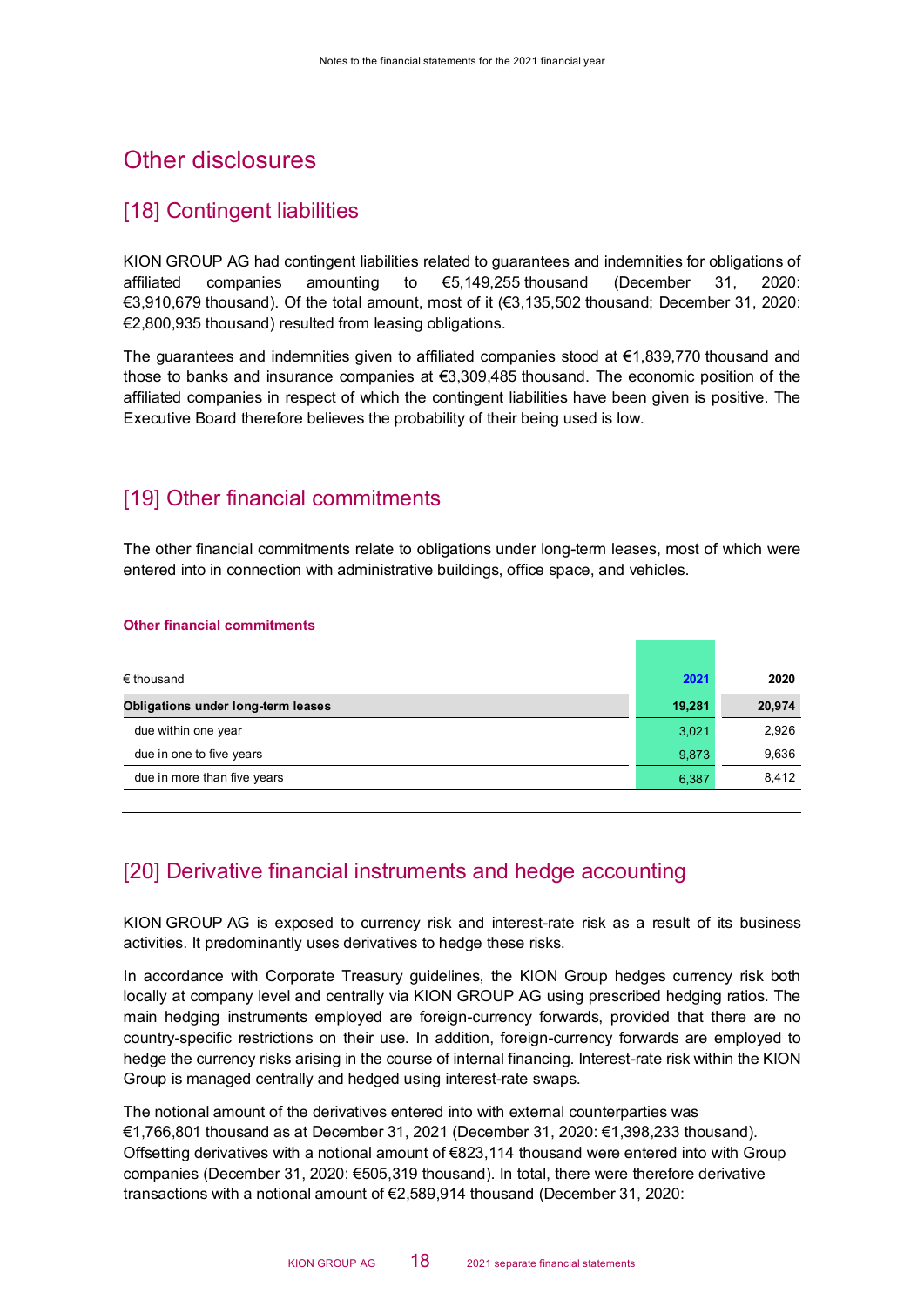# Other disclosures

## [18] Contingent liabilities

KION GROUP AG had contingent liabilities related to guarantees and indemnities for obligations of affiliated companies amounting to €5,149,255 thousand (December 31, 2020: €3,910,679 thousand). Of the total amount, most of it (€3,135,502 thousand; December 31, 2020: €2,800,935 thousand) resulted from leasing obligations.

The guarantees and indemnities given to affiliated companies stood at €1,839,770 thousand and those to banks and insurance companies at €3,309,485 thousand. The economic position of the affiliated companies in respect of which the contingent liabilities have been given is positive. The Executive Board therefore believes the probability of their being used is low.

## [19] Other financial commitments

The other financial commitments relate to obligations under long-term leases, most of which were entered into in connection with administrative buildings, office space, and vehicles.

**Other financial commitments**

| € thousand | 2021 | 2020 |
|---|---|---|
| **Obligations under long-term leases** | **19,281** | **20,974** |
| due within one year | 3,021 | 2,926 |
| due in one to five years | 9,873 | 9,636 |
| due in more than five years | 6,387 | 8,412 |

## [20] Derivative financial instruments and hedge accounting

KION GROUP AG is exposed to currency risk and interest-rate risk as a result of its business activities. It predominantly uses derivatives to hedge these risks.

In accordance with Corporate Treasury guidelines, the KION Group hedges currency risk both locally at company level and centrally via KION GROUP AG using prescribed hedging ratios. The main hedging instruments employed are foreign-currency forwards, provided that there are no country-specific restrictions on their use. In addition, foreign-currency forwards are employed to hedge the currency risks arising in the course of internal financing. Interest-rate risk within the KION Group is managed centrally and hedged using interest-rate swaps.

The notional amount of the derivatives entered into with external counterparties was €1,766,801 thousand as at December 31, 2021 (December 31, 2020: €1,398,233 thousand). Offsetting derivatives with a notional amount of €823,114 thousand were entered into with Group companies (December 31, 2020: €505,319 thousand). In total, there were therefore derivative transactions with a notional amount of €2,589,914 thousand (December 31, 2020: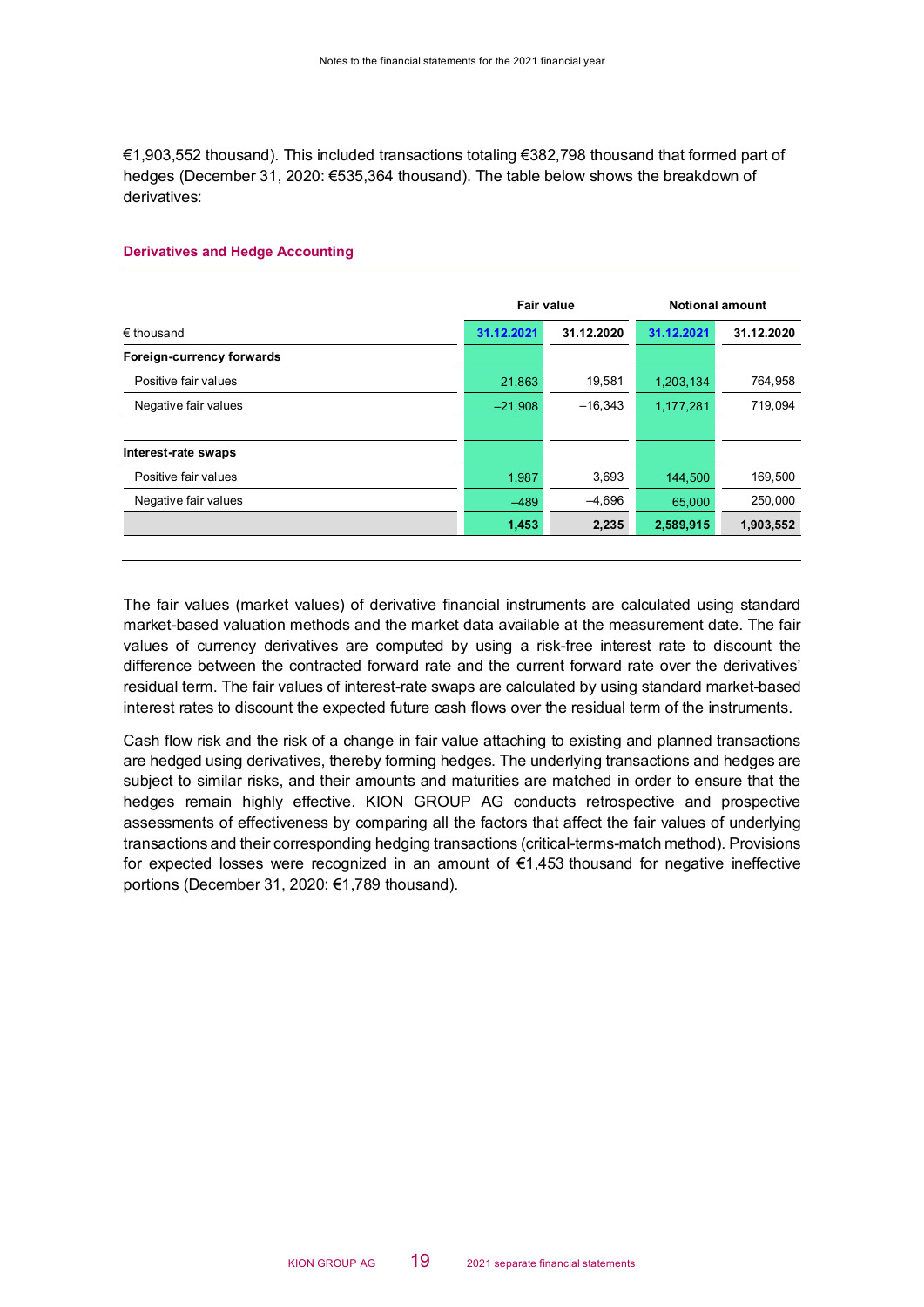€1,903,552 thousand). This included transactions totaling €382,798 thousand that formed part of hedges (December 31, 2020: €535,364 thousand). The table below shows the breakdown of derivatives:

**Derivatives and Hedge Accounting**

| | Fair value | | Notional amount | |
|---|---|---|---|---|
| € thousand | 31.12.2021 | 31.12.2020 | 31.12.2021 | 31.12.2020 |
| **Foreign-currency forwards** | | | | |
| Positive fair values | 21,863 | 19,581 | 1,203,134 | 764,958 |
| Negative fair values | –21,908 | –16,343 | 1,177,281 | 719,094 |
| | | | | |
| **Interest-rate swaps** | | | | |
| Positive fair values | 1,987 | 3,693 | 144,500 | 169,500 |
| Negative fair values | –489 | –4,696 | 65,000 | 250,000 |
| | **1,453** | **2,235** | **2,589,915** | **1,903,552** |

The fair values (market values) of derivative financial instruments are calculated using standard market-based valuation methods and the market data available at the measurement date. The fair values of currency derivatives are computed by using a risk-free interest rate to discount the difference between the contracted forward rate and the current forward rate over the derivatives' residual term. The fair values of interest-rate swaps are calculated by using standard market-based interest rates to discount the expected future cash flows over the residual term of the instruments.

Cash flow risk and the risk of a change in fair value attaching to existing and planned transactions are hedged using derivatives, thereby forming hedges. The underlying transactions and hedges are subject to similar risks, and their amounts and maturities are matched in order to ensure that the hedges remain highly effective. KION GROUP AG conducts retrospective and prospective assessments of effectiveness by comparing all the factors that affect the fair values of underlying transactions and their corresponding hedging transactions (critical-terms-match method). Provisions for expected losses were recognized in an amount of €1,453 thousand for negative ineffective portions (December 31, 2020: €1,789 thousand).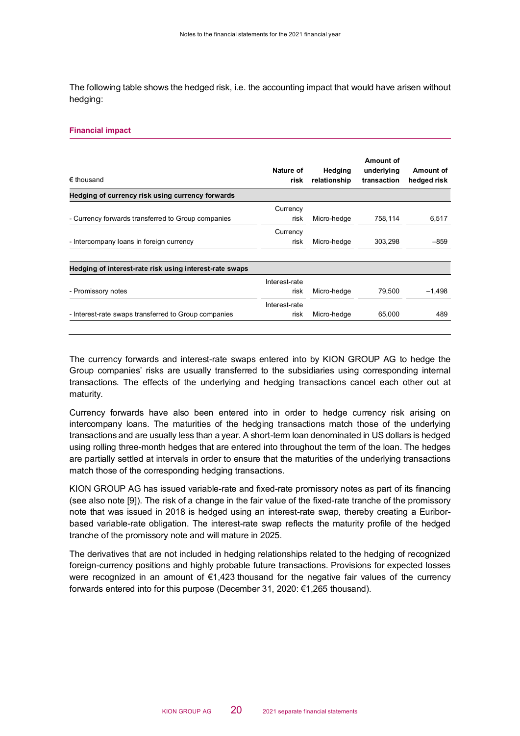The following table shows the hedged risk, i.e. the accounting impact that would have arisen without hedging:

**Financial impact**

| € thousand | Nature of risk | Hedging relationship | Amount of underlying transaction | Amount of hedged risk |
|---|---|---|---|---|
| **Hedging of currency risk using currency forwards** | | | | |
| - Currency forwards transferred to Group companies | Currency risk | Micro-hedge | 758,114 | 6,517 |
| - Intercompany loans in foreign currency | Currency risk | Micro-hedge | 303,298 | –859 |
| **Hedging of interest-rate risk using interest-rate swaps** | | | | |
| - Promissory notes | Interest-rate risk | Micro-hedge | 79,500 | –1,498 |
| - Interest-rate swaps transferred to Group companies | Interest-rate risk | Micro-hedge | 65,000 | 489 |

The currency forwards and interest-rate swaps entered into by KION GROUP AG to hedge the Group companies' risks are usually transferred to the subsidiaries using corresponding internal transactions. The effects of the underlying and hedging transactions cancel each other out at maturity.

Currency forwards have also been entered into in order to hedge currency risk arising on intercompany loans. The maturities of the hedging transactions match those of the underlying transactions and are usually less than a year. A short-term loan denominated in US dollars is hedged using rolling three-month hedges that are entered into throughout the term of the loan. The hedges are partially settled at intervals in order to ensure that the maturities of the underlying transactions match those of the corresponding hedging transactions.

KION GROUP AG has issued variable-rate and fixed-rate promissory notes as part of its financing (see also note [9]). The risk of a change in the fair value of the fixed-rate tranche of the promissory note that was issued in 2018 is hedged using an interest-rate swap, thereby creating a Euribor-based variable-rate obligation. The interest-rate swap reflects the maturity profile of the hedged tranche of the promissory note and will mature in 2025.

The derivatives that are not included in hedging relationships related to the hedging of recognized foreign-currency positions and highly probable future transactions. Provisions for expected losses were recognized in an amount of €1,423 thousand for the negative fair values of the currency forwards entered into for this purpose (December 31, 2020: €1,265 thousand).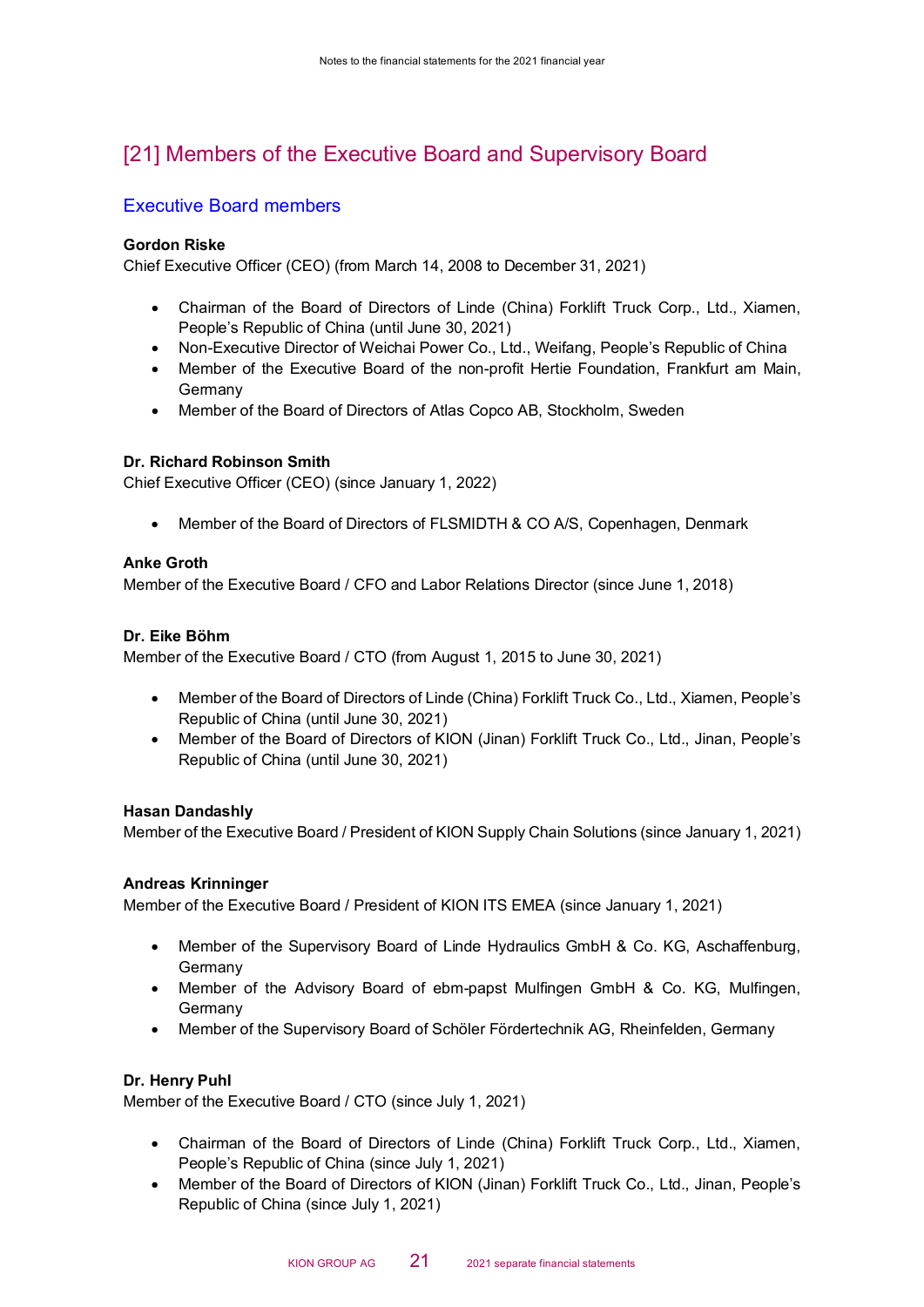# [21] Members of the Executive Board and Supervisory Board

## Executive Board members

**Gordon Riske**
Chief Executive Officer (CEO) (from March 14, 2008 to December 31, 2021)

- Chairman of the Board of Directors of Linde (China) Forklift Truck Corp., Ltd., Xiamen, People's Republic of China (until June 30, 2021)
- Non-Executive Director of Weichai Power Co., Ltd., Weifang, People's Republic of China
- Member of the Executive Board of the non-profit Hertie Foundation, Frankfurt am Main, Germany
- Member of the Board of Directors of Atlas Copco AB, Stockholm, Sweden

**Dr. Richard Robinson Smith**
Chief Executive Officer (CEO) (since January 1, 2022)

- Member of the Board of Directors of FLSMIDTH & CO A/S, Copenhagen, Denmark

**Anke Groth**
Member of the Executive Board / CFO and Labor Relations Director (since June 1, 2018)

**Dr. Eike Böhm**
Member of the Executive Board / CTO (from August 1, 2015 to June 30, 2021)

- Member of the Board of Directors of Linde (China) Forklift Truck Co., Ltd., Xiamen, People's Republic of China (until June 30, 2021)
- Member of the Board of Directors of KION (Jinan) Forklift Truck Co., Ltd., Jinan, People's Republic of China (until June 30, 2021)

**Hasan Dandashly**
Member of the Executive Board / President of KION Supply Chain Solutions (since January 1, 2021)

**Andreas Krinninger**
Member of the Executive Board / President of KION ITS EMEA (since January 1, 2021)

- Member of the Supervisory Board of Linde Hydraulics GmbH & Co. KG, Aschaffenburg, Germany
- Member of the Advisory Board of ebm-papst Mulfingen GmbH & Co. KG, Mulfingen, Germany
- Member of the Supervisory Board of Schöler Fördertechnik AG, Rheinfelden, Germany

**Dr. Henry Puhl**
Member of the Executive Board / CTO (since July 1, 2021)

- Chairman of the Board of Directors of Linde (China) Forklift Truck Corp., Ltd., Xiamen, People's Republic of China (since July 1, 2021)
- Member of the Board of Directors of KION (Jinan) Forklift Truck Co., Ltd., Jinan, People's Republic of China (since July 1, 2021)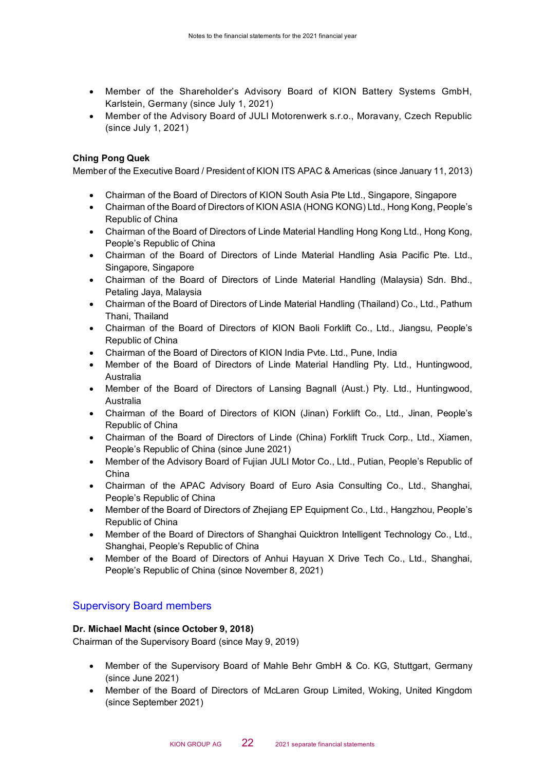- Member of the Shareholder's Advisory Board of KION Battery Systems GmbH, Karlstein, Germany (since July 1, 2021)
- Member of the Advisory Board of JULI Motorenwerk s.r.o., Moravany, Czech Republic (since July 1, 2021)

**Ching Pong Quek**
Member of the Executive Board / President of KION ITS APAC & Americas (since January 11, 2013)

- Chairman of the Board of Directors of KION South Asia Pte Ltd., Singapore, Singapore
- Chairman of the Board of Directors of KION ASIA (HONG KONG) Ltd., Hong Kong, People's Republic of China
- Chairman of the Board of Directors of Linde Material Handling Hong Kong Ltd., Hong Kong, People's Republic of China
- Chairman of the Board of Directors of Linde Material Handling Asia Pacific Pte. Ltd., Singapore, Singapore
- Chairman of the Board of Directors of Linde Material Handling (Malaysia) Sdn. Bhd., Petaling Jaya, Malaysia
- Chairman of the Board of Directors of Linde Material Handling (Thailand) Co., Ltd., Pathum Thani, Thailand
- Chairman of the Board of Directors of KION Baoli Forklift Co., Ltd., Jiangsu, People's Republic of China
- Chairman of the Board of Directors of KION India Pvte. Ltd., Pune, India
- Member of the Board of Directors of Linde Material Handling Pty. Ltd., Huntingwood, Australia
- Member of the Board of Directors of Lansing Bagnall (Aust.) Pty. Ltd., Huntingwood, Australia
- Chairman of the Board of Directors of KION (Jinan) Forklift Co., Ltd., Jinan, People's Republic of China
- Chairman of the Board of Directors of Linde (China) Forklift Truck Corp., Ltd., Xiamen, People's Republic of China (since June 2021)
- Member of the Advisory Board of Fujian JULI Motor Co., Ltd., Putian, People's Republic of China
- Chairman of the APAC Advisory Board of Euro Asia Consulting Co., Ltd., Shanghai, People's Republic of China
- Member of the Board of Directors of Zhejiang EP Equipment Co., Ltd., Hangzhou, People's Republic of China
- Member of the Board of Directors of Shanghai Quicktron Intelligent Technology Co., Ltd., Shanghai, People's Republic of China
- Member of the Board of Directors of Anhui Hayuan X Drive Tech Co., Ltd., Shanghai, People's Republic of China (since November 8, 2021)

## Supervisory Board members

**Dr. Michael Macht (since October 9, 2018)**
Chairman of the Supervisory Board (since May 9, 2019)

- Member of the Supervisory Board of Mahle Behr GmbH & Co. KG, Stuttgart, Germany (since June 2021)
- Member of the Board of Directors of McLaren Group Limited, Woking, United Kingdom (since September 2021)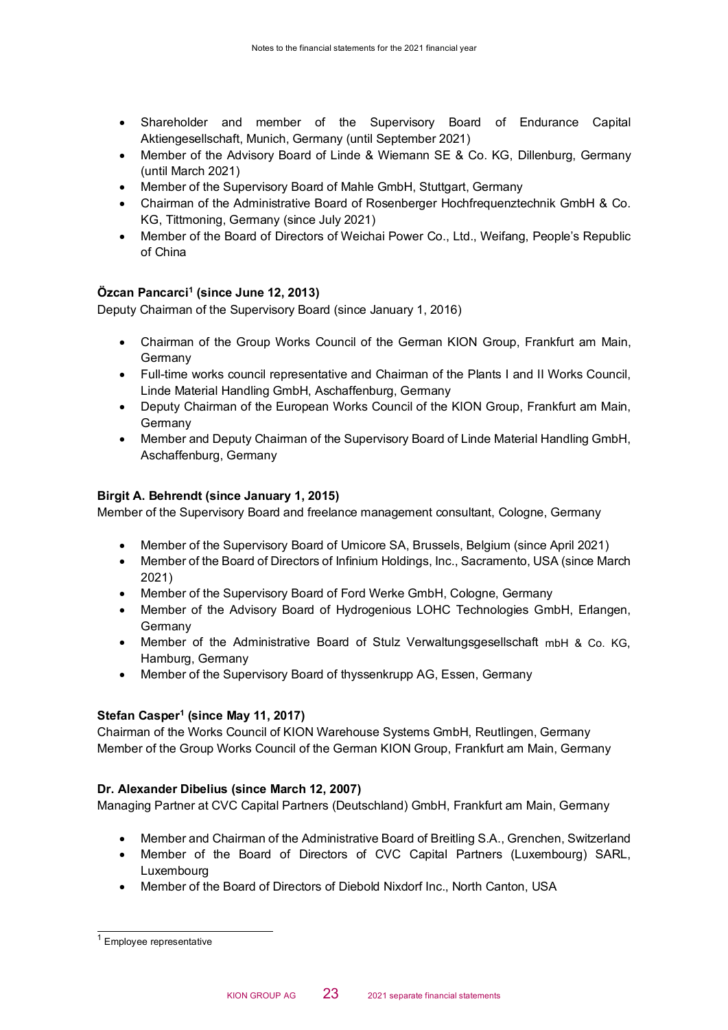- Shareholder and member of the Supervisory Board of Endurance Capital Aktiengesellschaft, Munich, Germany (until September 2021)
- Member of the Advisory Board of Linde & Wiemann SE & Co. KG, Dillenburg, Germany (until March 2021)
- Member of the Supervisory Board of Mahle GmbH, Stuttgart, Germany
- Chairman of the Administrative Board of Rosenberger Hochfrequenztechnik GmbH & Co. KG, Tittmoning, Germany (since July 2021)
- Member of the Board of Directors of Weichai Power Co., Ltd., Weifang, People's Republic of China

**Özcan Pancarci[1] (since June 12, 2013)**
Deputy Chairman of the Supervisory Board (since January 1, 2016)

- Chairman of the Group Works Council of the German KION Group, Frankfurt am Main, Germany
- Full-time works council representative and Chairman of the Plants I and II Works Council, Linde Material Handling GmbH, Aschaffenburg, Germany
- Deputy Chairman of the European Works Council of the KION Group, Frankfurt am Main, Germany
- Member and Deputy Chairman of the Supervisory Board of Linde Material Handling GmbH, Aschaffenburg, Germany

**Birgit A. Behrendt (since January 1, 2015)**
Member of the Supervisory Board and freelance management consultant, Cologne, Germany

- Member of the Supervisory Board of Umicore SA, Brussels, Belgium (since April 2021)
- Member of the Board of Directors of Infinium Holdings, Inc., Sacramento, USA (since March 2021)
- Member of the Supervisory Board of Ford Werke GmbH, Cologne, Germany
- Member of the Advisory Board of Hydrogenious LOHC Technologies GmbH, Erlangen, Germany
- Member of the Administrative Board of Stulz Verwaltungsgesellschaft mbH & Co. KG, Hamburg, Germany
- Member of the Supervisory Board of thyssenkrupp AG, Essen, Germany

**Stefan Casper[1] (since May 11, 2017)**
Chairman of the Works Council of KION Warehouse Systems GmbH, Reutlingen, Germany
Member of the Group Works Council of the German KION Group, Frankfurt am Main, Germany

**Dr. Alexander Dibelius (since March 12, 2007)**
Managing Partner at CVC Capital Partners (Deutschland) GmbH, Frankfurt am Main, Germany

- Member and Chairman of the Administrative Board of Breitling S.A., Grenchen, Switzerland
- Member of the Board of Directors of CVC Capital Partners (Luxembourg) SARL, Luxembourg
- Member of the Board of Directors of Diebold Nixdorf Inc., North Canton, USA

[1] Employee representative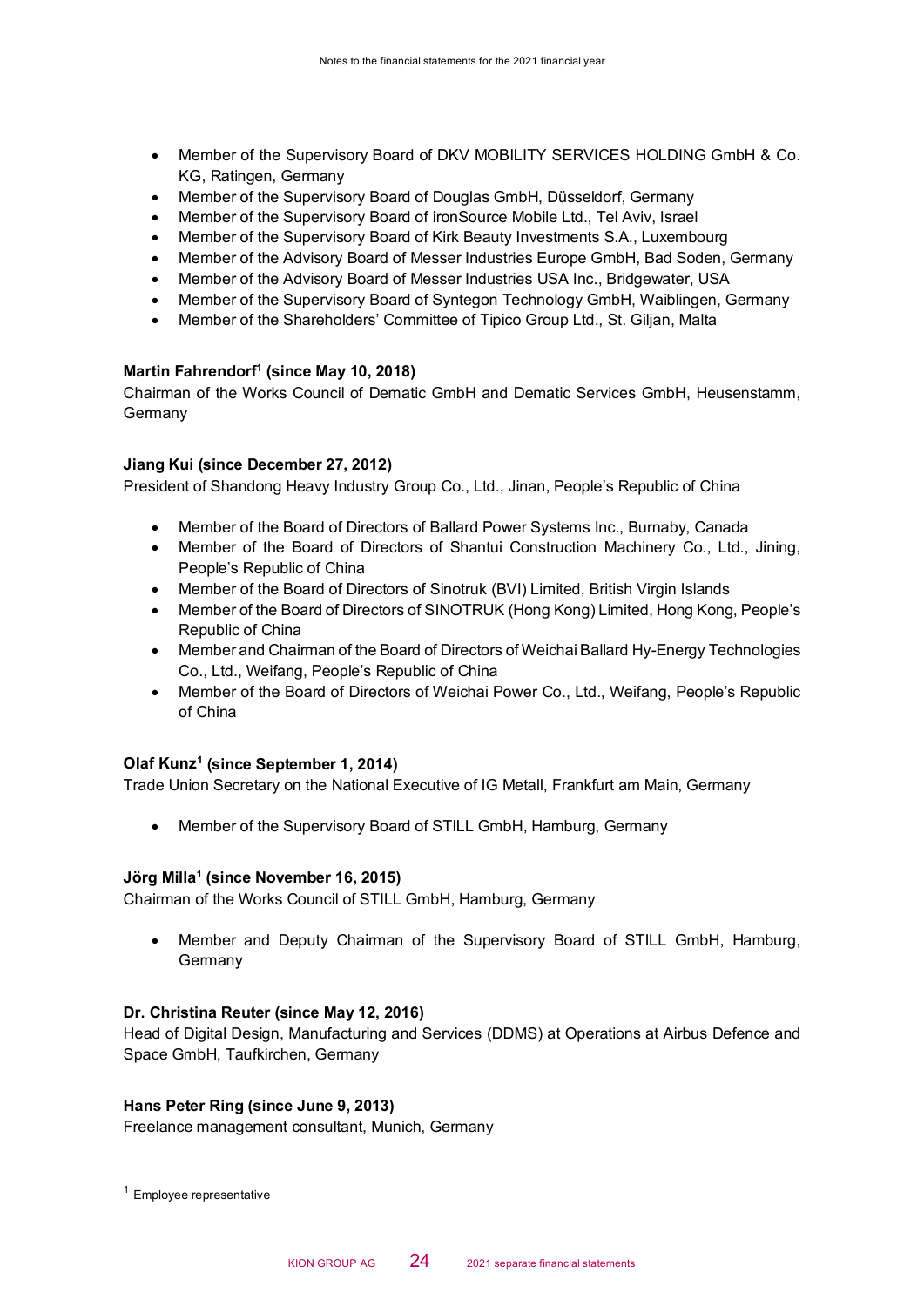- Member of the Supervisory Board of DKV MOBILITY SERVICES HOLDING GmbH & Co. KG, Ratingen, Germany
- Member of the Supervisory Board of Douglas GmbH, Düsseldorf, Germany
- Member of the Supervisory Board of ironSource Mobile Ltd., Tel Aviv, Israel
- Member of the Supervisory Board of Kirk Beauty Investments S.A., Luxembourg
- Member of the Advisory Board of Messer Industries Europe GmbH, Bad Soden, Germany
- Member of the Advisory Board of Messer Industries USA Inc., Bridgewater, USA
- Member of the Supervisory Board of Syntegon Technology GmbH, Waiblingen, Germany
- Member of the Shareholders' Committee of Tipico Group Ltd., St. Giljan, Malta

**Martin Fahrendorf[1] (since May 10, 2018)**
Chairman of the Works Council of Dematic GmbH and Dematic Services GmbH, Heusenstamm, Germany

**Jiang Kui (since December 27, 2012)**
President of Shandong Heavy Industry Group Co., Ltd., Jinan, People's Republic of China

- Member of the Board of Directors of Ballard Power Systems Inc., Burnaby, Canada
- Member of the Board of Directors of Shantui Construction Machinery Co., Ltd., Jining, People's Republic of China
- Member of the Board of Directors of Sinotruk (BVI) Limited, British Virgin Islands
- Member of the Board of Directors of SINOTRUK (Hong Kong) Limited, Hong Kong, People's Republic of China
- Member and Chairman of the Board of Directors of Weichai Ballard Hy-Energy Technologies Co., Ltd., Weifang, People's Republic of China
- Member of the Board of Directors of Weichai Power Co., Ltd., Weifang, People's Republic of China

**Olaf Kunz[1] (since September 1, 2014)**
Trade Union Secretary on the National Executive of IG Metall, Frankfurt am Main, Germany

- Member of the Supervisory Board of STILL GmbH, Hamburg, Germany

**Jörg Milla[1] (since November 16, 2015)**
Chairman of the Works Council of STILL GmbH, Hamburg, Germany

- Member and Deputy Chairman of the Supervisory Board of STILL GmbH, Hamburg, Germany

**Dr. Christina Reuter (since May 12, 2016)**
Head of Digital Design, Manufacturing and Services (DDMS) at Operations at Airbus Defence and Space GmbH, Taufkirchen, Germany

**Hans Peter Ring (since June 9, 2013)**
Freelance management consultant, Munich, Germany

[1] Employee representative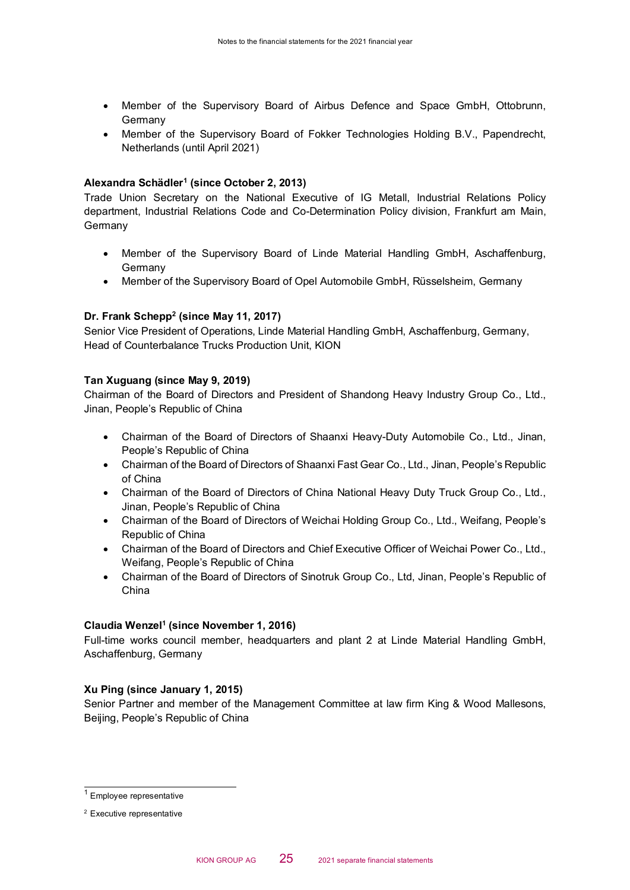- Member of the Supervisory Board of Airbus Defence and Space GmbH, Ottobrunn, Germany
- Member of the Supervisory Board of Fokker Technologies Holding B.V., Papendrecht, Netherlands (until April 2021)

**Alexandra Schädler[1] (since October 2, 2013)**
Trade Union Secretary on the National Executive of IG Metall, Industrial Relations Policy department, Industrial Relations Code and Co-Determination Policy division, Frankfurt am Main, Germany

- Member of the Supervisory Board of Linde Material Handling GmbH, Aschaffenburg, Germany
- Member of the Supervisory Board of Opel Automobile GmbH, Rüsselsheim, Germany

**Dr. Frank Schepp[2] (since May 11, 2017)**
Senior Vice President of Operations, Linde Material Handling GmbH, Aschaffenburg, Germany, Head of Counterbalance Trucks Production Unit, KION

**Tan Xuguang (since May 9, 2019)**
Chairman of the Board of Directors and President of Shandong Heavy Industry Group Co., Ltd., Jinan, People's Republic of China

- Chairman of the Board of Directors of Shaanxi Heavy-Duty Automobile Co., Ltd., Jinan, People's Republic of China
- Chairman of the Board of Directors of Shaanxi Fast Gear Co., Ltd., Jinan, People's Republic of China
- Chairman of the Board of Directors of China National Heavy Duty Truck Group Co., Ltd., Jinan, People's Republic of China
- Chairman of the Board of Directors of Weichai Holding Group Co., Ltd., Weifang, People's Republic of China
- Chairman of the Board of Directors and Chief Executive Officer of Weichai Power Co., Ltd., Weifang, People's Republic of China
- Chairman of the Board of Directors of Sinotruk Group Co., Ltd, Jinan, People's Republic of China

**Claudia Wenzel[1] (since November 1, 2016)**
Full-time works council member, headquarters and plant 2 at Linde Material Handling GmbH, Aschaffenburg, Germany

**Xu Ping (since January 1, 2015)**
Senior Partner and member of the Management Committee at law firm King & Wood Mallesons, Beijing, People's Republic of China

[1] Employee representative

[2] Executive representative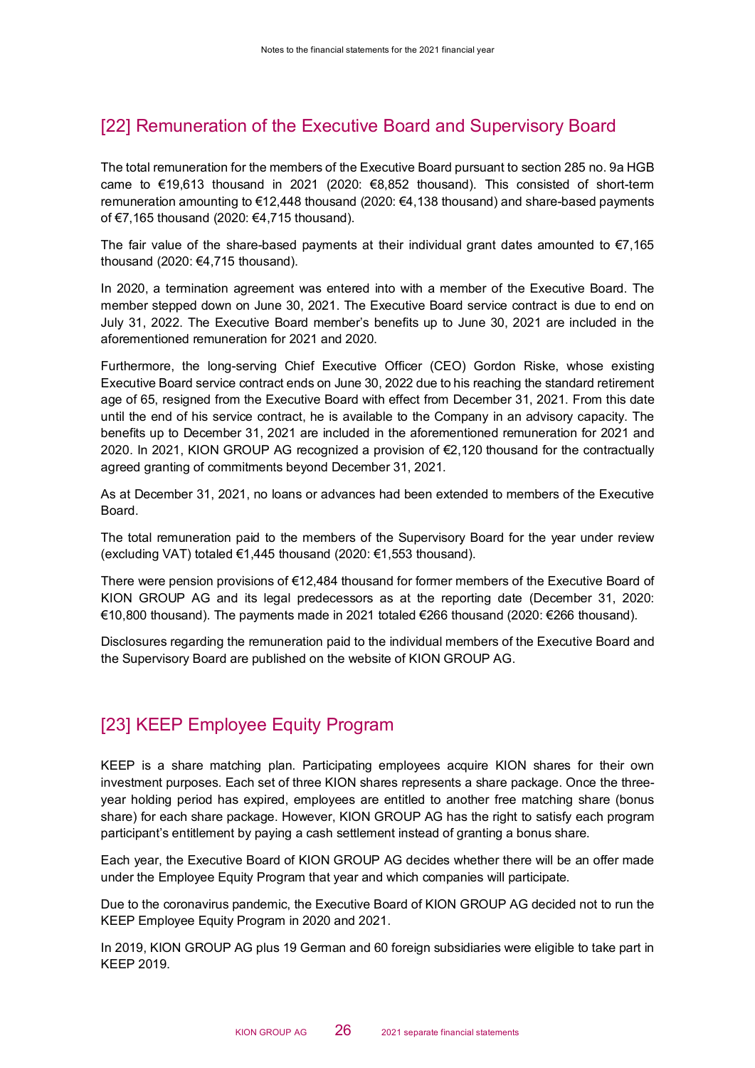## [22] Remuneration of the Executive Board and Supervisory Board

The total remuneration for the members of the Executive Board pursuant to section 285 no. 9a HGB came to €19,613 thousand in 2021 (2020: €8,852 thousand). This consisted of short-term remuneration amounting to €12,448 thousand (2020: €4,138 thousand) and share-based payments of €7,165 thousand (2020: €4,715 thousand).

The fair value of the share-based payments at their individual grant dates amounted to €7,165 thousand (2020: €4,715 thousand).

In 2020, a termination agreement was entered into with a member of the Executive Board. The member stepped down on June 30, 2021. The Executive Board service contract is due to end on July 31, 2022. The Executive Board member's benefits up to June 30, 2021 are included in the aforementioned remuneration for 2021 and 2020.

Furthermore, the long-serving Chief Executive Officer (CEO) Gordon Riske, whose existing Executive Board service contract ends on June 30, 2022 due to his reaching the standard retirement age of 65, resigned from the Executive Board with effect from December 31, 2021. From this date until the end of his service contract, he is available to the Company in an advisory capacity. The benefits up to December 31, 2021 are included in the aforementioned remuneration for 2021 and 2020. In 2021, KION GROUP AG recognized a provision of €2,120 thousand for the contractually agreed granting of commitments beyond December 31, 2021.

As at December 31, 2021, no loans or advances had been extended to members of the Executive Board.

The total remuneration paid to the members of the Supervisory Board for the year under review (excluding VAT) totaled €1,445 thousand (2020: €1,553 thousand).

There were pension provisions of €12,484 thousand for former members of the Executive Board of KION GROUP AG and its legal predecessors as at the reporting date (December 31, 2020: €10,800 thousand). The payments made in 2021 totaled €266 thousand (2020: €266 thousand).

Disclosures regarding the remuneration paid to the individual members of the Executive Board and the Supervisory Board are published on the website of KION GROUP AG.

## [23] KEEP Employee Equity Program

KEEP is a share matching plan. Participating employees acquire KION shares for their own investment purposes. Each set of three KION shares represents a share package. Once the three-year holding period has expired, employees are entitled to another free matching share (bonus share) for each share package. However, KION GROUP AG has the right to satisfy each program participant's entitlement by paying a cash settlement instead of granting a bonus share.

Each year, the Executive Board of KION GROUP AG decides whether there will be an offer made under the Employee Equity Program that year and which companies will participate.

Due to the coronavirus pandemic, the Executive Board of KION GROUP AG decided not to run the KEEP Employee Equity Program in 2020 and 2021.

In 2019, KION GROUP AG plus 19 German and 60 foreign subsidiaries were eligible to take part in KEEP 2019.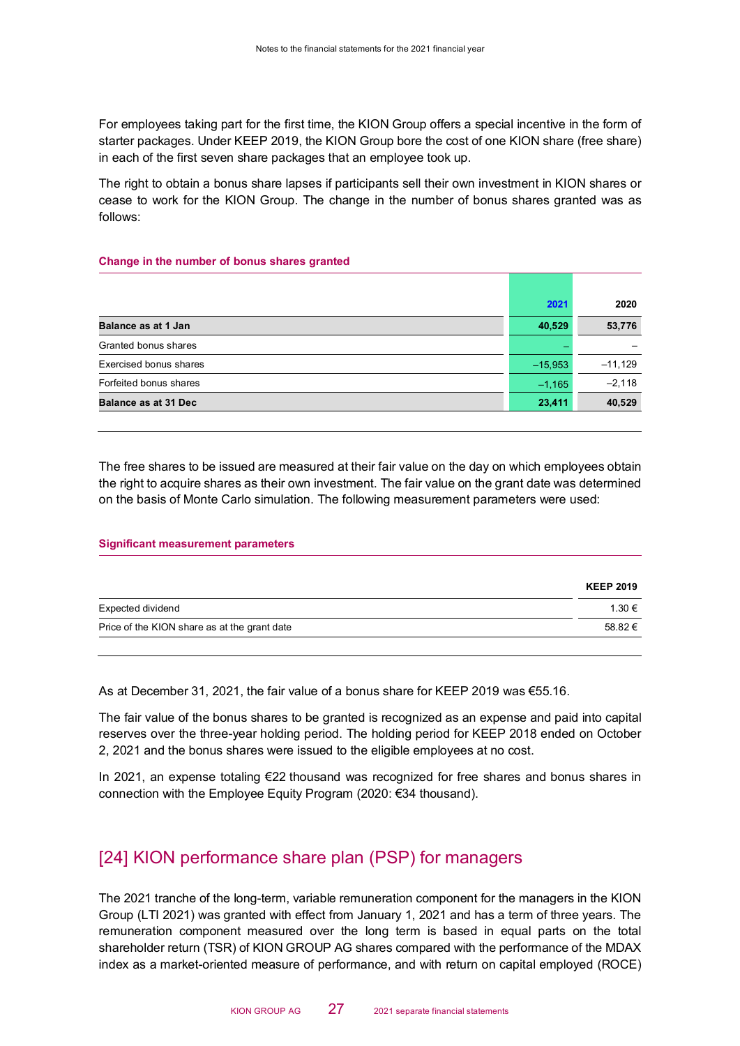For employees taking part for the first time, the KION Group offers a special incentive in the form of starter packages. Under KEEP 2019, the KION Group bore the cost of one KION share (free share) in each of the first seven share packages that an employee took up.

The right to obtain a bonus share lapses if participants sell their own investment in KION shares or cease to work for the KION Group. The change in the number of bonus shares granted was as follows:

**Change in the number of bonus shares granted**

| | 2021 | 2020 |
|---|---|---|
| **Balance as at 1 Jan** | **40,529** | **53,776** |
| Granted bonus shares | – | – |
| Exercised bonus shares | –15,953 | –11,129 |
| Forfeited bonus shares | –1,165 | –2,118 |
| **Balance as at 31 Dec** | **23,411** | **40,529** |

The free shares to be issued are measured at their fair value on the day on which employees obtain the right to acquire shares as their own investment. The fair value on the grant date was determined on the basis of Monte Carlo simulation. The following measurement parameters were used:

**Significant measurement parameters**

| | KEEP 2019 |
|---|---|
| Expected dividend | 1.30 € |
| Price of the KION share as at the grant date | 58.82 € |

As at December 31, 2021, the fair value of a bonus share for KEEP 2019 was €55.16.

The fair value of the bonus shares to be granted is recognized as an expense and paid into capital reserves over the three-year holding period. The holding period for KEEP 2018 ended on October 2, 2021 and the bonus shares were issued to the eligible employees at no cost.

In 2021, an expense totaling €22 thousand was recognized for free shares and bonus shares in connection with the Employee Equity Program (2020: €34 thousand).

## [24] KION performance share plan (PSP) for managers

The 2021 tranche of the long-term, variable remuneration component for the managers in the KION Group (LTI 2021) was granted with effect from January 1, 2021 and has a term of three years. The remuneration component measured over the long term is based in equal parts on the total shareholder return (TSR) of KION GROUP AG shares compared with the performance of the MDAX index as a market-oriented measure of performance, and with return on capital employed (ROCE)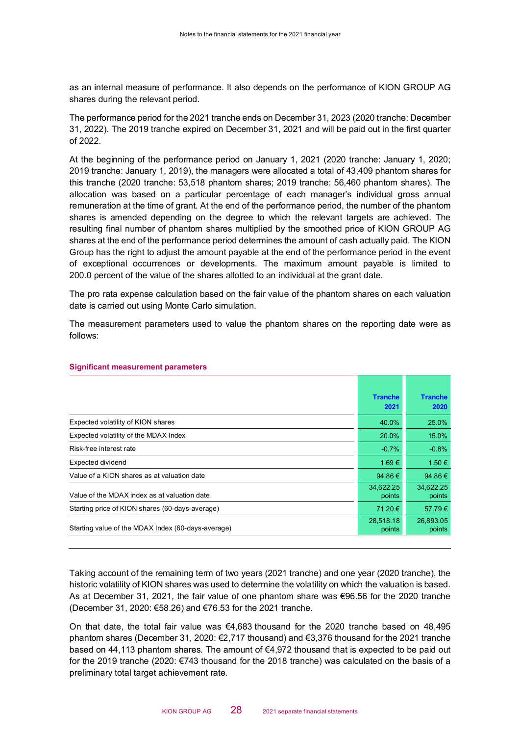as an internal measure of performance. It also depends on the performance of KION GROUP AG shares during the relevant period.

The performance period for the 2021 tranche ends on December 31, 2023 (2020 tranche: December 31, 2022). The 2019 tranche expired on December 31, 2021 and will be paid out in the first quarter of 2022.

At the beginning of the performance period on January 1, 2021 (2020 tranche: January 1, 2020; 2019 tranche: January 1, 2019), the managers were allocated a total of 43,409 phantom shares for this tranche (2020 tranche: 53,518 phantom shares; 2019 tranche: 56,460 phantom shares). The allocation was based on a particular percentage of each manager's individual gross annual remuneration at the time of grant. At the end of the performance period, the number of the phantom shares is amended depending on the degree to which the relevant targets are achieved. The resulting final number of phantom shares multiplied by the smoothed price of KION GROUP AG shares at the end of the performance period determines the amount of cash actually paid. The KION Group has the right to adjust the amount payable at the end of the performance period in the event of exceptional occurrences or developments. The maximum amount payable is limited to 200.0 percent of the value of the shares allotted to an individual at the grant date.

The pro rata expense calculation based on the fair value of the phantom shares on each valuation date is carried out using Monte Carlo simulation.

The measurement parameters used to value the phantom shares on the reporting date were as follows:

**Significant measurement parameters**

| | Tranche 2021 | Tranche 2020 |
|---|---|---|
| Expected volatility of KION shares | 40.0% | 25.0% |
| Expected volatility of the MDAX Index | 20.0% | 15.0% |
| Risk-free interest rate | -0.7% | -0.8% |
| Expected dividend | 1.69 € | 1.50 € |
| Value of a KION shares as at valuation date | 94.86 € | 94.86 € |
| Value of the MDAX index as at valuation date | 34,622.25 points | 34,622.25 points |
| Starting price of KION shares (60-days-average) | 71.20 € | 57.79 € |
| Starting value of the MDAX Index (60-days-average) | 28,518.18 points | 26,893.05 points |

Taking account of the remaining term of two years (2021 tranche) and one year (2020 tranche), the historic volatility of KION shares was used to determine the volatility on which the valuation is based. As at December 31, 2021, the fair value of one phantom share was €96.56 for the 2020 tranche (December 31, 2020: €58.26) and €76.53 for the 2021 tranche.

On that date, the total fair value was €4,683 thousand for the 2020 tranche based on 48,495 phantom shares (December 31, 2020: €2,717 thousand) and €3,376 thousand for the 2021 tranche based on 44,113 phantom shares. The amount of €4,972 thousand that is expected to be paid out for the 2019 tranche (2020: €743 thousand for the 2018 tranche) was calculated on the basis of a preliminary total target achievement rate.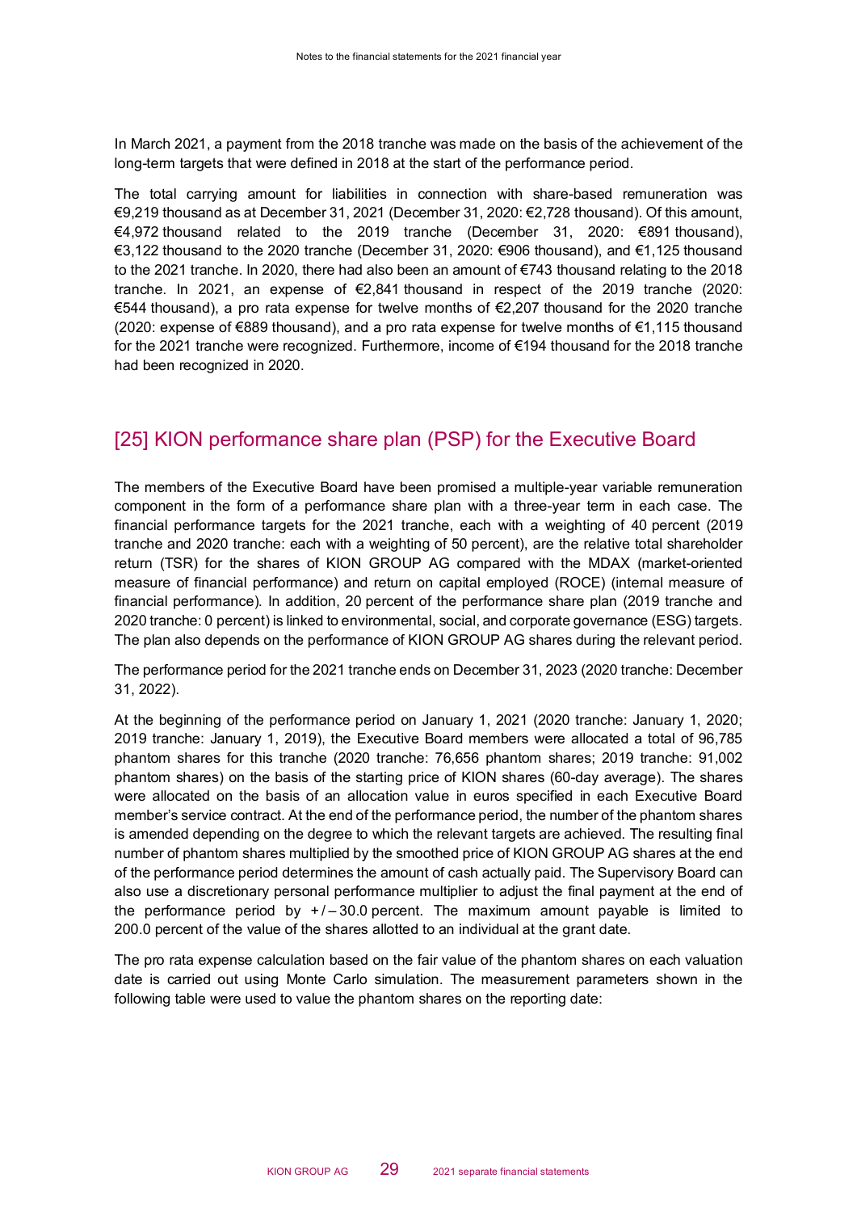In March 2021, a payment from the 2018 tranche was made on the basis of the achievement of the long-term targets that were defined in 2018 at the start of the performance period.

The total carrying amount for liabilities in connection with share-based remuneration was €9,219 thousand as at December 31, 2021 (December 31, 2020: €2,728 thousand). Of this amount, €4,972 thousand related to the 2019 tranche (December 31, 2020: €891 thousand), €3,122 thousand to the 2020 tranche (December 31, 2020: €906 thousand), and €1,125 thousand to the 2021 tranche. In 2020, there had also been an amount of €743 thousand relating to the 2018 tranche. In 2021, an expense of €2,841 thousand in respect of the 2019 tranche (2020: €544 thousand), a pro rata expense for twelve months of €2,207 thousand for the 2020 tranche (2020: expense of €889 thousand), and a pro rata expense for twelve months of €1,115 thousand for the 2021 tranche were recognized. Furthermore, income of €194 thousand for the 2018 tranche had been recognized in 2020.

## [25] KION performance share plan (PSP) for the Executive Board

The members of the Executive Board have been promised a multiple-year variable remuneration component in the form of a performance share plan with a three-year term in each case. The financial performance targets for the 2021 tranche, each with a weighting of 40 percent (2019 tranche and 2020 tranche: each with a weighting of 50 percent), are the relative total shareholder return (TSR) for the shares of KION GROUP AG compared with the MDAX (market-oriented measure of financial performance) and return on capital employed (ROCE) (internal measure of financial performance). In addition, 20 percent of the performance share plan (2019 tranche and 2020 tranche: 0 percent) is linked to environmental, social, and corporate governance (ESG) targets. The plan also depends on the performance of KION GROUP AG shares during the relevant period.

The performance period for the 2021 tranche ends on December 31, 2023 (2020 tranche: December 31, 2022).

At the beginning of the performance period on January 1, 2021 (2020 tranche: January 1, 2020; 2019 tranche: January 1, 2019), the Executive Board members were allocated a total of 96,785 phantom shares for this tranche (2020 tranche: 76,656 phantom shares; 2019 tranche: 91,002 phantom shares) on the basis of the starting price of KION shares (60-day average). The shares were allocated on the basis of an allocation value in euros specified in each Executive Board member's service contract. At the end of the performance period, the number of the phantom shares is amended depending on the degree to which the relevant targets are achieved. The resulting final number of phantom shares multiplied by the smoothed price of KION GROUP AG shares at the end of the performance period determines the amount of cash actually paid. The Supervisory Board can also use a discretionary personal performance multiplier to adjust the final payment at the end of the performance period by +/– 30.0 percent. The maximum amount payable is limited to 200.0 percent of the value of the shares allotted to an individual at the grant date.

The pro rata expense calculation based on the fair value of the phantom shares on each valuation date is carried out using Monte Carlo simulation. The measurement parameters shown in the following table were used to value the phantom shares on the reporting date: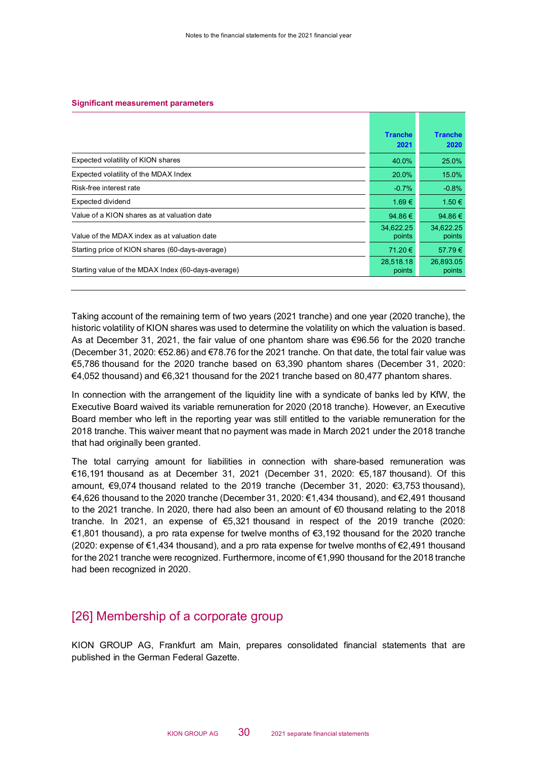**Significant measurement parameters**

| | Tranche 2021 | Tranche 2020 |
|---|---|---|
| Expected volatility of KION shares | 40.0% | 25.0% |
| Expected volatility of the MDAX Index | 20.0% | 15.0% |
| Risk-free interest rate | -0.7% | -0.8% |
| Expected dividend | 1.69 € | 1.50 € |
| Value of a KION shares as at valuation date | 94.86 € | 94.86 € |
| Value of the MDAX index as at valuation date | 34,622.25 points | 34,622.25 points |
| Starting price of KION shares (60-days-average) | 71.20 € | 57.79 € |
| Starting value of the MDAX Index (60-days-average) | 28,518.18 points | 26,893.05 points |

Taking account of the remaining term of two years (2021 tranche) and one year (2020 tranche), the historic volatility of KION shares was used to determine the volatility on which the valuation is based. As at December 31, 2021, the fair value of one phantom share was €96.56 for the 2020 tranche (December 31, 2020: €52.86) and €78.76 for the 2021 tranche. On that date, the total fair value was €5,786 thousand for the 2020 tranche based on 63,390 phantom shares (December 31, 2020: €4,052 thousand) and €6,321 thousand for the 2021 tranche based on 80,477 phantom shares.

In connection with the arrangement of the liquidity line with a syndicate of banks led by KfW, the Executive Board waived its variable remuneration for 2020 (2018 tranche). However, an Executive Board member who left in the reporting year was still entitled to the variable remuneration for the 2018 tranche. This waiver meant that no payment was made in March 2021 under the 2018 tranche that had originally been granted.

The total carrying amount for liabilities in connection with share-based remuneration was €16,191 thousand as at December 31, 2021 (December 31, 2020: €5,187 thousand). Of this amount, €9,074 thousand related to the 2019 tranche (December 31, 2020: €3,753 thousand), €4,626 thousand to the 2020 tranche (December 31, 2020: €1,434 thousand), and €2,491 thousand to the 2021 tranche. In 2020, there had also been an amount of €0 thousand relating to the 2018 tranche. In 2021, an expense of €5,321 thousand in respect of the 2019 tranche (2020: €1,801 thousand), a pro rata expense for twelve months of €3,192 thousand for the 2020 tranche (2020: expense of €1,434 thousand), and a pro rata expense for twelve months of €2,491 thousand for the 2021 tranche were recognized. Furthermore, income of €1,990 thousand for the 2018 tranche had been recognized in 2020.

## [26] Membership of a corporate group

KION GROUP AG, Frankfurt am Main, prepares consolidated financial statements that are published in the German Federal Gazette.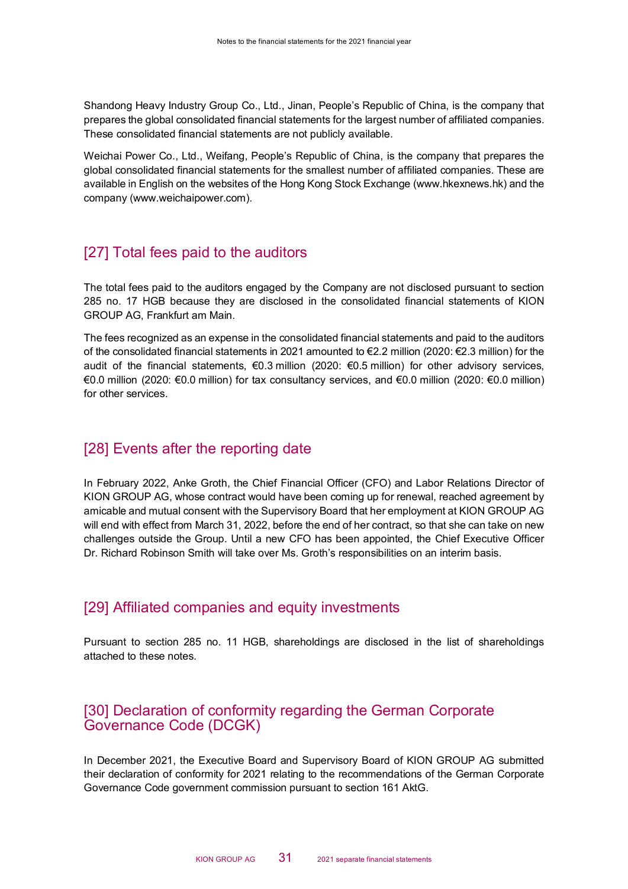Shandong Heavy Industry Group Co., Ltd., Jinan, People's Republic of China, is the company that prepares the global consolidated financial statements for the largest number of affiliated companies. These consolidated financial statements are not publicly available.

Weichai Power Co., Ltd., Weifang, People's Republic of China, is the company that prepares the global consolidated financial statements for the smallest number of affiliated companies. These are available in English on the websites of the Hong Kong Stock Exchange (www.hkexnews.hk) and the company (www.weichaipower.com).

## [27] Total fees paid to the auditors

The total fees paid to the auditors engaged by the Company are not disclosed pursuant to section 285 no. 17 HGB because they are disclosed in the consolidated financial statements of KION GROUP AG, Frankfurt am Main.

The fees recognized as an expense in the consolidated financial statements and paid to the auditors of the consolidated financial statements in 2021 amounted to €2.2 million (2020: €2.3 million) for the audit of the financial statements, €0.3 million (2020: €0.5 million) for other advisory services, €0.0 million (2020: €0.0 million) for tax consultancy services, and €0.0 million (2020: €0.0 million) for other services.

## [28] Events after the reporting date

In February 2022, Anke Groth, the Chief Financial Officer (CFO) and Labor Relations Director of KION GROUP AG, whose contract would have been coming up for renewal, reached agreement by amicable and mutual consent with the Supervisory Board that her employment at KION GROUP AG will end with effect from March 31, 2022, before the end of her contract, so that she can take on new challenges outside the Group. Until a new CFO has been appointed, the Chief Executive Officer Dr. Richard Robinson Smith will take over Ms. Groth's responsibilities on an interim basis.

## [29] Affiliated companies and equity investments

Pursuant to section 285 no. 11 HGB, shareholdings are disclosed in the list of shareholdings attached to these notes.

## [30] Declaration of conformity regarding the German Corporate Governance Code (DCGK)

In December 2021, the Executive Board and Supervisory Board of KION GROUP AG submitted their declaration of conformity for 2021 relating to the recommendations of the German Corporate Governance Code government commission pursuant to section 161 AktG.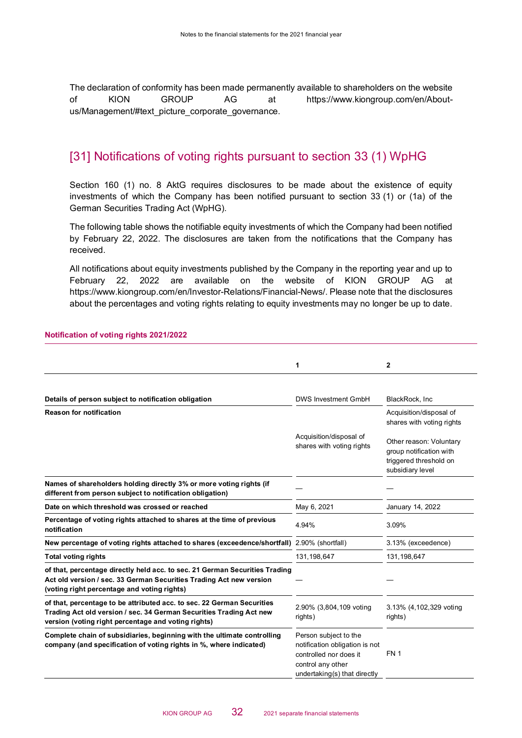The declaration of conformity has been made permanently available to shareholders on the website of KION GROUP AG at https://www.kiongroup.com/en/About-us/Management/#text_picture_corporate_governance.

## [31] Notifications of voting rights pursuant to section 33 (1) WpHG

Section 160 (1) no. 8 AktG requires disclosures to be made about the existence of equity investments of which the Company has been notified pursuant to section 33 (1) or (1a) of the German Securities Trading Act (WpHG).

The following table shows the notifiable equity investments of which the Company had been notified by February 22, 2022. The disclosures are taken from the notifications that the Company has received.

All notifications about equity investments published by the Company in the reporting year and up to February 22, 2022 are available on the website of KION GROUP AG at https://www.kiongroup.com/en/Investor-Relations/Financial-News/. Please note that the disclosures about the percentages and voting rights relating to equity investments may no longer be up to date.

**Notification of voting rights 2021/2022**

| | 1 | 2 |
|---|---|---|
| **Details of person subject to notification obligation** | DWS Investment GmbH | BlackRock, Inc |
| **Reason for notification** | Acquisition/disposal of shares with voting rights | Acquisition/disposal of shares with voting rights<br>Other reason: Voluntary group notification with triggered threshold on subsidiary level |
| **Names of shareholders holding directly 3% or more voting rights (if different from person subject to notification obligation)** | — | — |
| **Date on which threshold was crossed or reached** | May 6, 2021 | January 14, 2022 |
| **Percentage of voting rights attached to shares at the time of previous notification** | 4.94% | 3.09% |
| **New percentage of voting rights attached to shares (exceedence/shortfall)** | 2.90% (shortfall) | 3.13% (exceedence) |
| **Total voting rights** | 131,198,647 | 131,198,647 |
| **of that, percentage directly held acc. to sec. 21 German Securities Trading Act old version / sec. 33 German Securities Trading Act new version (voting right percentage and voting rights)** | — | — |
| **of that, percentage to be attributed acc. to sec. 22 German Securities Trading Act old version / sec. 34 German Securities Trading Act new version (voting right percentage and voting rights)** | 2.90% (3,804,109 voting rights) | 3.13% (4,102,329 voting rights) |
| **Complete chain of subsidiaries, beginning with the ultimate controlling company (and specification of voting rights in %, where indicated)** | Person subject to the notification obligation is not controlled nor does it control any other undertaking(s) that directly | FN 1 |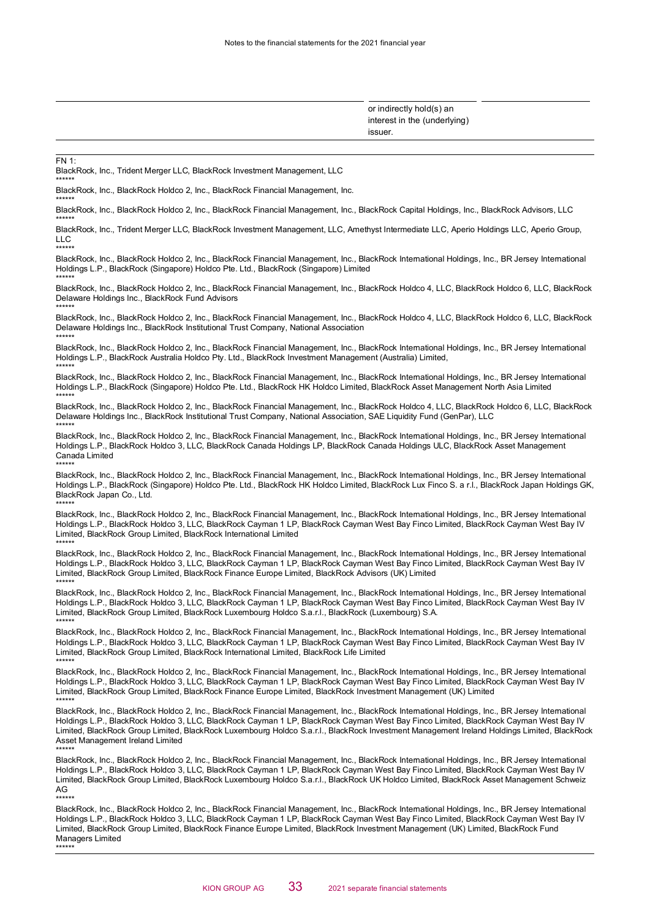| | or indirectly hold(s) an interest in the (underlying) issuer. | |
|---|---|---|

FN 1:

BlackRock, Inc., Trident Merger LLC, BlackRock Investment Management, LLC

******

BlackRock, Inc., BlackRock Holdco 2, Inc., BlackRock Financial Management, Inc.

******

BlackRock, Inc., BlackRock Holdco 2, Inc., BlackRock Financial Management, Inc., BlackRock Capital Holdings, Inc., BlackRock Advisors, LLC

******

BlackRock, Inc., Trident Merger LLC, BlackRock Investment Management, LLC, Amethyst Intermediate LLC, Aperio Holdings LLC, Aperio Group, LLC

******

BlackRock, Inc., BlackRock Holdco 2, Inc., BlackRock Financial Management, Inc., BlackRock International Holdings, Inc., BR Jersey International Holdings L.P., BlackRock (Singapore) Holdco Pte. Ltd., BlackRock (Singapore) Limited

******

BlackRock, Inc., BlackRock Holdco 2, Inc., BlackRock Financial Management, Inc., BlackRock Holdco 4, LLC, BlackRock Holdco 6, LLC, BlackRock Delaware Holdings Inc., BlackRock Fund Advisors

******

BlackRock, Inc., BlackRock Holdco 2, Inc., BlackRock Financial Management, Inc., BlackRock Holdco 4, LLC, BlackRock Holdco 6, LLC, BlackRock Delaware Holdings Inc., BlackRock Institutional Trust Company, National Association

******

BlackRock, Inc., BlackRock Holdco 2, Inc., BlackRock Financial Management, Inc., BlackRock International Holdings, Inc., BR Jersey International Holdings L.P., BlackRock Australia Holdco Pty. Ltd., BlackRock Investment Management (Australia) Limited,

******

BlackRock, Inc., BlackRock Holdco 2, Inc., BlackRock Financial Management, Inc., BlackRock International Holdings, Inc., BR Jersey International Holdings L.P., BlackRock (Singapore) Holdco Pte. Ltd., BlackRock HK Holdco Limited, BlackRock Asset Management North Asia Limited

******

BlackRock, Inc., BlackRock Holdco 2, Inc., BlackRock Financial Management, Inc., BlackRock Holdco 4, LLC, BlackRock Holdco 6, LLC, BlackRock Delaware Holdings Inc., BlackRock Institutional Trust Company, National Association, SAE Liquidity Fund (GenPar), LLC

******

BlackRock, Inc., BlackRock Holdco 2, Inc., BlackRock Financial Management, Inc., BlackRock International Holdings, Inc., BR Jersey International Holdings L.P., BlackRock Holdco 3, LLC, BlackRock Canada Holdings LP, BlackRock Canada Holdings ULC, BlackRock Asset Management Canada Limited

******

BlackRock, Inc., BlackRock Holdco 2, Inc., BlackRock Financial Management, Inc., BlackRock International Holdings, Inc., BR Jersey International Holdings L.P., BlackRock (Singapore) Holdco Pte. Ltd., BlackRock HK Holdco Limited, BlackRock Lux Finco S. a r.l., BlackRock Japan Holdings GK, BlackRock Japan Co., Ltd.

******

BlackRock, Inc., BlackRock Holdco 2, Inc., BlackRock Financial Management, Inc., BlackRock International Holdings, Inc., BR Jersey International Holdings L.P., BlackRock Holdco 3, LLC, BlackRock Cayman 1 LP, BlackRock Cayman West Bay Finco Limited, BlackRock Cayman West Bay IV Limited, BlackRock Group Limited, BlackRock International Limited

******

BlackRock, Inc., BlackRock Holdco 2, Inc., BlackRock Financial Management, Inc., BlackRock International Holdings, Inc., BR Jersey International Holdings L.P., BlackRock Holdco 3, LLC, BlackRock Cayman 1 LP, BlackRock Cayman West Bay Finco Limited, BlackRock Cayman West Bay IV Limited, BlackRock Group Limited, BlackRock Finance Europe Limited, BlackRock Advisors (UK) Limited

******

BlackRock, Inc., BlackRock Holdco 2, Inc., BlackRock Financial Management, Inc., BlackRock International Holdings, Inc., BR Jersey International Holdings L.P., BlackRock Holdco 3, LLC, BlackRock Cayman 1 LP, BlackRock Cayman West Bay Finco Limited, BlackRock Cayman West Bay IV Limited, BlackRock Group Limited, BlackRock Luxembourg Holdco S.a.r.l., BlackRock (Luxembourg) S.A.

******

BlackRock, Inc., BlackRock Holdco 2, Inc., BlackRock Financial Management, Inc., BlackRock International Holdings, Inc., BR Jersey International Holdings L.P., BlackRock Holdco 3, LLC, BlackRock Cayman 1 LP, BlackRock Cayman West Bay Finco Limited, BlackRock Cayman West Bay IV Limited, BlackRock Group Limited, BlackRock International Limited, BlackRock Life Limited

******

BlackRock, Inc., BlackRock Holdco 2, Inc., BlackRock Financial Management, Inc., BlackRock International Holdings, Inc., BR Jersey International Holdings L.P., BlackRock Holdco 3, LLC, BlackRock Cayman 1 LP, BlackRock Cayman West Bay Finco Limited, BlackRock Cayman West Bay IV Limited, BlackRock Group Limited, BlackRock Finance Europe Limited, BlackRock Investment Management (UK) Limited

******

BlackRock, Inc., BlackRock Holdco 2, Inc., BlackRock Financial Management, Inc., BlackRock International Holdings, Inc., BR Jersey International Holdings L.P., BlackRock Holdco 3, LLC, BlackRock Cayman 1 LP, BlackRock Cayman West Bay Finco Limited, BlackRock Cayman West Bay IV Limited, BlackRock Group Limited, BlackRock Luxembourg Holdco S.a.r.l., BlackRock Investment Management Ireland Holdings Limited, BlackRock Asset Management Ireland Limited

******

BlackRock, Inc., BlackRock Holdco 2, Inc., BlackRock Financial Management, Inc., BlackRock International Holdings, Inc., BR Jersey International Holdings L.P., BlackRock Holdco 3, LLC, BlackRock Cayman 1 LP, BlackRock Cayman West Bay Finco Limited, BlackRock Cayman West Bay IV Limited, BlackRock Group Limited, BlackRock Luxembourg Holdco S.a.r.l., BlackRock UK Holdco Limited, BlackRock Asset Management Schweiz AG

******

BlackRock, Inc., BlackRock Holdco 2, Inc., BlackRock Financial Management, Inc., BlackRock International Holdings, Inc., BR Jersey International Holdings L.P., BlackRock Holdco 3, LLC, BlackRock Cayman 1 LP, BlackRock Cayman West Bay Finco Limited, BlackRock Cayman West Bay IV Limited, BlackRock Group Limited, BlackRock Finance Europe Limited, BlackRock Investment Management (UK) Limited, BlackRock Fund Managers Limited

******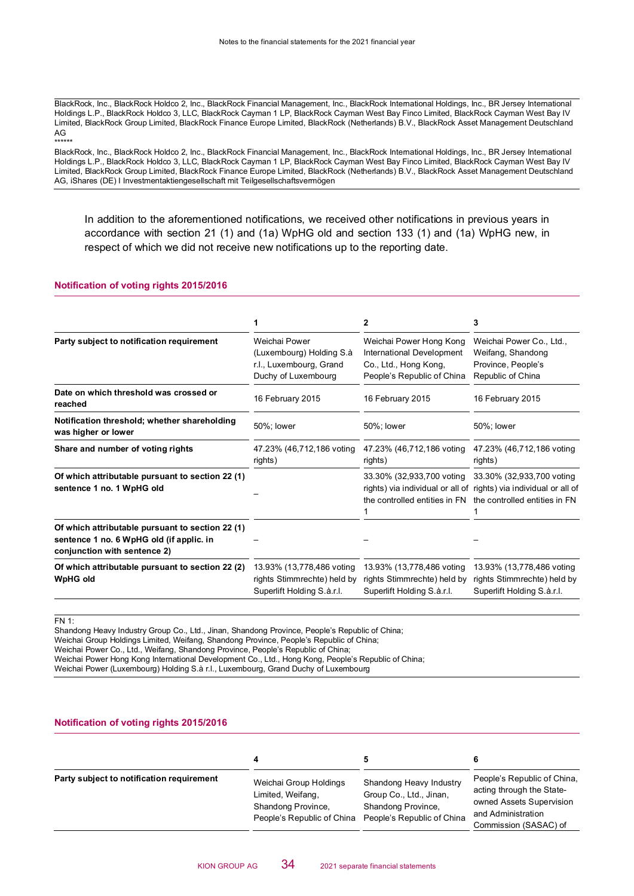BlackRock, Inc., BlackRock Holdco 2, Inc., BlackRock Financial Management, Inc., BlackRock International Holdings, Inc., BR Jersey International Holdings L.P., BlackRock Holdco 3, LLC, BlackRock Cayman 1 LP, BlackRock Cayman West Bay Finco Limited, BlackRock Cayman West Bay IV Limited, BlackRock Group Limited, BlackRock Finance Europe Limited, BlackRock (Netherlands) B.V., BlackRock Asset Management Deutschland AG

******

BlackRock, Inc., BlackRock Holdco 2, Inc., BlackRock Financial Management, Inc., BlackRock International Holdings, Inc., BR Jersey International Holdings L.P., BlackRock Holdco 3, LLC, BlackRock Cayman 1 LP, BlackRock Cayman West Bay Finco Limited, BlackRock Cayman West Bay IV Limited, BlackRock Group Limited, BlackRock Finance Europe Limited, BlackRock (Netherlands) B.V., BlackRock Asset Management Deutschland AG, iShares (DE) I Investmentaktiengesellschaft mit Teilgesellschaftsvermögen

In addition to the aforementioned notifications, we received other notifications in previous years in accordance with section 21 (1) and (1a) WpHG old and section 133 (1) and (1a) WpHG new, in respect of which we did not receive new notifications up to the reporting date.

**Notification of voting rights 2015/2016**

| | 1 | 2 | 3 |
|---|---|---|---|
| **Party subject to notification requirement** | Weichai Power (Luxembourg) Holding S.à r.l., Luxembourg, Grand Duchy of Luxembourg | Weichai Power Hong Kong International Development Co., Ltd., Hong Kong, People's Republic of China | Weichai Power Co., Ltd., Weifang, Shandong Province, People's Republic of China |
| **Date on which threshold was crossed or reached** | 16 February 2015 | 16 February 2015 | 16 February 2015 |
| **Notification threshold; whether shareholding was higher or lower** | 50%; lower | 50%; lower | 50%; lower |
| **Share and number of voting rights** | 47.23% (46,712,186 voting rights) | 47.23% (46,712,186 voting rights) | 47.23% (46,712,186 voting rights) |
| **Of which attributable pursuant to section 22 (1) sentence 1 no. 1 WpHG old** | – | 33.30% (32,933,700 voting rights) via individual or all of the controlled entities in FN 1 | 33.30% (32,933,700 voting rights) via individual or all of the controlled entities in FN 1 |
| **Of which attributable pursuant to section 22 (1) sentence 1 no. 6 WpHG old (if applic. in conjunction with sentence 2)** | – | – | – |
| **Of which attributable pursuant to section 22 (2) WpHG old** | 13.93% (13,778,486 voting rights Stimmrechte) held by Superlift Holding S.à.r.l. | 13.93% (13,778,486 voting rights Stimmrechte) held by Superlift Holding S.à.r.l. | 13.93% (13,778,486 voting rights Stimmrechte) held by Superlift Holding S.à.r.l. |

FN 1:
Shandong Heavy Industry Group Co., Ltd., Jinan, Shandong Province, People's Republic of China;
Weichai Group Holdings Limited, Weifang, Shandong Province, People's Republic of China;
Weichai Power Co., Ltd., Weifang, Shandong Province, People's Republic of China;
Weichai Power Hong Kong International Development Co., Ltd., Hong Kong, People's Republic of China;
Weichai Power (Luxembourg) Holding S.à r.l., Luxembourg, Grand Duchy of Luxembourg

**Notification of voting rights 2015/2016**

| | 4 | 5 | 6 |
|---|---|---|---|
| **Party subject to notification requirement** | Weichai Group Holdings Limited, Weifang, Shandong Province, People's Republic of China | Shandong Heavy Industry Group Co., Ltd., Jinan, Shandong Province, People's Republic of China | People's Republic of China, acting through the State-owned Assets Supervision and Administration Commission (SASAC) of |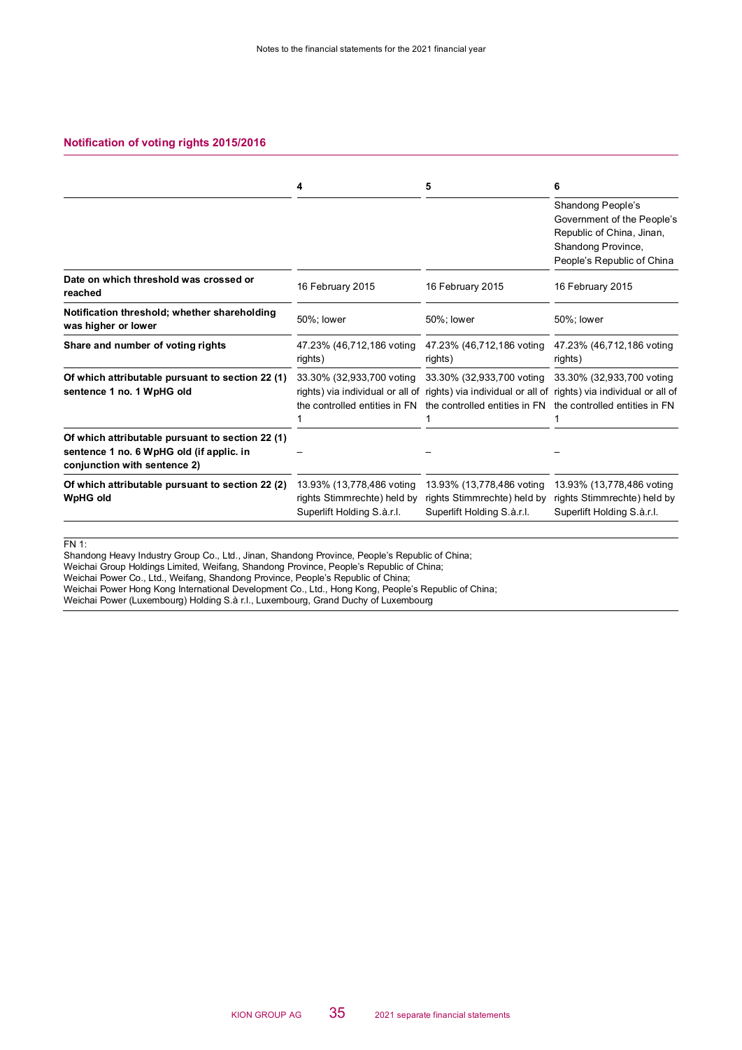## Notification of voting rights 2015/2016

| | 4 | 5 | 6 |
|---|---|---|---|
| | | | Shandong People's Government of the People's Republic of China, Jinan, Shandong Province, People's Republic of China |
| **Date on which threshold was crossed or reached** | 16 February 2015 | 16 February 2015 | 16 February 2015 |
| **Notification threshold; whether shareholding was higher or lower** | 50%; lower | 50%; lower | 50%; lower |
| **Share and number of voting rights** | 47.23% (46,712,186 voting rights) | 47.23% (46,712,186 voting rights) | 47.23% (46,712,186 voting rights) |
| **Of which attributable pursuant to section 22 (1) sentence 1 no. 1 WpHG old** | 33.30% (32,933,700 voting rights) via individual or all of the controlled entities in FN 1 | 33.30% (32,933,700 voting rights) via individual or all of the controlled entities in FN 1 | 33.30% (32,933,700 voting rights) via individual or all of the controlled entities in FN 1 |
| **Of which attributable pursuant to section 22 (1) sentence 1 no. 6 WpHG old (if applic. in conjunction with sentence 2)** | – | – | – |
| **Of which attributable pursuant to section 22 (2) WpHG old** | 13.93% (13,778,486 voting rights Stimmrechte) held by Superlift Holding S.à.r.l. | 13.93% (13,778,486 voting rights Stimmrechte) held by Superlift Holding S.à.r.l. | 13.93% (13,778,486 voting rights Stimmrechte) held by Superlift Holding S.à.r.l. |

FN 1:
Shandong Heavy Industry Group Co., Ltd., Jinan, Shandong Province, People's Republic of China;
Weichai Group Holdings Limited, Weifang, Shandong Province, People's Republic of China;
Weichai Power Co., Ltd., Weifang, Shandong Province, People's Republic of China;
Weichai Power Hong Kong International Development Co., Ltd., Hong Kong, People's Republic of China;
Weichai Power (Luxembourg) Holding S.à r.l., Luxembourg, Grand Duchy of Luxembourg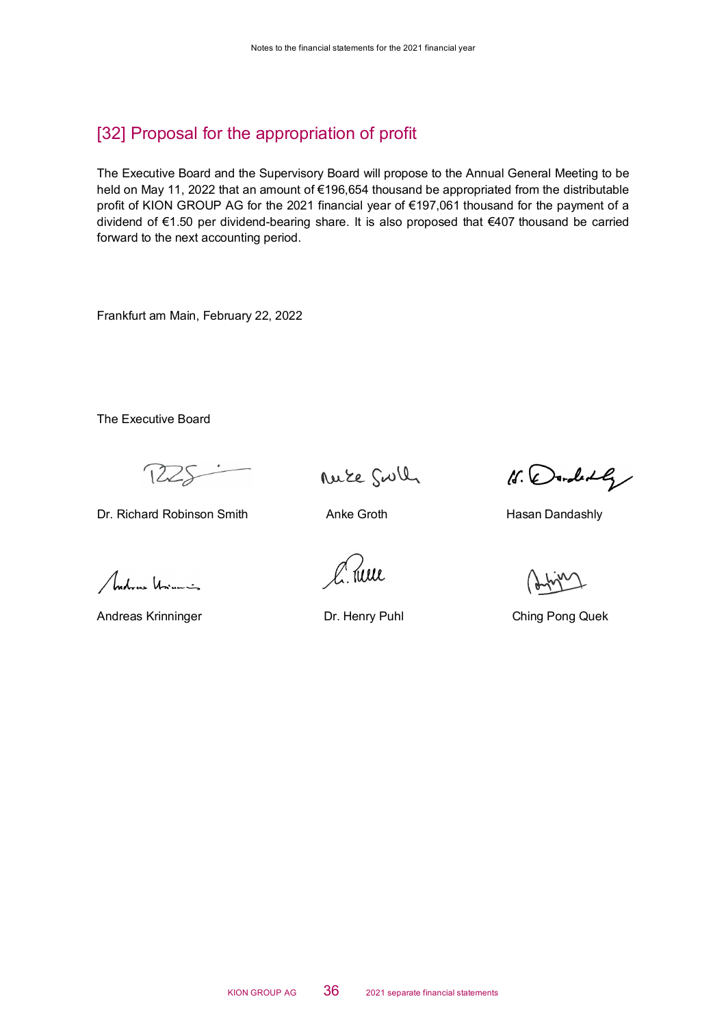## [32] Proposal for the appropriation of profit

The Executive Board and the Supervisory Board will propose to the Annual General Meeting to be held on May 11, 2022 that an amount of €196,654 thousand be appropriated from the distributable profit of KION GROUP AG for the 2021 financial year of €197,061 thousand for the payment of a dividend of €1.50 per dividend-bearing share. It is also proposed that €407 thousand be carried forward to the next accounting period.

Frankfurt am Main, February 22, 2022

The Executive Board

| | | |
|---|---|---|
| Dr. Richard Robinson Smith | Anke Groth | Hasan Dandashly |
| Andreas Krinninger | Dr. Henry Puhl | Ching Pong Quek |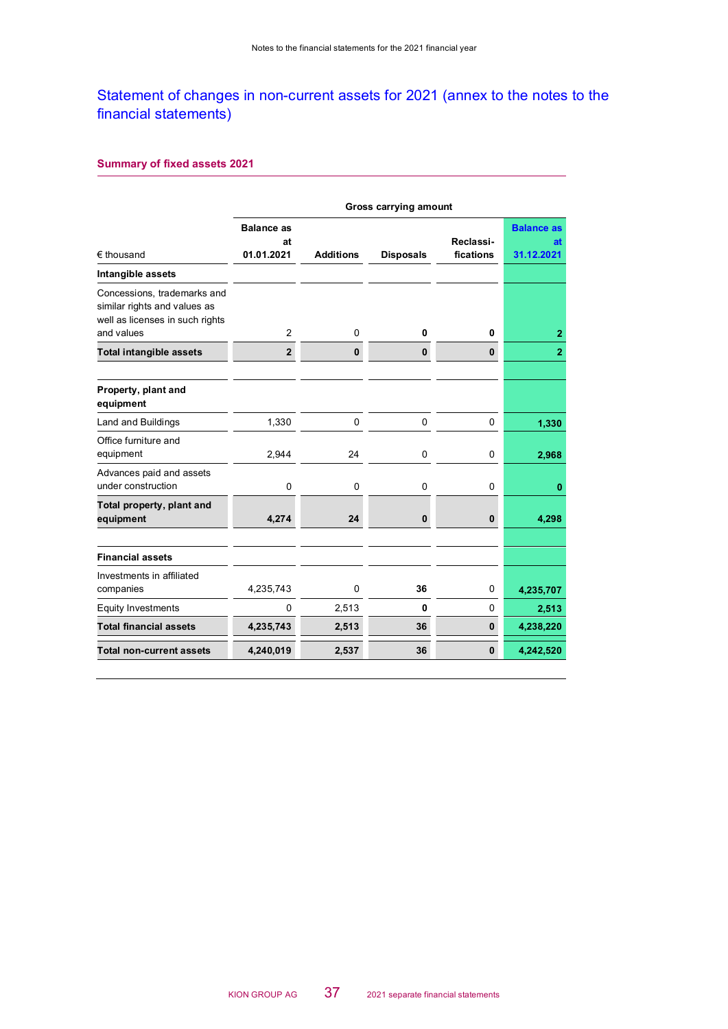## Statement of changes in non-current assets for 2021 (annex to the notes to the financial statements)

### Summary of fixed assets 2021

| € thousand | Gross carrying amount | | | | |
|---|---|---|---|---|---|
| | Balance as at 01.01.2021 | Additions | Disposals | Reclassi-fications | Balance as at 31.12.2021 |
| **Intangible assets** | | | | | |
| Concessions, trademarks and similar rights and values as well as licenses in such rights and values | 2 | 0 | **0** | **0** | **2** |
| **Total intangible assets** | **2** | **0** | **0** | **0** | **2** |
| **Property, plant and equipment** | | | | | |
| Land and Buildings | 1,330 | 0 | 0 | 0 | **1,330** |
| Office furniture and equipment | 2,944 | 24 | 0 | 0 | **2,968** |
| Advances paid and assets under construction | 0 | 0 | 0 | 0 | **0** |
| **Total property, plant and equipment** | **4,274** | **24** | **0** | **0** | **4,298** |
| **Financial assets** | | | | | |
| Investments in affiliated companies | 4,235,743 | 0 | **36** | 0 | **4,235,707** |
| Equity Investments | 0 | 2,513 | **0** | 0 | **2,513** |
| **Total financial assets** | **4,235,743** | **2,513** | **36** | **0** | **4,238,220** |
| **Total non-current assets** | **4,240,019** | **2,537** | **36** | **0** | **4,242,520** |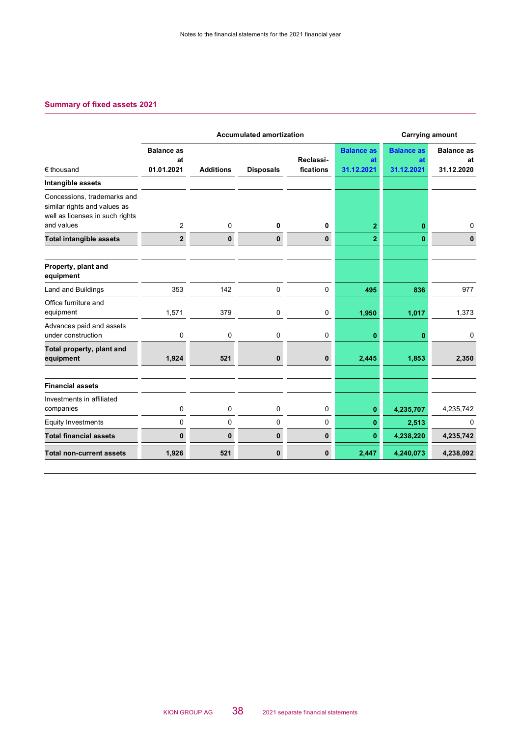## Summary of fixed assets 2021

| € thousand | Accumulated amortization | | | | | Carrying amount | |
|---|---|---|---|---|---|---|---|
| | Balance as at 01.01.2021 | Additions | Disposals | Reclassi-fications | Balance as at 31.12.2021 | Balance as at 31.12.2021 | Balance as at 31.12.2020 |
| **Intangible assets** | | | | | | | |
| Concessions, trademarks and similar rights and values as well as licenses in such rights and values | 2 | 0 | **0** | **0** | **2** | **0** | 0 |
| **Total intangible assets** | **2** | **0** | **0** | **0** | **2** | **0** | **0** |
| | | | | | | | |
| **Property, plant and equipment** | | | | | | | |
| Land and Buildings | 353 | 142 | 0 | 0 | **495** | **836** | 977 |
| Office furniture and equipment | 1,571 | 379 | 0 | 0 | **1,950** | **1,017** | 1,373 |
| Advances paid and assets under construction | 0 | 0 | 0 | 0 | **0** | **0** | 0 |
| **Total property, plant and equipment** | **1,924** | **521** | **0** | **0** | **2,445** | **1,853** | **2,350** |
| | | | | | | | |
| **Financial assets** | | | | | | | |
| Investments in affiliated companies | 0 | 0 | 0 | 0 | **0** | **4,235,707** | 4,235,742 |
| Equity Investments | 0 | 0 | 0 | 0 | **0** | **2,513** | 0 |
| **Total financial assets** | **0** | **0** | **0** | **0** | **0** | **4,238,220** | **4,235,742** |
| **Total non-current assets** | **1,926** | **521** | **0** | **0** | **2,447** | **4,240,073** | **4,238,092** |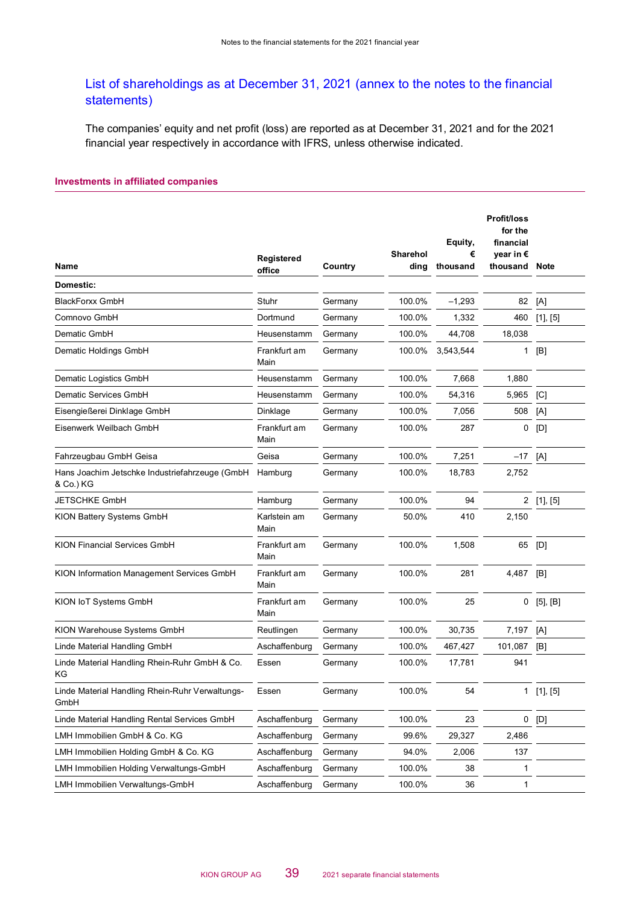## List of shareholdings as at December 31, 2021 (annex to the notes to the financial statements)

The companies' equity and net profit (loss) are reported as at December 31, 2021 and for the 2021 financial year respectively in accordance with IFRS, unless otherwise indicated.

### Investments in affiliated companies

| Name | Registered office | Country | Shareholding | Equity, € thousand | Profit/loss for the financial year in € thousand | Note |
|---|---|---|---|---|---|---|
| **Domestic:** | | | | | | |
| BlackForxx GmbH | Stuhr | Germany | 100.0% | –1,293 | 82 | [A] |
| Comnovo GmbH | Dortmund | Germany | 100.0% | 1,332 | 460 | [1], [5] |
| Dematic GmbH | Heusenstamm | Germany | 100.0% | 44,708 | 18,038 | |
| Dematic Holdings GmbH | Frankfurt am Main | Germany | 100.0% | 3,543,544 | 1 | [B] |
| Dematic Logistics GmbH | Heusenstamm | Germany | 100.0% | 7,668 | 1,880 | |
| Dematic Services GmbH | Heusenstamm | Germany | 100.0% | 54,316 | 5,965 | [C] |
| Eisengießerei Dinklage GmbH | Dinklage | Germany | 100.0% | 7,056 | 508 | [A] |
| Eisenwerk Weilbach GmbH | Frankfurt am Main | Germany | 100.0% | 287 | 0 | [D] |
| Fahrzeugbau GmbH Geisa | Geisa | Germany | 100.0% | 7,251 | –17 | [A] |
| Hans Joachim Jetschke Industriefahrzeuge (GmbH & Co.) KG | Hamburg | Germany | 100.0% | 18,783 | 2,752 | |
| JETSCHKE GmbH | Hamburg | Germany | 100.0% | 94 | 2 | [1], [5] |
| KION Battery Systems GmbH | Karlstein am Main | Germany | 50.0% | 410 | 2,150 | |
| KION Financial Services GmbH | Frankfurt am Main | Germany | 100.0% | 1,508 | 65 | [D] |
| KION Information Management Services GmbH | Frankfurt am Main | Germany | 100.0% | 281 | 4,487 | [B] |
| KION IoT Systems GmbH | Frankfurt am Main | Germany | 100.0% | 25 | 0 | [5], [B] |
| KION Warehouse Systems GmbH | Reutlingen | Germany | 100.0% | 30,735 | 7,197 | [A] |
| Linde Material Handling GmbH | Aschaffenburg | Germany | 100.0% | 467,427 | 101,087 | [B] |
| Linde Material Handling Rhein-Ruhr GmbH & Co. KG | Essen | Germany | 100.0% | 17,781 | 941 | |
| Linde Material Handling Rhein-Ruhr Verwaltungs-GmbH | Essen | Germany | 100.0% | 54 | 1 | [1], [5] |
| Linde Material Handling Rental Services GmbH | Aschaffenburg | Germany | 100.0% | 23 | 0 | [D] |
| LMH Immobilien GmbH & Co. KG | Aschaffenburg | Germany | 99.6% | 29,327 | 2,486 | |
| LMH Immobilien Holding GmbH & Co. KG | Aschaffenburg | Germany | 94.0% | 2,006 | 137 | |
| LMH Immobilien Holding Verwaltungs-GmbH | Aschaffenburg | Germany | 100.0% | 38 | 1 | |
| LMH Immobilien Verwaltungs-GmbH | Aschaffenburg | Germany | 100.0% | 36 | 1 | |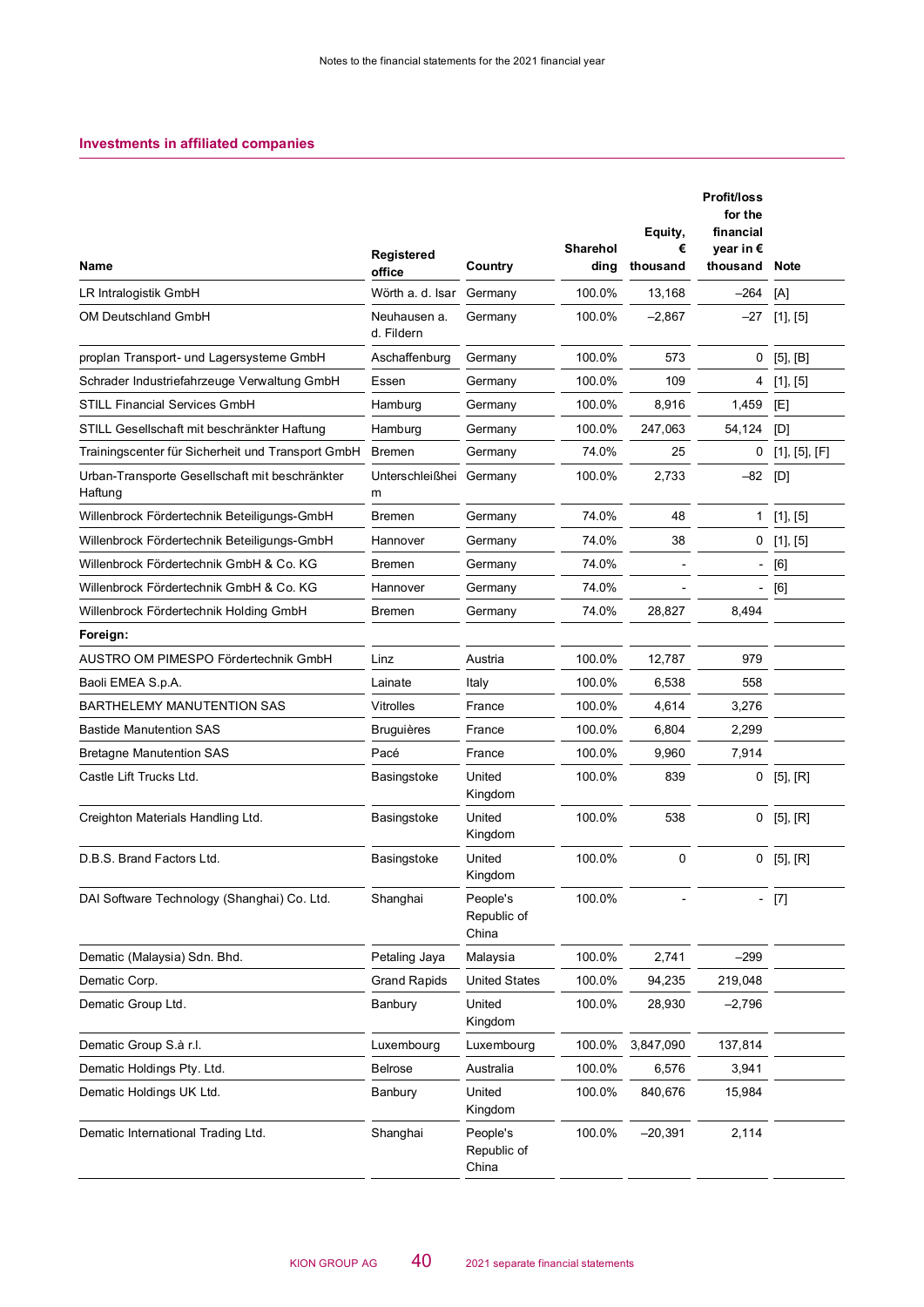## Investments in affiliated companies

| Name | Registered office | Country | Shareholding | Equity, € thousand | Profit/loss for the financial year in € thousand | Note |
|---|---|---|---|---|---|---|
| LR Intralogistik GmbH | Wörth a. d. Isar | Germany | 100.0% | 13,168 | –264 | [A] |
| OM Deutschland GmbH | Neuhausen a. d. Fildern | Germany | 100.0% | –2,867 | –27 | [1], [5] |
| proplan Transport- und Lagersysteme GmbH | Aschaffenburg | Germany | 100.0% | 573 | 0 | [5], [B] |
| Schrader Industriefahrzeuge Verwaltung GmbH | Essen | Germany | 100.0% | 109 | 4 | [1], [5] |
| STILL Financial Services GmbH | Hamburg | Germany | 100.0% | 8,916 | 1,459 | [E] |
| STILL Gesellschaft mit beschränkter Haftung | Hamburg | Germany | 100.0% | 247,063 | 54,124 | [D] |
| Trainingscenter für Sicherheit und Transport GmbH | Bremen | Germany | 74.0% | 25 | 0 | [1], [5], [F] |
| Urban-Transporte Gesellschaft mit beschränkter Haftung | Unterschleißheim | Germany | 100.0% | 2,733 | –82 | [D] |
| Willenbrock Fördertechnik Beteiligungs-GmbH | Bremen | Germany | 74.0% | 48 | 1 | [1], [5] |
| Willenbrock Fördertechnik Beteiligungs-GmbH | Hannover | Germany | 74.0% | 38 | 0 | [1], [5] |
| Willenbrock Fördertechnik GmbH & Co. KG | Bremen | Germany | 74.0% | - | - | [6] |
| Willenbrock Fördertechnik GmbH & Co. KG | Hannover | Germany | 74.0% | - | - | [6] |
| Willenbrock Fördertechnik Holding GmbH | Bremen | Germany | 74.0% | 28,827 | 8,494 | |
| **Foreign:** | | | | | | |
| AUSTRO OM PIMESPO Fördertechnik GmbH | Linz | Austria | 100.0% | 12,787 | 979 | |
| Baoli EMEA S.p.A. | Lainate | Italy | 100.0% | 6,538 | 558 | |
| BARTHELEMY MANUTENTION SAS | Vitrolles | France | 100.0% | 4,614 | 3,276 | |
| Bastide Manutention SAS | Bruguières | France | 100.0% | 6,804 | 2,299 | |
| Bretagne Manutention SAS | Pacé | France | 100.0% | 9,960 | 7,914 | |
| Castle Lift Trucks Ltd. | Basingstoke | United Kingdom | 100.0% | 839 | 0 | [5], [R] |
| Creighton Materials Handling Ltd. | Basingstoke | United Kingdom | 100.0% | 538 | 0 | [5], [R] |
| D.B.S. Brand Factors Ltd. | Basingstoke | United Kingdom | 100.0% | 0 | 0 | [5], [R] |
| DAI Software Technology (Shanghai) Co. Ltd. | Shanghai | People's Republic of China | 100.0% | - | - | [7] |
| Dematic (Malaysia) Sdn. Bhd. | Petaling Jaya | Malaysia | 100.0% | 2,741 | –299 | |
| Dematic Corp. | Grand Rapids | United States | 100.0% | 94,235 | 219,048 | |
| Dematic Group Ltd. | Banbury | United Kingdom | 100.0% | 28,930 | –2,796 | |
| Dematic Group S.à r.l. | Luxembourg | Luxembourg | 100.0% | 3,847,090 | 137,814 | |
| Dematic Holdings Pty. Ltd. | Belrose | Australia | 100.0% | 6,576 | 3,941 | |
| Dematic Holdings UK Ltd. | Banbury | United Kingdom | 100.0% | 840,676 | 15,984 | |
| Dematic International Trading Ltd. | Shanghai | People's Republic of China | 100.0% | –20,391 | 2,114 | |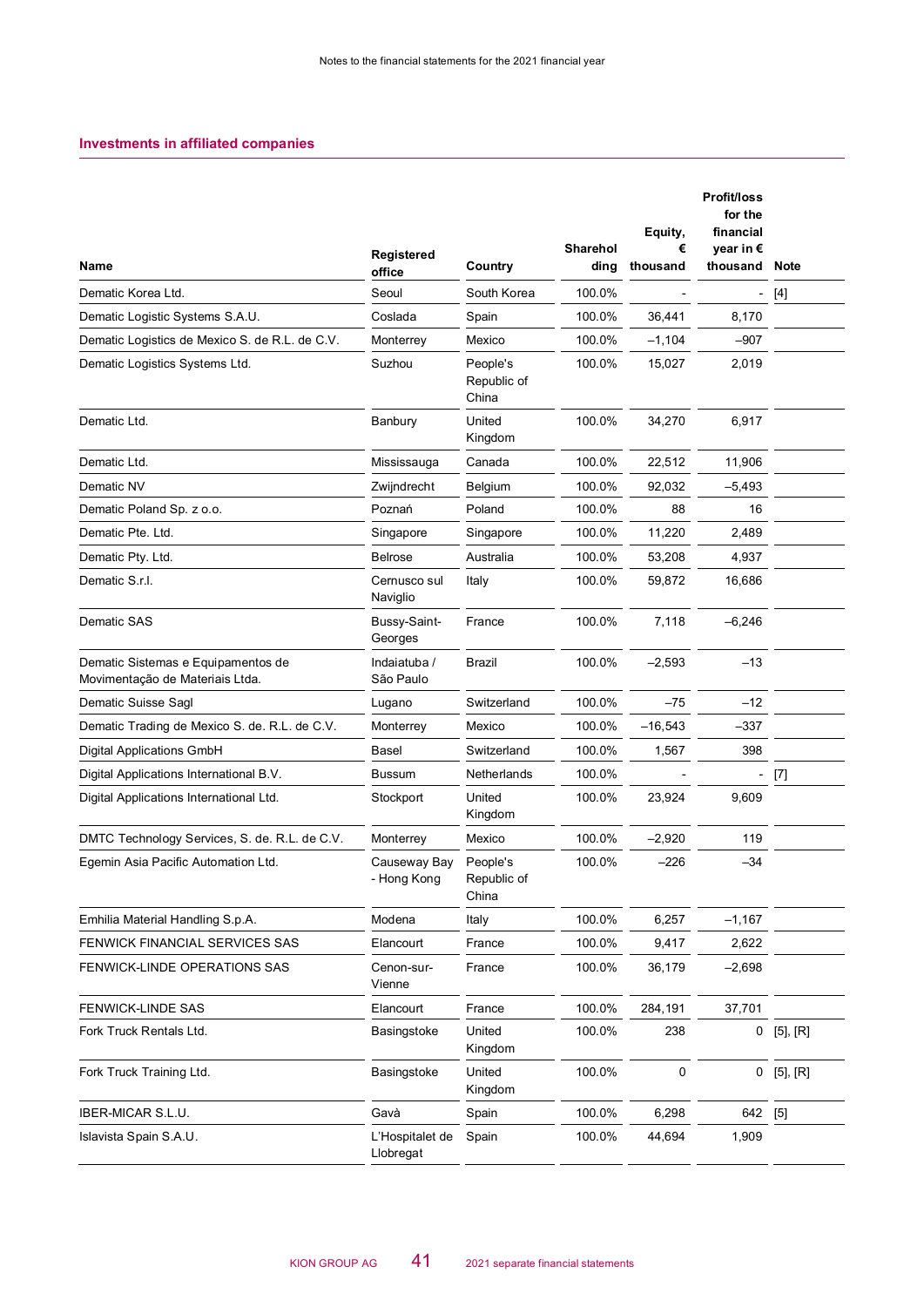## Investments in affiliated companies

| Name | Registered office | Country | Shareholding | Equity, € thousand | Profit/loss for the financial year in € thousand | Note |
|---|---|---|---|---|---|---|
| Dematic Korea Ltd. | Seoul | South Korea | 100.0% | - | - | [4] |
| Dematic Logistic Systems S.A.U. | Coslada | Spain | 100.0% | 36,441 | 8,170 | |
| Dematic Logistics de Mexico S. de R.L. de C.V. | Monterrey | Mexico | 100.0% | –1,104 | –907 | |
| Dematic Logistics Systems Ltd. | Suzhou | People's Republic of China | 100.0% | 15,027 | 2,019 | |
| Dematic Ltd. | Banbury | United Kingdom | 100.0% | 34,270 | 6,917 | |
| Dematic Ltd. | Mississauga | Canada | 100.0% | 22,512 | 11,906 | |
| Dematic NV | Zwijndrecht | Belgium | 100.0% | 92,032 | –5,493 | |
| Dematic Poland Sp. z o.o. | Poznań | Poland | 100.0% | 88 | 16 | |
| Dematic Pte. Ltd. | Singapore | Singapore | 100.0% | 11,220 | 2,489 | |
| Dematic Pty. Ltd. | Belrose | Australia | 100.0% | 53,208 | 4,937 | |
| Dematic S.r.l. | Cernusco sul Naviglio | Italy | 100.0% | 59,872 | 16,686 | |
| Dematic SAS | Bussy-Saint-Georges | France | 100.0% | 7,118 | –6,246 | |
| Dematic Sistemas e Equipamentos de Movimentação de Materiais Ltda. | Indaiatuba / São Paulo | Brazil | 100.0% | –2,593 | –13 | |
| Dematic Suisse Sagl | Lugano | Switzerland | 100.0% | –75 | –12 | |
| Dematic Trading de Mexico S. de. R.L. de C.V. | Monterrey | Mexico | 100.0% | –16,543 | –337 | |
| Digital Applications GmbH | Basel | Switzerland | 100.0% | 1,567 | 398 | |
| Digital Applications International B.V. | Bussum | Netherlands | 100.0% | - | - | [7] |
| Digital Applications International Ltd. | Stockport | United Kingdom | 100.0% | 23,924 | 9,609 | |
| DMTC Technology Services, S. de. R.L. de C.V. | Monterrey | Mexico | 100.0% | –2,920 | 119 | |
| Egemin Asia Pacific Automation Ltd. | Causeway Bay - Hong Kong | People's Republic of China | 100.0% | –226 | –34 | |
| Emhilia Material Handling S.p.A. | Modena | Italy | 100.0% | 6,257 | –1,167 | |
| FENWICK FINANCIAL SERVICES SAS | Elancourt | France | 100.0% | 9,417 | 2,622 | |
| FENWICK-LINDE OPERATIONS SAS | Cenon-sur-Vienne | France | 100.0% | 36,179 | –2,698 | |
| FENWICK-LINDE SAS | Elancourt | France | 100.0% | 284,191 | 37,701 | |
| Fork Truck Rentals Ltd. | Basingstoke | United Kingdom | 100.0% | 238 | 0 | [5], [R] |
| Fork Truck Training Ltd. | Basingstoke | United Kingdom | 100.0% | 0 | 0 | [5], [R] |
| IBER-MICAR S.L.U. | Gavà | Spain | 100.0% | 6,298 | 642 | [5] |
| Islavista Spain S.A.U. | L'Hospitalet de Llobregat | Spain | 100.0% | 44,694 | 1,909 | |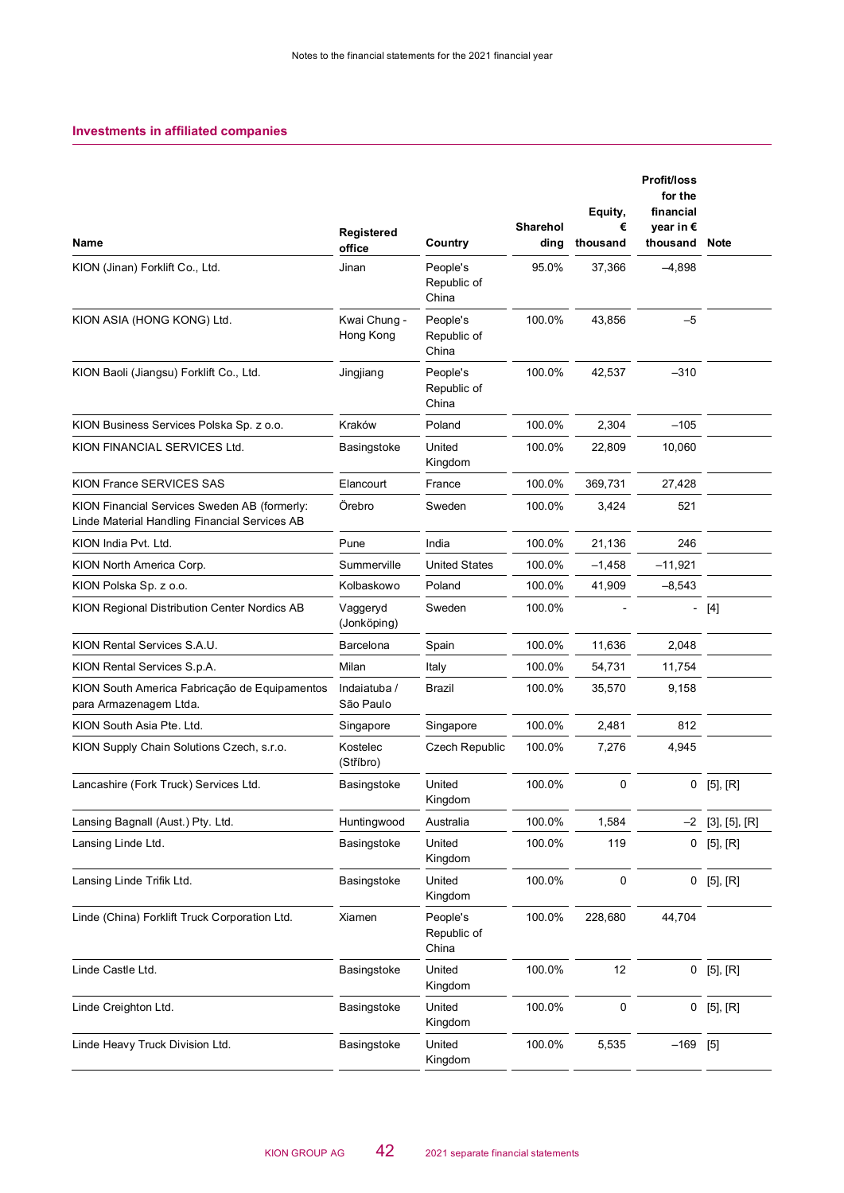## Investments in affiliated companies

| Name | Registered office | Country | Shareholding | Equity, € thousand | Profit/loss for the financial year in € thousand | Note |
|---|---|---|---|---|---|---|
| KION (Jinan) Forklift Co., Ltd. | Jinan | People's Republic of China | 95.0% | 37,366 | –4,898 | |
| KION ASIA (HONG KONG) Ltd. | Kwai Chung - Hong Kong | People's Republic of China | 100.0% | 43,856 | –5 | |
| KION Baoli (Jiangsu) Forklift Co., Ltd. | Jingjiang | People's Republic of China | 100.0% | 42,537 | –310 | |
| KION Business Services Polska Sp. z o.o. | Kraków | Poland | 100.0% | 2,304 | –105 | |
| KION FINANCIAL SERVICES Ltd. | Basingstoke | United Kingdom | 100.0% | 22,809 | 10,060 | |
| KION France SERVICES SAS | Elancourt | France | 100.0% | 369,731 | 27,428 | |
| KION Financial Services Sweden AB (formerly: Linde Material Handling Financial Services AB | Örebro | Sweden | 100.0% | 3,424 | 521 | |
| KION India Pvt. Ltd. | Pune | India | 100.0% | 21,136 | 246 | |
| KION North America Corp. | Summerville | United States | 100.0% | –1,458 | –11,921 | |
| KION Polska Sp. z o.o. | Kolbaskowo | Poland | 100.0% | 41,909 | –8,543 | |
| KION Regional Distribution Center Nordics AB | Vaggeryd (Jonköping) | Sweden | 100.0% | - | - | [4] |
| KION Rental Services S.A.U. | Barcelona | Spain | 100.0% | 11,636 | 2,048 | |
| KION Rental Services S.p.A. | Milan | Italy | 100.0% | 54,731 | 11,754 | |
| KION South America Fabricação de Equipamentos para Armazenagem Ltda. | Indaiatuba / São Paulo | Brazil | 100.0% | 35,570 | 9,158 | |
| KION South Asia Pte. Ltd. | Singapore | Singapore | 100.0% | 2,481 | 812 | |
| KION Supply Chain Solutions Czech, s.r.o. | Kostelec (Stříbro) | Czech Republic | 100.0% | 7,276 | 4,945 | |
| Lancashire (Fork Truck) Services Ltd. | Basingstoke | United Kingdom | 100.0% | 0 | 0 | [5], [R] |
| Lansing Bagnall (Aust.) Pty. Ltd. | Huntingwood | Australia | 100.0% | 1,584 | –2 | [3], [5], [R] |
| Lansing Linde Ltd. | Basingstoke | United Kingdom | 100.0% | 119 | 0 | [5], [R] |
| Lansing Linde Trifik Ltd. | Basingstoke | United Kingdom | 100.0% | 0 | 0 | [5], [R] |
| Linde (China) Forklift Truck Corporation Ltd. | Xiamen | People's Republic of China | 100.0% | 228,680 | 44,704 | |
| Linde Castle Ltd. | Basingstoke | United Kingdom | 100.0% | 12 | 0 | [5], [R] |
| Linde Creighton Ltd. | Basingstoke | United Kingdom | 100.0% | 0 | 0 | [5], [R] |
| Linde Heavy Truck Division Ltd. | Basingstoke | United Kingdom | 100.0% | 5,535 | –169 | [5] |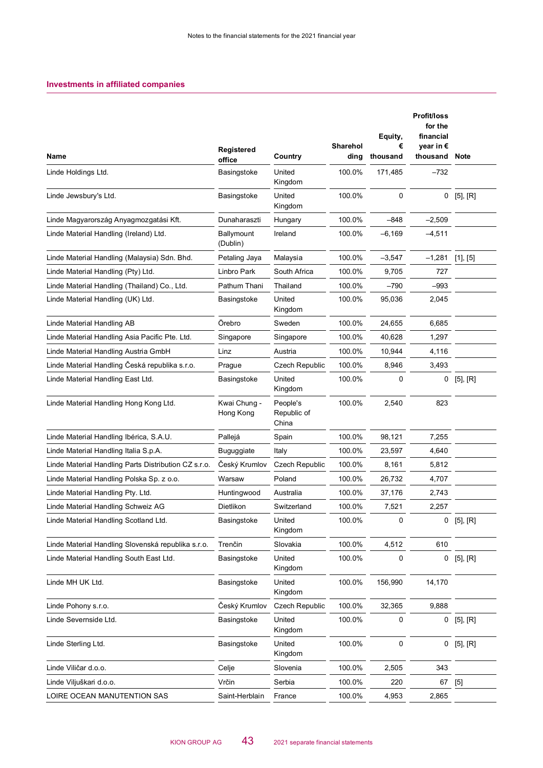## Investments in affiliated companies

| Name | Registered office | Country | Shareholding | Equity, € thousand | Profit/loss for the financial year in € thousand | Note |
|---|---|---|---|---|---|---|
| Linde Holdings Ltd. | Basingstoke | United Kingdom | 100.0% | 171,485 | –732 | |
| Linde Jewsbury's Ltd. | Basingstoke | United Kingdom | 100.0% | 0 | 0 | [5], [R] |
| Linde Magyarország Anyagmozgatási Kft. | Dunaharaszti | Hungary | 100.0% | –848 | –2,509 | |
| Linde Material Handling (Ireland) Ltd. | Ballymount (Dublin) | Ireland | 100.0% | –6,169 | –4,511 | |
| Linde Material Handling (Malaysia) Sdn. Bhd. | Petaling Jaya | Malaysia | 100.0% | –3,547 | –1,281 | [1], [5] |
| Linde Material Handling (Pty) Ltd. | Linbro Park | South Africa | 100.0% | 9,705 | 727 | |
| Linde Material Handling (Thailand) Co., Ltd. | Pathum Thani | Thailand | 100.0% | –790 | –993 | |
| Linde Material Handling (UK) Ltd. | Basingstoke | United Kingdom | 100.0% | 95,036 | 2,045 | |
| Linde Material Handling AB | Örebro | Sweden | 100.0% | 24,655 | 6,685 | |
| Linde Material Handling Asia Pacific Pte. Ltd. | Singapore | Singapore | 100.0% | 40,628 | 1,297 | |
| Linde Material Handling Austria GmbH | Linz | Austria | 100.0% | 10,944 | 4,116 | |
| Linde Material Handling Česká republika s.r.o. | Prague | Czech Republic | 100.0% | 8,946 | 3,493 | |
| Linde Material Handling East Ltd. | Basingstoke | United Kingdom | 100.0% | 0 | 0 | [5], [R] |
| Linde Material Handling Hong Kong Ltd. | Kwai Chung - Hong Kong | People's Republic of China | 100.0% | 2,540 | 823 | |
| Linde Material Handling Ibérica, S.A.U. | Pallejá | Spain | 100.0% | 98,121 | 7,255 | |
| Linde Material Handling Italia S.p.A. | Buguggiate | Italy | 100.0% | 23,597 | 4,640 | |
| Linde Material Handling Parts Distribution CZ s.r.o. | Český Krumlov | Czech Republic | 100.0% | 8,161 | 5,812 | |
| Linde Material Handling Polska Sp. z o.o. | Warsaw | Poland | 100.0% | 26,732 | 4,707 | |
| Linde Material Handling Pty. Ltd. | Huntingwood | Australia | 100.0% | 37,176 | 2,743 | |
| Linde Material Handling Schweiz AG | Dietlikon | Switzerland | 100.0% | 7,521 | 2,257 | |
| Linde Material Handling Scotland Ltd. | Basingstoke | United Kingdom | 100.0% | 0 | 0 | [5], [R] |
| Linde Material Handling Slovenská republika s.r.o. | Trenčin | Slovakia | 100.0% | 4,512 | 610 | |
| Linde Material Handling South East Ltd. | Basingstoke | United Kingdom | 100.0% | 0 | 0 | [5], [R] |
| Linde MH UK Ltd. | Basingstoke | United Kingdom | 100.0% | 156,990 | 14,170 | |
| Linde Pohony s.r.o. | Český Krumlov | Czech Republic | 100.0% | 32,365 | 9,888 | |
| Linde Severnside Ltd. | Basingstoke | United Kingdom | 100.0% | 0 | 0 | [5], [R] |
| Linde Sterling Ltd. | Basingstoke | United Kingdom | 100.0% | 0 | 0 | [5], [R] |
| Linde Viličar d.o.o. | Celje | Slovenia | 100.0% | 2,505 | 343 | |
| Linde Viljuškari d.o.o. | Vrčin | Serbia | 100.0% | 220 | 67 | [5] |
| LOIRE OCEAN MANUTENTION SAS | Saint-Herblain | France | 100.0% | 4,953 | 2,865 | |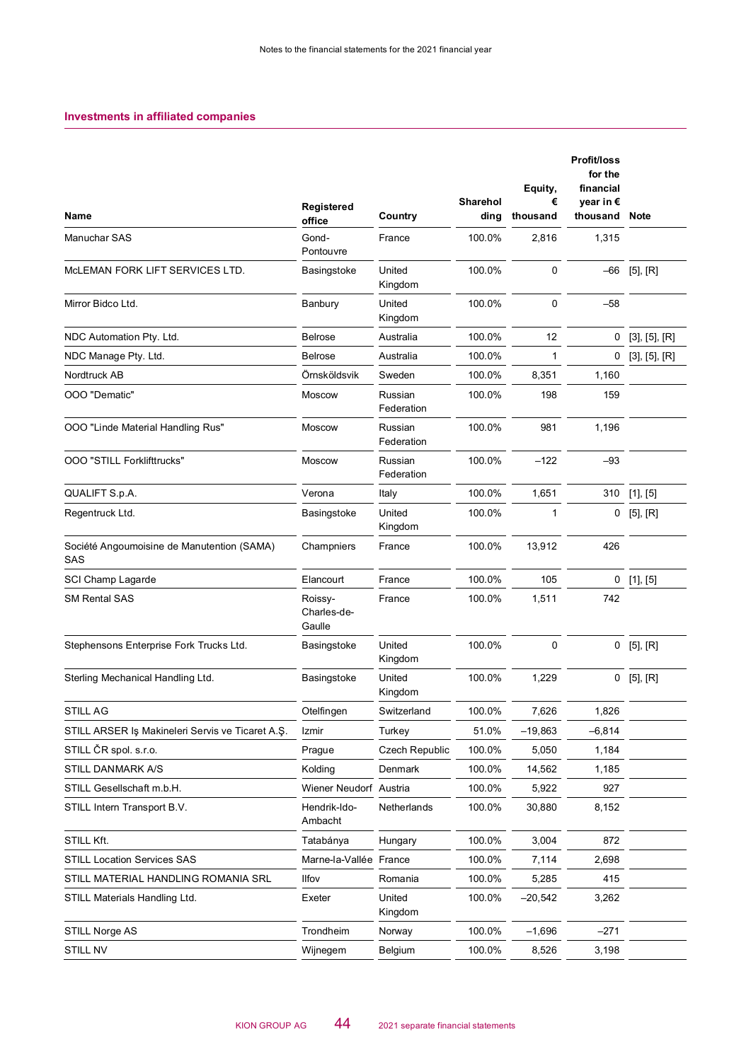## Investments in affiliated companies

| Name | Registered office | Country | Shareholding | Equity, € thousand | Profit/loss for the financial year in € thousand | Note |
|---|---|---|---|---|---|---|
| Manuchar SAS | Gond-Pontouvre | France | 100.0% | 2,816 | 1,315 | |
| McLEMAN FORK LIFT SERVICES LTD. | Basingstoke | United Kingdom | 100.0% | 0 | –66 | [5], [R] |
| Mirror Bidco Ltd. | Banbury | United Kingdom | 100.0% | 0 | –58 | |
| NDC Automation Pty. Ltd. | Belrose | Australia | 100.0% | 12 | 0 | [3], [5], [R] |
| NDC Manage Pty. Ltd. | Belrose | Australia | 100.0% | 1 | 0 | [3], [5], [R] |
| Nordtruck AB | Örnsköldsvik | Sweden | 100.0% | 8,351 | 1,160 | |
| OOO "Dematic" | Moscow | Russian Federation | 100.0% | 198 | 159 | |
| OOO "Linde Material Handling Rus" | Moscow | Russian Federation | 100.0% | 981 | 1,196 | |
| OOO "STILL Forklifttrucks" | Moscow | Russian Federation | 100.0% | –122 | –93 | |
| QUALIFT S.p.A. | Verona | Italy | 100.0% | 1,651 | 310 | [1], [5] |
| Regentruck Ltd. | Basingstoke | United Kingdom | 100.0% | 1 | 0 | [5], [R] |
| Société Angoumoisine de Manutention (SAMA) SAS | Champniers | France | 100.0% | 13,912 | 426 | |
| SCI Champ Lagarde | Elancourt | France | 100.0% | 105 | 0 | [1], [5] |
| SM Rental SAS | Roissy-Charles-de-Gaulle | France | 100.0% | 1,511 | 742 | |
| Stephensons Enterprise Fork Trucks Ltd. | Basingstoke | United Kingdom | 100.0% | 0 | 0 | [5], [R] |
| Sterling Mechanical Handling Ltd. | Basingstoke | United Kingdom | 100.0% | 1,229 | 0 | [5], [R] |
| STILL AG | Otelfingen | Switzerland | 100.0% | 7,626 | 1,826 | |
| STILL ARSER Iş Makineleri Servis ve Ticaret A.Ş. | Izmir | Turkey | 51.0% | –19,863 | –6,814 | |
| STILL ČR spol. s.r.o. | Prague | Czech Republic | 100.0% | 5,050 | 1,184 | |
| STILL DANMARK A/S | Kolding | Denmark | 100.0% | 14,562 | 1,185 | |
| STILL Gesellschaft m.b.H. | Wiener Neudorf | Austria | 100.0% | 5,922 | 927 | |
| STILL Intern Transport B.V. | Hendrik-Ido-Ambacht | Netherlands | 100.0% | 30,880 | 8,152 | |
| STILL Kft. | Tatabánya | Hungary | 100.0% | 3,004 | 872 | |
| STILL Location Services SAS | Marne-la-Vallée | France | 100.0% | 7,114 | 2,698 | |
| STILL MATERIAL HANDLING ROMANIA SRL | Ilfov | Romania | 100.0% | 5,285 | 415 | |
| STILL Materials Handling Ltd. | Exeter | United Kingdom | 100.0% | –20,542 | 3,262 | |
| STILL Norge AS | Trondheim | Norway | 100.0% | –1,696 | –271 | |
| STILL NV | Wijnegem | Belgium | 100.0% | 8,526 | 3,198 | |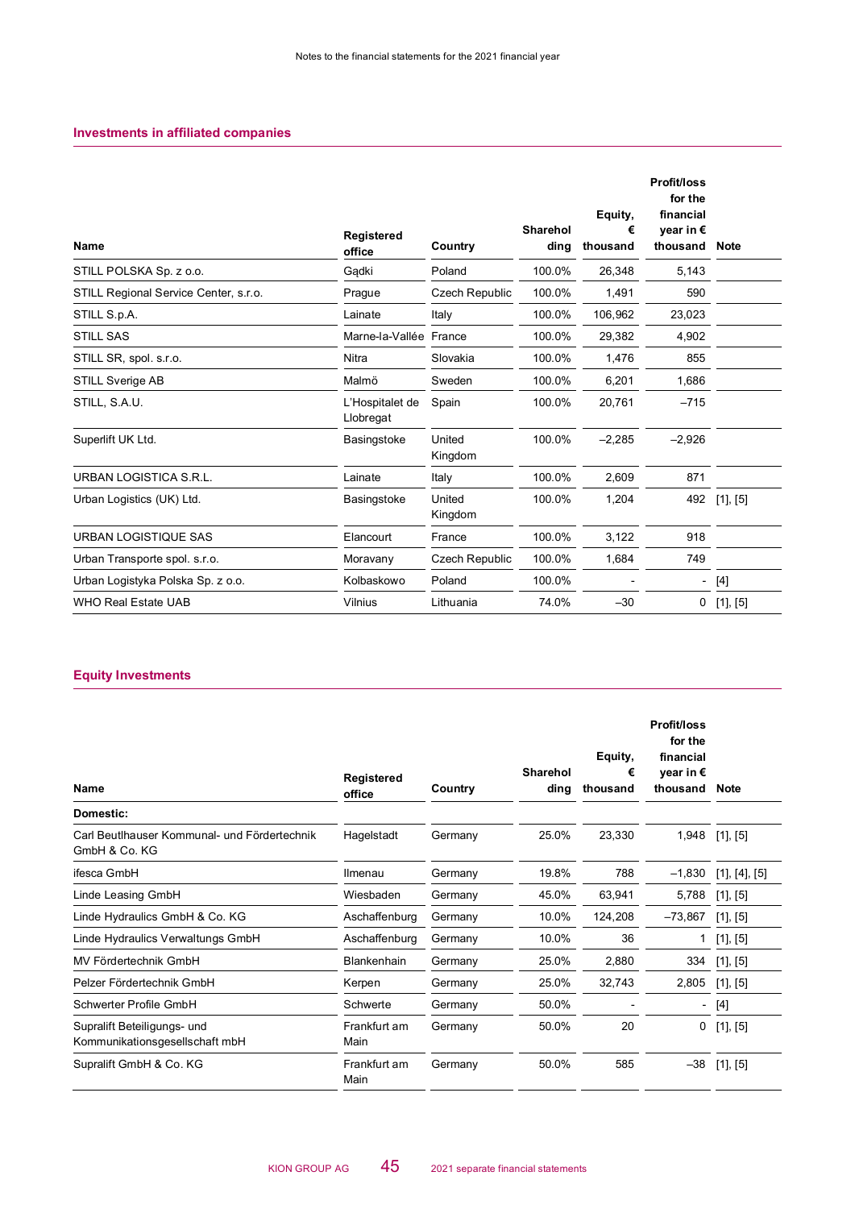## Investments in affiliated companies

| Name | Registered office | Country | Shareholding | Equity, € thousand | Profit/loss for the financial year in € thousand | Note |
|---|---|---|---|---|---|---|
| STILL POLSKA Sp. z o.o. | Gądki | Poland | 100.0% | 26,348 | 5,143 | |
| STILL Regional Service Center, s.r.o. | Prague | Czech Republic | 100.0% | 1,491 | 590 | |
| STILL S.p.A. | Lainate | Italy | 100.0% | 106,962 | 23,023 | |
| STILL SAS | Marne-la-Vallée | France | 100.0% | 29,382 | 4,902 | |
| STILL SR, spol. s.r.o. | Nitra | Slovakia | 100.0% | 1,476 | 855 | |
| STILL Sverige AB | Malmö | Sweden | 100.0% | 6,201 | 1,686 | |
| STILL, S.A.U. | L'Hospitalet de Llobregat | Spain | 100.0% | 20,761 | –715 | |
| Superlift UK Ltd. | Basingstoke | United Kingdom | 100.0% | –2,285 | –2,926 | |
| URBAN LOGISTICA S.R.L. | Lainate | Italy | 100.0% | 2,609 | 871 | |
| Urban Logistics (UK) Ltd. | Basingstoke | United Kingdom | 100.0% | 1,204 | 492 | [1], [5] |
| URBAN LOGISTIQUE SAS | Elancourt | France | 100.0% | 3,122 | 918 | |
| Urban Transporte spol. s.r.o. | Moravany | Czech Republic | 100.0% | 1,684 | 749 | |
| Urban Logistyka Polska Sp. z o.o. | Kolbaskowo | Poland | 100.0% | - | - | [4] |
| WHO Real Estate UAB | Vilnius | Lithuania | 74.0% | –30 | 0 | [1], [5] |

## Equity Investments

| Name | Registered office | Country | Shareholding | Equity, € thousand | Profit/loss for the financial year in € thousand | Note |
|---|---|---|---|---|---|---|
| **Domestic:** | | | | | | |
| Carl Beutlhauser Kommunal- und Fördertechnik GmbH & Co. KG | Hagelstadt | Germany | 25.0% | 23,330 | 1,948 | [1], [5] |
| ifesca GmbH | Ilmenau | Germany | 19.8% | 788 | –1,830 | [1], [4], [5] |
| Linde Leasing GmbH | Wiesbaden | Germany | 45.0% | 63,941 | 5,788 | [1], [5] |
| Linde Hydraulics GmbH & Co. KG | Aschaffenburg | Germany | 10.0% | 124,208 | –73,867 | [1], [5] |
| Linde Hydraulics Verwaltungs GmbH | Aschaffenburg | Germany | 10.0% | 36 | 1 | [1], [5] |
| MV Fördertechnik GmbH | Blankenhain | Germany | 25.0% | 2,880 | 334 | [1], [5] |
| Pelzer Fördertechnik GmbH | Kerpen | Germany | 25.0% | 32,743 | 2,805 | [1], [5] |
| Schwerter Profile GmbH | Schwerte | Germany | 50.0% | - | - | [4] |
| Supralift Beteiligungs- und Kommunikationsgesellschaft mbH | Frankfurt am Main | Germany | 50.0% | 20 | 0 | [1], [5] |
| Supralift GmbH & Co. KG | Frankfurt am Main | Germany | 50.0% | 585 | –38 | [1], [5] |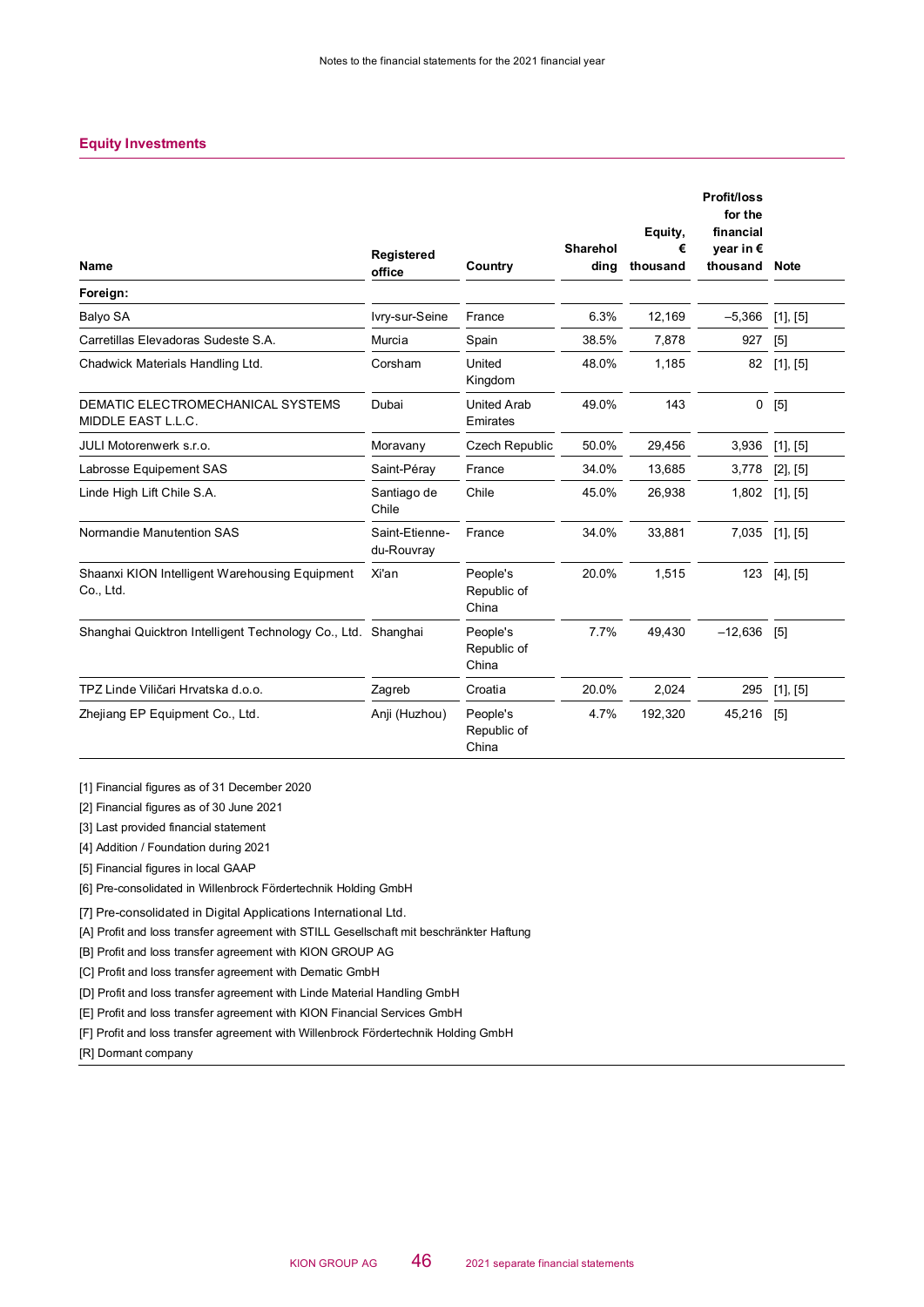## Equity Investments

| Name | Registered office | Country | Shareholding | Equity, € thousand | Profit/loss for the financial year in € thousand | Note |
|---|---|---|---|---|---|---|
| **Foreign:** | | | | | | |
| Balyo SA | Ivry-sur-Seine | France | 6.3% | 12,169 | –5,366 | [1], [5] |
| Carretillas Elevadoras Sudeste S.A. | Murcia | Spain | 38.5% | 7,878 | 927 | [5] |
| Chadwick Materials Handling Ltd. | Corsham | United Kingdom | 48.0% | 1,185 | 82 | [1], [5] |
| DEMATIC ELECTROMECHANICAL SYSTEMS MIDDLE EAST L.L.C. | Dubai | United Arab Emirates | 49.0% | 143 | 0 | [5] |
| JULI Motorenwerk s.r.o. | Moravany | Czech Republic | 50.0% | 29,456 | 3,936 | [1], [5] |
| Labrosse Equipement SAS | Saint-Péray | France | 34.0% | 13,685 | 3,778 | [2], [5] |
| Linde High Lift Chile S.A. | Santiago de Chile | Chile | 45.0% | 26,938 | 1,802 | [1], [5] |
| Normandie Manutention SAS | Saint-Etienne-du-Rouvray | France | 34.0% | 33,881 | 7,035 | [1], [5] |
| Shaanxi KION Intelligent Warehousing Equipment Co., Ltd. | Xi'an | People's Republic of China | 20.0% | 1,515 | 123 | [4], [5] |
| Shanghai Quicktron Intelligent Technology Co., Ltd. | Shanghai | People's Republic of China | 7.7% | 49,430 | –12,636 | [5] |
| TPZ Linde Viličari Hrvatska d.o.o. | Zagreb | Croatia | 20.0% | 2,024 | 295 | [1], [5] |
| Zhejiang EP Equipment Co., Ltd. | Anji (Huzhou) | People's Republic of China | 4.7% | 192,320 | 45,216 | [5] |

[1] Financial figures as of 31 December 2020
[2] Financial figures as of 30 June 2021
[3] Last provided financial statement
[4] Addition / Foundation during 2021
[5] Financial figures in local GAAP
[6] Pre-consolidated in Willenbrock Fördertechnik Holding GmbH
[7] Pre-consolidated in Digital Applications International Ltd.
[A] Profit and loss transfer agreement with STILL Gesellschaft mit beschränkter Haftung
[B] Profit and loss transfer agreement with KION GROUP AG
[C] Profit and loss transfer agreement with Dematic GmbH
[D] Profit and loss transfer agreement with Linde Material Handling GmbH
[E] Profit and loss transfer agreement with KION Financial Services GmbH
[F] Profit and loss transfer agreement with Willenbrock Fördertechnik Holding GmbH
[R] Dormant company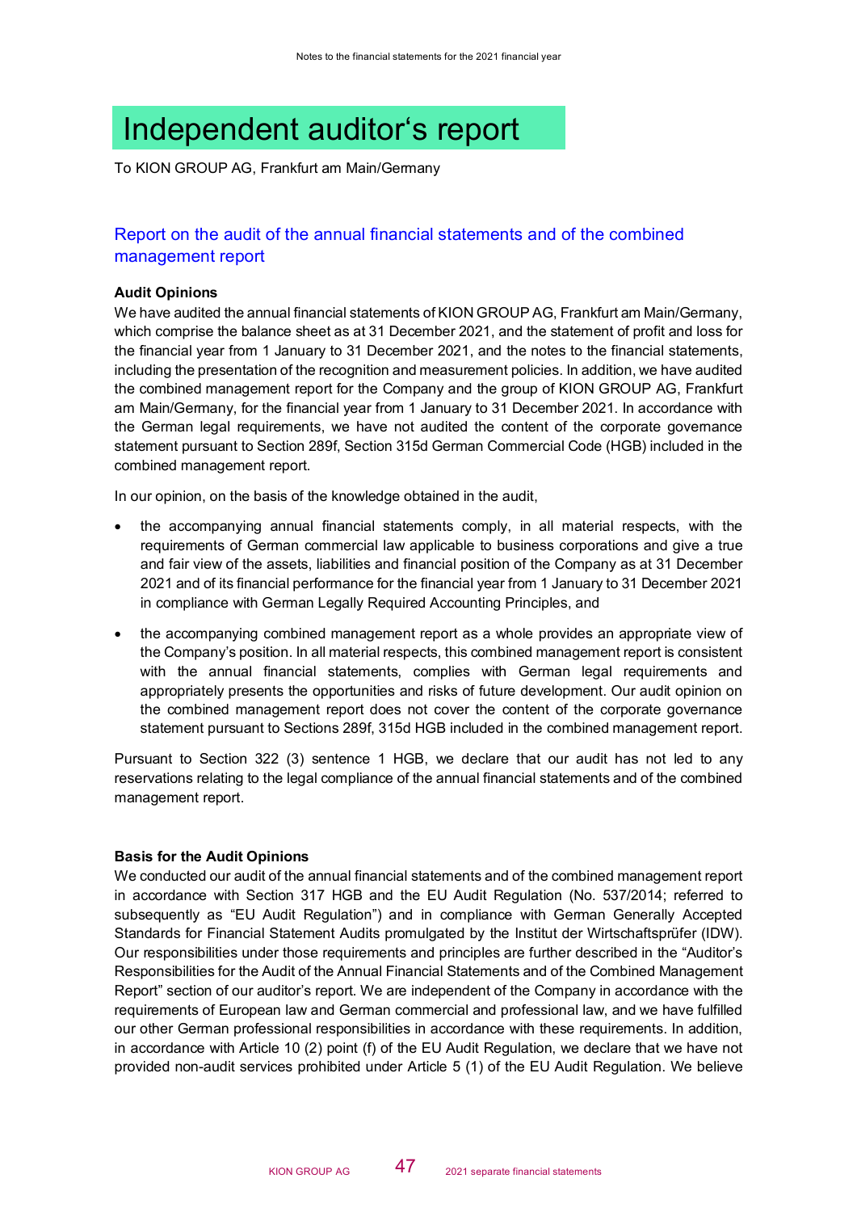# Independent auditor's report

To KION GROUP AG, Frankfurt am Main/Germany

## Report on the audit of the annual financial statements and of the combined management report

**Audit Opinions**

We have audited the annual financial statements of KION GROUP AG, Frankfurt am Main/Germany, which comprise the balance sheet as at 31 December 2021, and the statement of profit and loss for the financial year from 1 January to 31 December 2021, and the notes to the financial statements, including the presentation of the recognition and measurement policies. In addition, we have audited the combined management report for the Company and the group of KION GROUP AG, Frankfurt am Main/Germany, for the financial year from 1 January to 31 December 2021. In accordance with the German legal requirements, we have not audited the content of the corporate governance statement pursuant to Section 289f, Section 315d German Commercial Code (HGB) included in the combined management report.

In our opinion, on the basis of the knowledge obtained in the audit,

- the accompanying annual financial statements comply, in all material respects, with the requirements of German commercial law applicable to business corporations and give a true and fair view of the assets, liabilities and financial position of the Company as at 31 December 2021 and of its financial performance for the financial year from 1 January to 31 December 2021 in compliance with German Legally Required Accounting Principles, and
- the accompanying combined management report as a whole provides an appropriate view of the Company's position. In all material respects, this combined management report is consistent with the annual financial statements, complies with German legal requirements and appropriately presents the opportunities and risks of future development. Our audit opinion on the combined management report does not cover the content of the corporate governance statement pursuant to Sections 289f, 315d HGB included in the combined management report.

Pursuant to Section 322 (3) sentence 1 HGB, we declare that our audit has not led to any reservations relating to the legal compliance of the annual financial statements and of the combined management report.

**Basis for the Audit Opinions**

We conducted our audit of the annual financial statements and of the combined management report in accordance with Section 317 HGB and the EU Audit Regulation (No. 537/2014; referred to subsequently as "EU Audit Regulation") and in compliance with German Generally Accepted Standards for Financial Statement Audits promulgated by the Institut der Wirtschaftsprüfer (IDW). Our responsibilities under those requirements and principles are further described in the "Auditor's Responsibilities for the Audit of the Annual Financial Statements and of the Combined Management Report" section of our auditor's report. We are independent of the Company in accordance with the requirements of European law and German commercial and professional law, and we have fulfilled our other German professional responsibilities in accordance with these requirements. In addition, in accordance with Article 10 (2) point (f) of the EU Audit Regulation, we declare that we have not provided non-audit services prohibited under Article 5 (1) of the EU Audit Regulation. We believe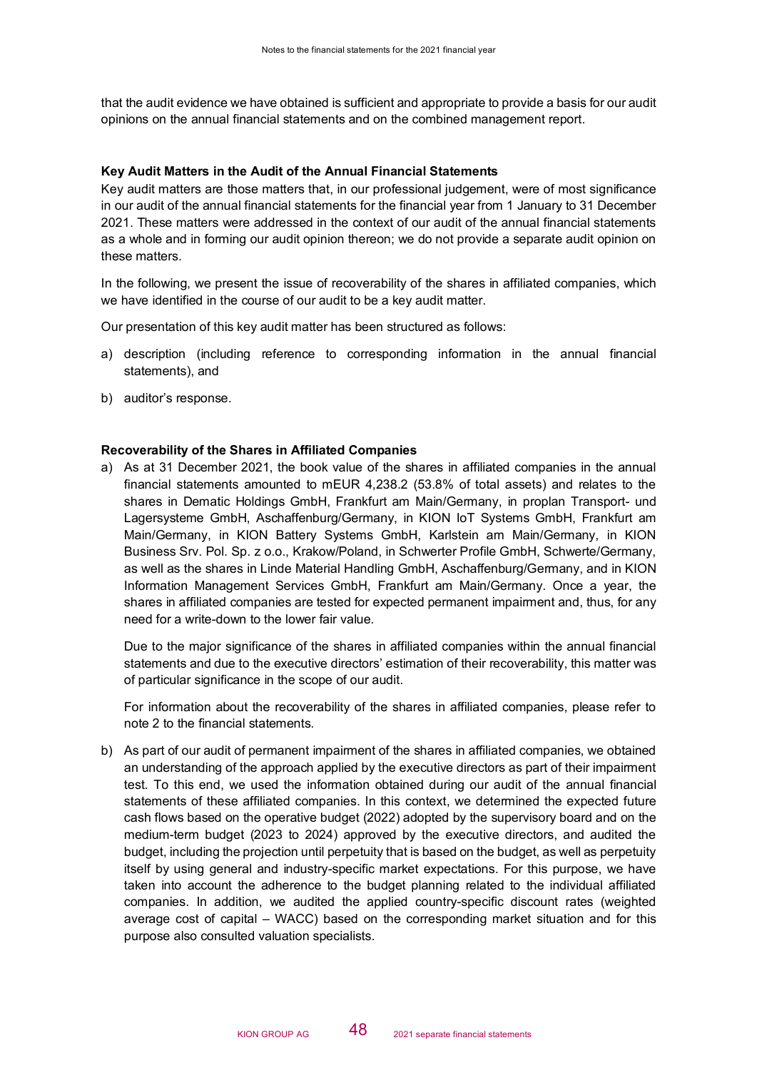that the audit evidence we have obtained is sufficient and appropriate to provide a basis for our audit opinions on the annual financial statements and on the combined management report.

**Key Audit Matters in the Audit of the Annual Financial Statements**

Key audit matters are those matters that, in our professional judgement, were of most significance in our audit of the annual financial statements for the financial year from 1 January to 31 December 2021. These matters were addressed in the context of our audit of the annual financial statements as a whole and in forming our audit opinion thereon; we do not provide a separate audit opinion on these matters.

In the following, we present the issue of recoverability of the shares in affiliated companies, which we have identified in the course of our audit to be a key audit matter.

Our presentation of this key audit matter has been structured as follows:

a) description (including reference to corresponding information in the annual financial statements), and

b) auditor's response.

**Recoverability of the Shares in Affiliated Companies**

a) As at 31 December 2021, the book value of the shares in affiliated companies in the annual financial statements amounted to mEUR 4,238.2 (53.8% of total assets) and relates to the shares in Dematic Holdings GmbH, Frankfurt am Main/Germany, in proplan Transport- und Lagersysteme GmbH, Aschaffenburg/Germany, in KION IoT Systems GmbH, Frankfurt am Main/Germany, in KION Battery Systems GmbH, Karlstein am Main/Germany, in KION Business Srv. Pol. Sp. z o.o., Krakow/Poland, in Schwerter Profile GmbH, Schwerte/Germany, as well as the shares in Linde Material Handling GmbH, Aschaffenburg/Germany, and in KION Information Management Services GmbH, Frankfurt am Main/Germany. Once a year, the shares in affiliated companies are tested for expected permanent impairment and, thus, for any need for a write-down to the lower fair value.

   Due to the major significance of the shares in affiliated companies within the annual financial statements and due to the executive directors' estimation of their recoverability, this matter was of particular significance in the scope of our audit.

   For information about the recoverability of the shares in affiliated companies, please refer to note 2 to the financial statements.

b) As part of our audit of permanent impairment of the shares in affiliated companies, we obtained an understanding of the approach applied by the executive directors as part of their impairment test. To this end, we used the information obtained during our audit of the annual financial statements of these affiliated companies. In this context, we determined the expected future cash flows based on the operative budget (2022) adopted by the supervisory board and on the medium-term budget (2023 to 2024) approved by the executive directors, and audited the budget, including the projection until perpetuity that is based on the budget, as well as perpetuity itself by using general and industry-specific market expectations. For this purpose, we have taken into account the adherence to the budget planning related to the individual affiliated companies. In addition, we audited the applied country-specific discount rates (weighted average cost of capital – WACC) based on the corresponding market situation and for this purpose also consulted valuation specialists.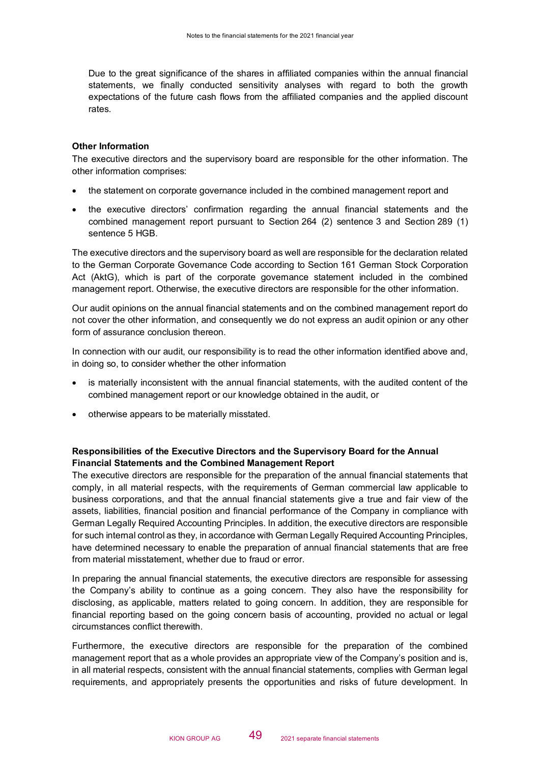Due to the great significance of the shares in affiliated companies within the annual financial statements, we finally conducted sensitivity analyses with regard to both the growth expectations of the future cash flows from the affiliated companies and the applied discount rates.

**Other Information**

The executive directors and the supervisory board are responsible for the other information. The other information comprises:

- the statement on corporate governance included in the combined management report and
- the executive directors' confirmation regarding the annual financial statements and the combined management report pursuant to Section 264 (2) sentence 3 and Section 289 (1) sentence 5 HGB.

The executive directors and the supervisory board as well are responsible for the declaration related to the German Corporate Governance Code according to Section 161 German Stock Corporation Act (AktG), which is part of the corporate governance statement included in the combined management report. Otherwise, the executive directors are responsible for the other information.

Our audit opinions on the annual financial statements and on the combined management report do not cover the other information, and consequently we do not express an audit opinion or any other form of assurance conclusion thereon.

In connection with our audit, our responsibility is to read the other information identified above and, in doing so, to consider whether the other information

- is materially inconsistent with the annual financial statements, with the audited content of the combined management report or our knowledge obtained in the audit, or
- otherwise appears to be materially misstated.

**Responsibilities of the Executive Directors and the Supervisory Board for the Annual Financial Statements and the Combined Management Report**

The executive directors are responsible for the preparation of the annual financial statements that comply, in all material respects, with the requirements of German commercial law applicable to business corporations, and that the annual financial statements give a true and fair view of the assets, liabilities, financial position and financial performance of the Company in compliance with German Legally Required Accounting Principles. In addition, the executive directors are responsible for such internal control as they, in accordance with German Legally Required Accounting Principles, have determined necessary to enable the preparation of annual financial statements that are free from material misstatement, whether due to fraud or error.

In preparing the annual financial statements, the executive directors are responsible for assessing the Company's ability to continue as a going concern. They also have the responsibility for disclosing, as applicable, matters related to going concern. In addition, they are responsible for financial reporting based on the going concern basis of accounting, provided no actual or legal circumstances conflict therewith.

Furthermore, the executive directors are responsible for the preparation of the combined management report that as a whole provides an appropriate view of the Company's position and is, in all material respects, consistent with the annual financial statements, complies with German legal requirements, and appropriately presents the opportunities and risks of future development. In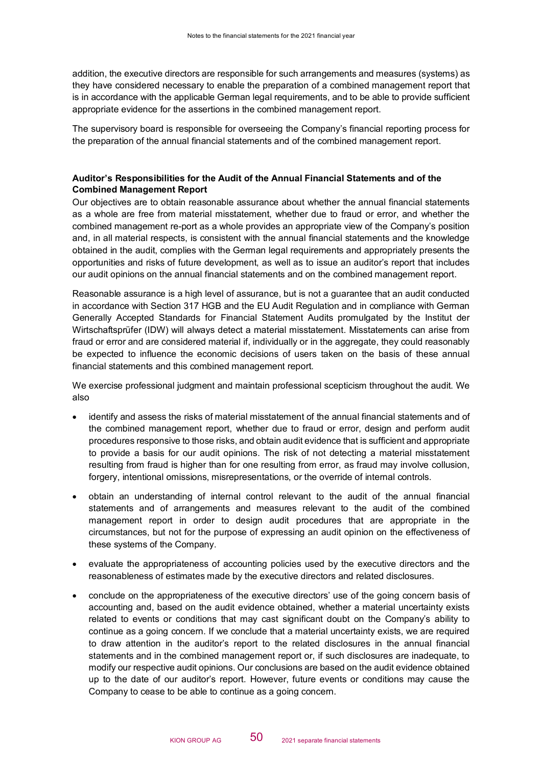addition, the executive directors are responsible for such arrangements and measures (systems) as they have considered necessary to enable the preparation of a combined management report that is in accordance with the applicable German legal requirements, and to be able to provide sufficient appropriate evidence for the assertions in the combined management report.

The supervisory board is responsible for overseeing the Company's financial reporting process for the preparation of the annual financial statements and of the combined management report.

**Auditor's Responsibilities for the Audit of the Annual Financial Statements and of the Combined Management Report**

Our objectives are to obtain reasonable assurance about whether the annual financial statements as a whole are free from material misstatement, whether due to fraud or error, and whether the combined management re-port as a whole provides an appropriate view of the Company's position and, in all material respects, is consistent with the annual financial statements and the knowledge obtained in the audit, complies with the German legal requirements and appropriately presents the opportunities and risks of future development, as well as to issue an auditor's report that includes our audit opinions on the annual financial statements and on the combined management report.

Reasonable assurance is a high level of assurance, but is not a guarantee that an audit conducted in accordance with Section 317 HGB and the EU Audit Regulation and in compliance with German Generally Accepted Standards for Financial Statement Audits promulgated by the Institut der Wirtschaftsprüfer (IDW) will always detect a material misstatement. Misstatements can arise from fraud or error and are considered material if, individually or in the aggregate, they could reasonably be expected to influence the economic decisions of users taken on the basis of these annual financial statements and this combined management report.

We exercise professional judgment and maintain professional scepticism throughout the audit. We also

- identify and assess the risks of material misstatement of the annual financial statements and of the combined management report, whether due to fraud or error, design and perform audit procedures responsive to those risks, and obtain audit evidence that is sufficient and appropriate to provide a basis for our audit opinions. The risk of not detecting a material misstatement resulting from fraud is higher than for one resulting from error, as fraud may involve collusion, forgery, intentional omissions, misrepresentations, or the override of internal controls.
- obtain an understanding of internal control relevant to the audit of the annual financial statements and of arrangements and measures relevant to the audit of the combined management report in order to design audit procedures that are appropriate in the circumstances, but not for the purpose of expressing an audit opinion on the effectiveness of these systems of the Company.
- evaluate the appropriateness of accounting policies used by the executive directors and the reasonableness of estimates made by the executive directors and related disclosures.
- conclude on the appropriateness of the executive directors' use of the going concern basis of accounting and, based on the audit evidence obtained, whether a material uncertainty exists related to events or conditions that may cast significant doubt on the Company's ability to continue as a going concern. If we conclude that a material uncertainty exists, we are required to draw attention in the auditor's report to the related disclosures in the annual financial statements and in the combined management report or, if such disclosures are inadequate, to modify our respective audit opinions. Our conclusions are based on the audit evidence obtained up to the date of our auditor's report. However, future events or conditions may cause the Company to cease to be able to continue as a going concern.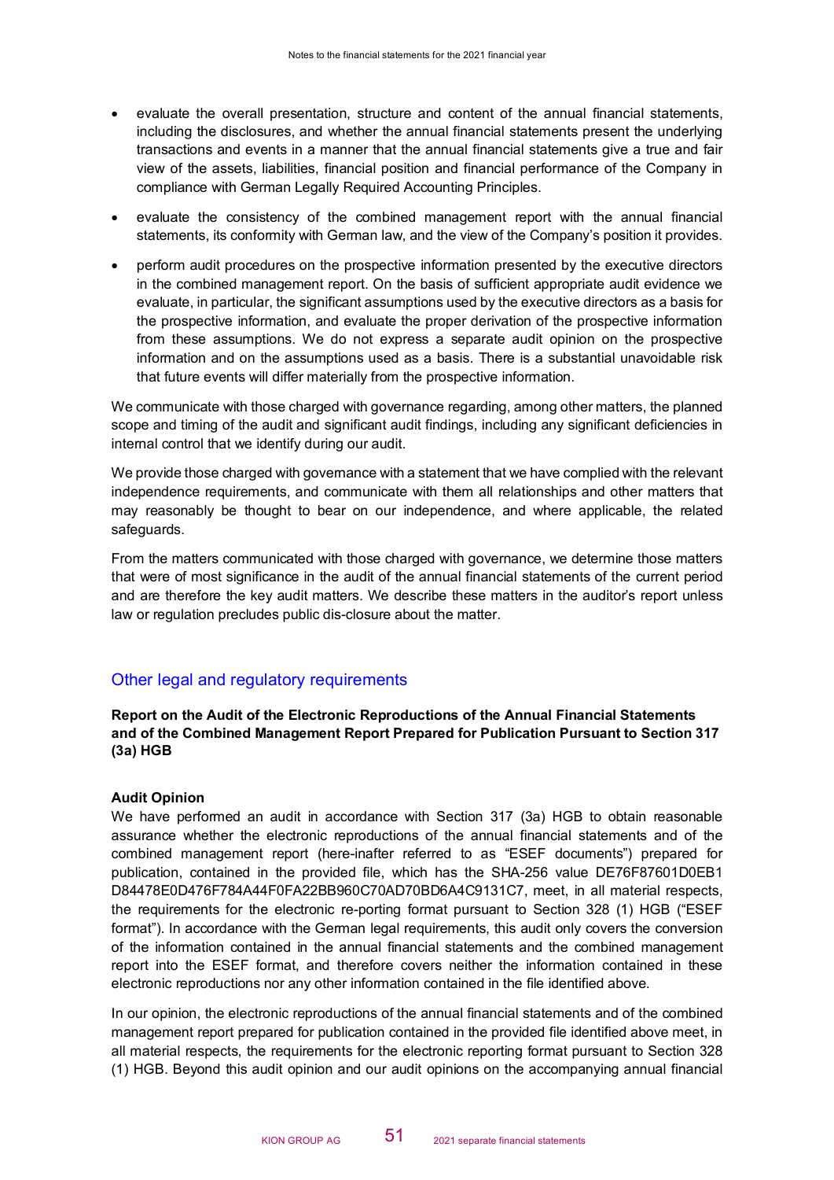- evaluate the overall presentation, structure and content of the annual financial statements, including the disclosures, and whether the annual financial statements present the underlying transactions and events in a manner that the annual financial statements give a true and fair view of the assets, liabilities, financial position and financial performance of the Company in compliance with German Legally Required Accounting Principles.
- evaluate the consistency of the combined management report with the annual financial statements, its conformity with German law, and the view of the Company's position it provides.
- perform audit procedures on the prospective information presented by the executive directors in the combined management report. On the basis of sufficient appropriate audit evidence we evaluate, in particular, the significant assumptions used by the executive directors as a basis for the prospective information, and evaluate the proper derivation of the prospective information from these assumptions. We do not express a separate audit opinion on the prospective information and on the assumptions used as a basis. There is a substantial unavoidable risk that future events will differ materially from the prospective information.

We communicate with those charged with governance regarding, among other matters, the planned scope and timing of the audit and significant audit findings, including any significant deficiencies in internal control that we identify during our audit.

We provide those charged with governance with a statement that we have complied with the relevant independence requirements, and communicate with them all relationships and other matters that may reasonably be thought to bear on our independence, and where applicable, the related safeguards.

From the matters communicated with those charged with governance, we determine those matters that were of most significance in the audit of the annual financial statements of the current period and are therefore the key audit matters. We describe these matters in the auditor's report unless law or regulation precludes public dis-closure about the matter.

## Other legal and regulatory requirements

**Report on the Audit of the Electronic Reproductions of the Annual Financial Statements and of the Combined Management Report Prepared for Publication Pursuant to Section 317 (3a) HGB**

**Audit Opinion**

We have performed an audit in accordance with Section 317 (3a) HGB to obtain reasonable assurance whether the electronic reproductions of the annual financial statements and of the combined management report (here-inafter referred to as "ESEF documents") prepared for publication, contained in the provided file, which has the SHA-256 value DE76F87601D0EB1 D84478E0D476F784A44F0FA22BB960C70AD70BD6A4C9131C7, meet, in all material respects, the requirements for the electronic re-porting format pursuant to Section 328 (1) HGB ("ESEF format"). In accordance with the German legal requirements, this audit only covers the conversion of the information contained in the annual financial statements and the combined management report into the ESEF format, and therefore covers neither the information contained in these electronic reproductions nor any other information contained in the file identified above.

In our opinion, the electronic reproductions of the annual financial statements and of the combined management report prepared for publication contained in the provided file identified above meet, in all material respects, the requirements for the electronic reporting format pursuant to Section 328 (1) HGB. Beyond this audit opinion and our audit opinions on the accompanying annual financial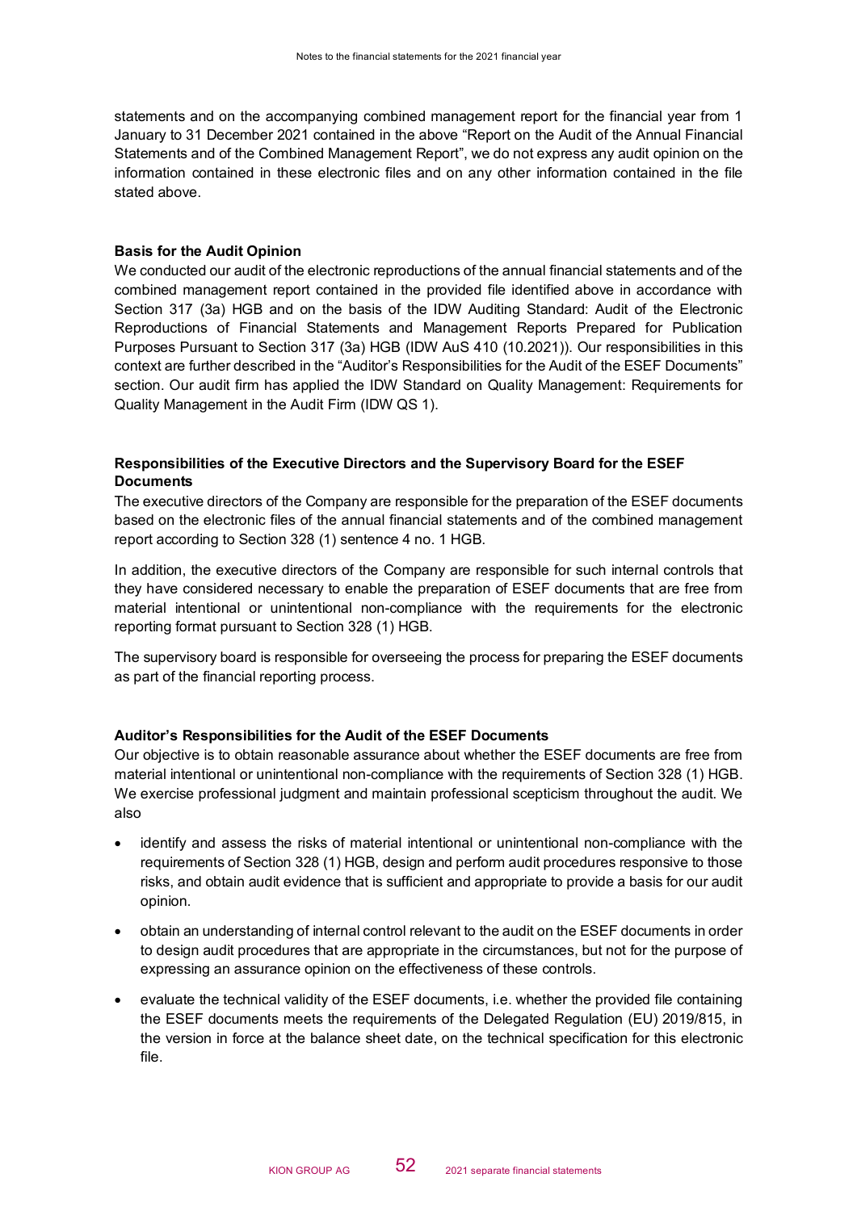statements and on the accompanying combined management report for the financial year from 1 January to 31 December 2021 contained in the above "Report on the Audit of the Annual Financial Statements and of the Combined Management Report", we do not express any audit opinion on the information contained in these electronic files and on any other information contained in the file stated above.

**Basis for the Audit Opinion**

We conducted our audit of the electronic reproductions of the annual financial statements and of the combined management report contained in the provided file identified above in accordance with Section 317 (3a) HGB and on the basis of the IDW Auditing Standard: Audit of the Electronic Reproductions of Financial Statements and Management Reports Prepared for Publication Purposes Pursuant to Section 317 (3a) HGB (IDW AuS 410 (10.2021)). Our responsibilities in this context are further described in the "Auditor's Responsibilities for the Audit of the ESEF Documents" section. Our audit firm has applied the IDW Standard on Quality Management: Requirements for Quality Management in the Audit Firm (IDW QS 1).

**Responsibilities of the Executive Directors and the Supervisory Board for the ESEF Documents**

The executive directors of the Company are responsible for the preparation of the ESEF documents based on the electronic files of the annual financial statements and of the combined management report according to Section 328 (1) sentence 4 no. 1 HGB.

In addition, the executive directors of the Company are responsible for such internal controls that they have considered necessary to enable the preparation of ESEF documents that are free from material intentional or unintentional non-compliance with the requirements for the electronic reporting format pursuant to Section 328 (1) HGB.

The supervisory board is responsible for overseeing the process for preparing the ESEF documents as part of the financial reporting process.

**Auditor's Responsibilities for the Audit of the ESEF Documents**

Our objective is to obtain reasonable assurance about whether the ESEF documents are free from material intentional or unintentional non-compliance with the requirements of Section 328 (1) HGB. We exercise professional judgment and maintain professional scepticism throughout the audit. We also

- identify and assess the risks of material intentional or unintentional non-compliance with the requirements of Section 328 (1) HGB, design and perform audit procedures responsive to those risks, and obtain audit evidence that is sufficient and appropriate to provide a basis for our audit opinion.
- obtain an understanding of internal control relevant to the audit on the ESEF documents in order to design audit procedures that are appropriate in the circumstances, but not for the purpose of expressing an assurance opinion on the effectiveness of these controls.
- evaluate the technical validity of the ESEF documents, i.e. whether the provided file containing the ESEF documents meets the requirements of the Delegated Regulation (EU) 2019/815, in the version in force at the balance sheet date, on the technical specification for this electronic file.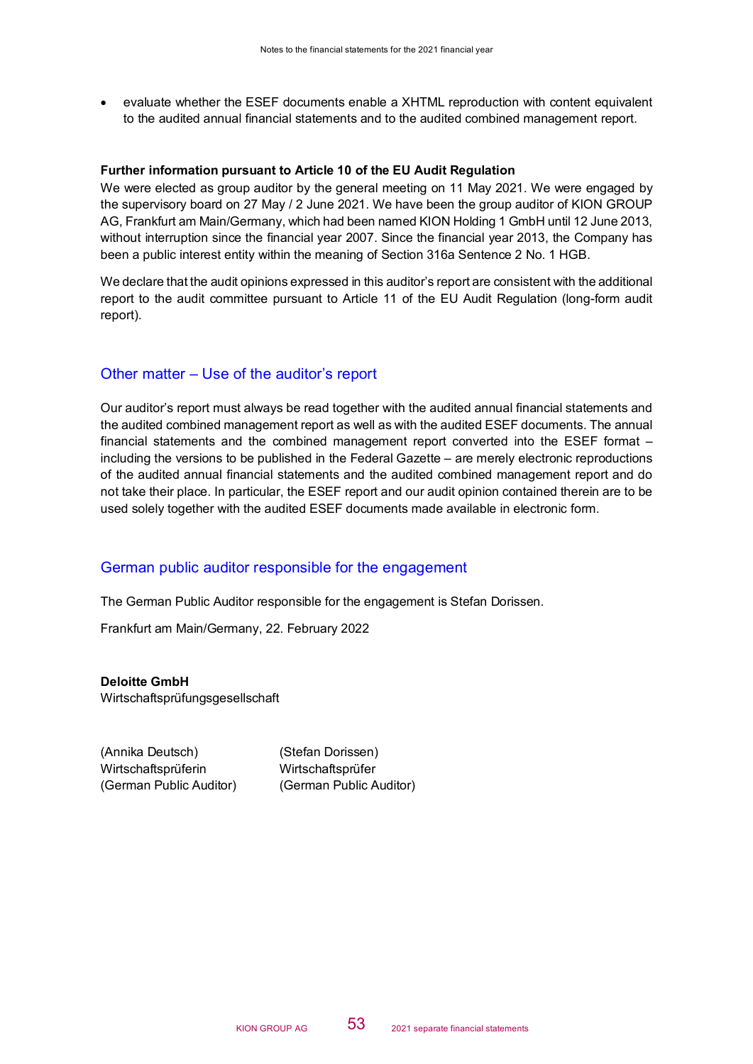- evaluate whether the ESEF documents enable a XHTML reproduction with content equivalent to the audited annual financial statements and to the audited combined management report.

**Further information pursuant to Article 10 of the EU Audit Regulation**

We were elected as group auditor by the general meeting on 11 May 2021. We were engaged by the supervisory board on 27 May / 2 June 2021. We have been the group auditor of KION GROUP AG, Frankfurt am Main/Germany, which had been named KION Holding 1 GmbH until 12 June 2013, without interruption since the financial year 2007. Since the financial year 2013, the Company has been a public interest entity within the meaning of Section 316a Sentence 2 No. 1 HGB.

We declare that the audit opinions expressed in this auditor's report are consistent with the additional report to the audit committee pursuant to Article 11 of the EU Audit Regulation (long-form audit report).

## Other matter – Use of the auditor's report

Our auditor's report must always be read together with the audited annual financial statements and the audited combined management report as well as with the audited ESEF documents. The annual financial statements and the combined management report converted into the ESEF format – including the versions to be published in the Federal Gazette – are merely electronic reproductions of the audited annual financial statements and the audited combined management report and do not take their place. In particular, the ESEF report and our audit opinion contained therein are to be used solely together with the audited ESEF documents made available in electronic form.

## German public auditor responsible for the engagement

The German Public Auditor responsible for the engagement is Stefan Dorissen.

Frankfurt am Main/Germany, 22. February 2022

**Deloitte GmbH**
Wirtschaftsprüfungsgesellschaft

(Annika Deutsch)
Wirtschaftsprüferin
(German Public Auditor)

(Stefan Dorissen)
Wirtschaftsprüfer
(German Public Auditor)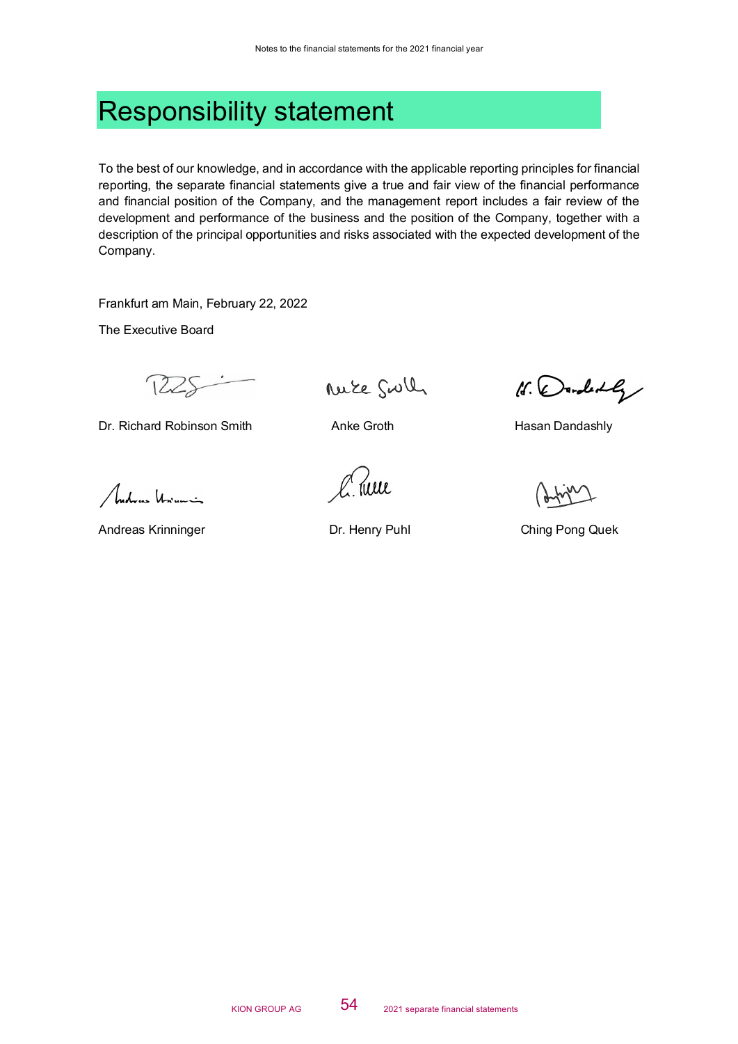# Responsibility statement

To the best of our knowledge, and in accordance with the applicable reporting principles for financial reporting, the separate financial statements give a true and fair view of the financial performance and financial position of the Company, and the management report includes a fair review of the development and performance of the business and the position of the Company, together with a description of the principal opportunities and risks associated with the expected development of the Company.

Frankfurt am Main, February 22, 2022

The Executive Board

| | | |
|---|---|---|
| Dr. Richard Robinson Smith | Anke Groth | Hasan Dandashly |
| Andreas Krinninger | Dr. Henry Puhl | Ching Pong Quek |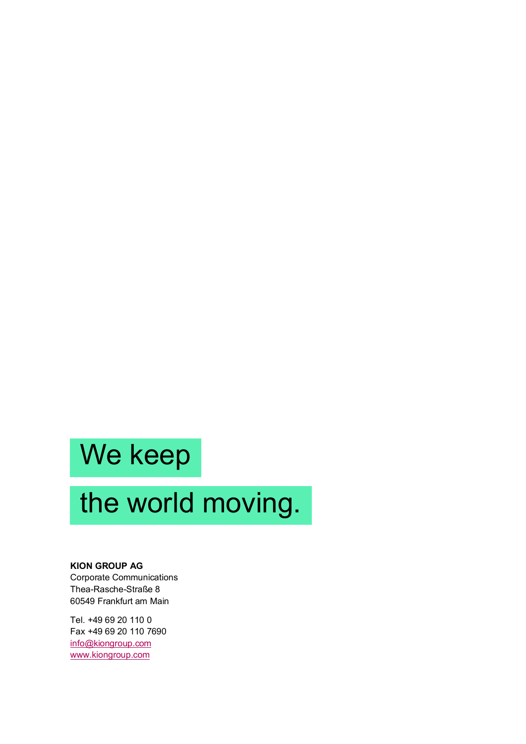We keep

the world moving.

**KION GROUP AG**
Corporate Communications
Thea-Rasche-Straße 8
60549 Frankfurt am Main

Tel. +49 69 20 110 0
Fax +49 69 20 110 7690
info@kiongroup.com
www.kiongroup.com